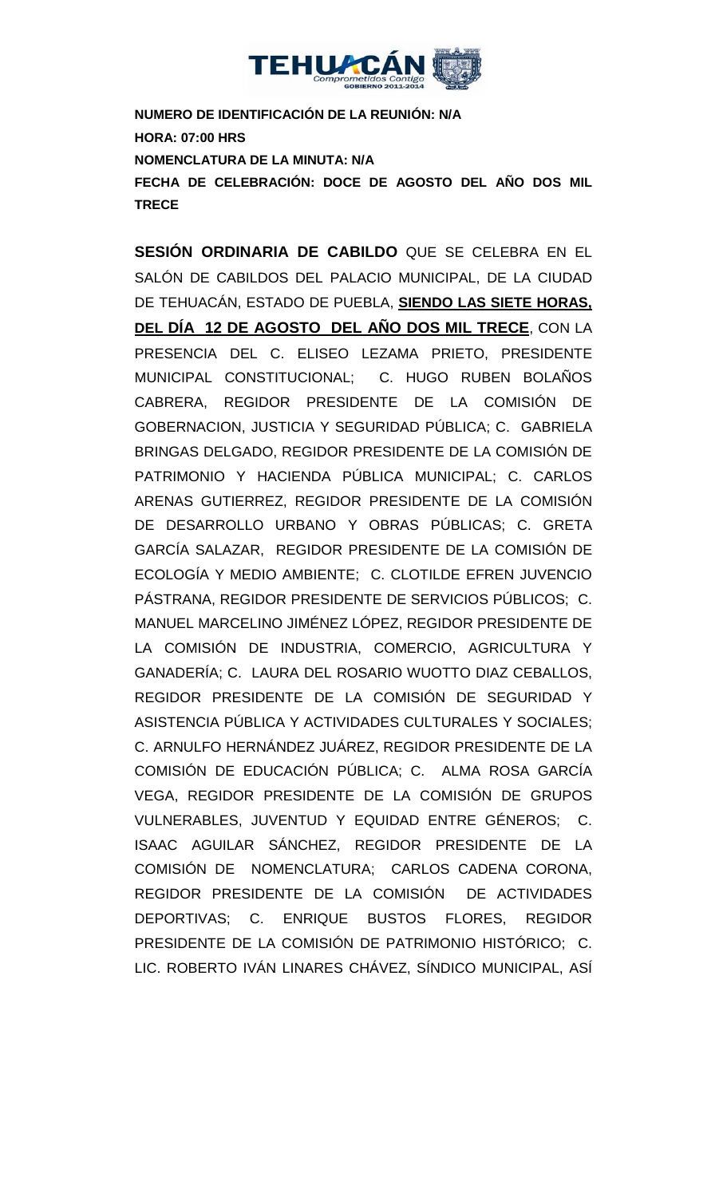**NUMERO DE IDENTIFICACIÓN DE LA REUNIÓN: N/A**

**HORA: 07:00 HRS**

**NOMENCLATURA DE LA MINUTA: N/A**

**FECHA DE CELEBRACIÓN: DOCE DE AGOSTO DEL AÑO DOS MIL TRECE**

**SESIÓN ORDINARIA DE CABILDO** QUE SE CELEBRA EN EL SALÓN DE CABILDOS DEL PALACIO MUNICIPAL, DE LA CIUDAD DE TEHUACÁN, ESTADO DE PUEBLA, **SIENDO LAS SIETE HORAS, DEL DÍA 12 DE AGOSTO DEL AÑO DOS MIL TRECE**, CON LA PRESENCIA DEL C. ELISEO LEZAMA PRIETO, PRESIDENTE MUNICIPAL CONSTITUCIONAL; C. HUGO RUBEN BOLAÑOS CABRERA, REGIDOR PRESIDENTE DE LA COMISIÓN DE GOBERNACION, JUSTICIA Y SEGURIDAD PÚBLICA; C. GABRIELA BRINGAS DELGADO, REGIDOR PRESIDENTE DE LA COMISIÓN DE PATRIMONIO Y HACIENDA PÚBLICA MUNICIPAL; C. CARLOS ARENAS GUTIERREZ, REGIDOR PRESIDENTE DE LA COMISIÓN DE DESARROLLO URBANO Y OBRAS PÚBLICAS; C. GRETA GARCÍA SALAZAR, REGIDOR PRESIDENTE DE LA COMISIÓN DE ECOLOGÍA Y MEDIO AMBIENTE; C. CLOTILDE EFREN JUVENCIO PÁSTRANA, REGIDOR PRESIDENTE DE SERVICIOS PÚBLICOS; C. MANUEL MARCELINO JIMÉNEZ LÓPEZ, REGIDOR PRESIDENTE DE LA COMISIÓN DE INDUSTRIA, COMERCIO, AGRICULTURA Y GANADERÍA; C. LAURA DEL ROSARIO WUOTTO DIAZ CEBALLOS, REGIDOR PRESIDENTE DE LA COMISIÓN DE SEGURIDAD Y ASISTENCIA PÚBLICA Y ACTIVIDADES CULTURALES Y SOCIALES; C. ARNULFO HERNÁNDEZ JUÁREZ, REGIDOR PRESIDENTE DE LA COMISIÓN DE EDUCACIÓN PÚBLICA; C. ALMA ROSA GARCÍA VEGA, REGIDOR PRESIDENTE DE LA COMISIÓN DE GRUPOS VULNERABLES, JUVENTUD Y EQUIDAD ENTRE GÉNEROS; C. ISAAC AGUILAR SÁNCHEZ, REGIDOR PRESIDENTE DE LA COMISIÓN DE NOMENCLATURA; CARLOS CADENA CORONA, REGIDOR PRESIDENTE DE LA COMISIÓN DE ACTIVIDADES DEPORTIVAS; C. ENRIQUE BUSTOS FLORES, REGIDOR PRESIDENTE DE LA COMISIÓN DE PATRIMONIO HISTÓRICO; C. LIC. ROBERTO IVÁN LINARES CHÁVEZ, SÍNDICO MUNICIPAL, ASÍ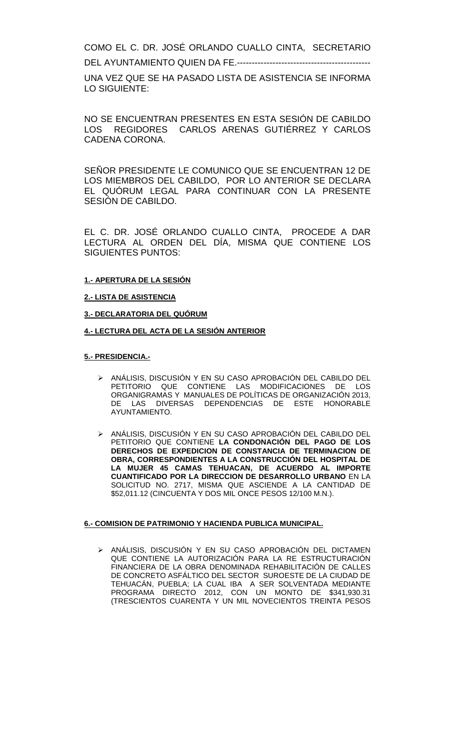COMO EL C. DR. JOSÉ ORLANDO CUALLO CINTA, SECRETARIO DEL AYUNTAMIENTO QUIEN DA FE.---------------------------------------------

UNA VEZ QUE SE HA PASADO LISTA DE ASISTENCIA SE INFORMA LO SIGUIENTE:

NO SE ENCUENTRAN PRESENTES EN ESTA SESIÓN DE CABILDO LOS REGIDORES CARLOS ARENAS GUTIÉRREZ Y CARLOS CADENA CORONA.

SEÑOR PRESIDENTE LE COMUNICO QUE SE ENCUENTRAN 12 DE LOS MIEMBROS DEL CABILDO, POR LO ANTERIOR SE DECLARA EL QUÓRUM LEGAL PARA CONTINUAR CON LA PRESENTE SESIÓN DE CABILDO.

EL C. DR. JOSÉ ORLANDO CUALLO CINTA, PROCEDE A DAR LECTURA AL ORDEN DEL DÍA, MISMA QUE CONTIENE LOS SIGUIENTES PUNTOS:

**1.- APERTURA DE LA SESIÓN**

**2.- LISTA DE ASISTENCIA**

**3.- DECLARATORIA DEL QUÓRUM**

**4.- LECTURA DEL ACTA DE LA SESIÓN ANTERIOR**

**5.- PRESIDENCIA.-**

- ANÁLISIS, DISCUSIÓN Y EN SU CASO APROBACIÓN DEL CABILDO DEL PETITORIO QUE CONTIENE LAS MODIFICACIONES DE LOS ORGANIGRAMAS Y MANUALES DE POLÍTICAS DE ORGANIZACIÓN 2013, DE LAS DIVERSAS DEPENDENCIAS DE ESTE HONORABLE AYUNTAMIENTO.

- ANÁLISIS, DISCUSIÓN Y EN SU CASO APROBACIÓN DEL CABILDO DEL PETITORIO QUE CONTIENE **LA CONDONACIÓN DEL PAGO DE LOS DERECHOS DE EXPEDICION DE CONSTANCIA DE TERMINACION DE OBRA, CORRESPONDIENTES A LA CONSTRUCCIÓN DEL HOSPITAL DE LA MUJER 45 CAMAS TEHUACAN, DE ACUERDO AL IMPORTE CUANTIFICADO POR LA DIRECCION DE DESARROLLO URBANO** EN LA SOLICITUD NO. 2717, MISMA QUE ASCIENDE A LA CANTIDAD DE \$52,011.12 (CINCUENTA Y DOS MIL ONCE PESOS 12/100 M.N.).

**6.- COMISION DE PATRIMONIO Y HACIENDA PUBLICA MUNICIPAL.**

- ANÁLISIS, DISCUSIÓN Y EN SU CASO APROBACIÓN DEL DICTAMEN QUE CONTIENE LA AUTORIZACIÓN PARA LA RE ESTRUCTURACIÓN FINANCIERA DE LA OBRA DENOMINADA REHABILITACIÓN DE CALLES DE CONCRETO ASFÁLTICO DEL SECTOR SUROESTE DE LA CIUDAD DE TEHUACÁN, PUEBLA; LA CUAL IBA A SER SOLVENTADA MEDIANTE PROGRAMA DIRECTO 2012, CON UN MONTO DE \$341,930.31 (TRESCIENTOS CUARENTA Y UN MIL NOVECIENTOS TREINTA PESOS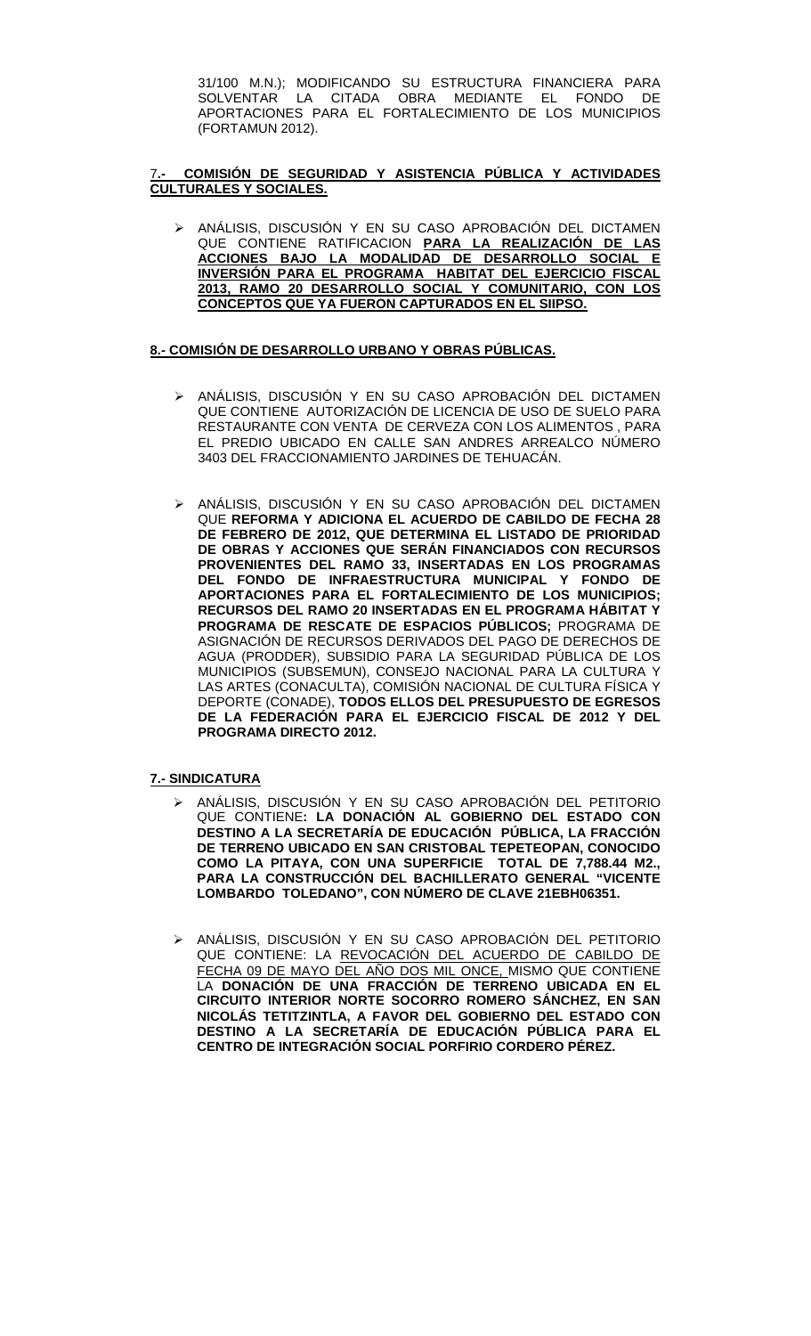31/100 M.N.); MODIFICANDO SU ESTRUCTURA FINANCIERA PARA SOLVENTAR LA CITADA OBRA MEDIANTE EL FONDO DE APORTACIONES PARA EL FORTALECIMIENTO DE LOS MUNICIPIOS (FORTAMUN 2012).

**7.- COMISIÓN DE SEGURIDAD Y ASISTENCIA PÚBLICA Y ACTIVIDADES CULTURALES Y SOCIALES.**

- ANÁLISIS, DISCUSIÓN Y EN SU CASO APROBACIÓN DEL DICTAMEN QUE CONTIENE RATIFICACION **PARA LA REALIZACIÓN DE LAS ACCIONES BAJO LA MODALIDAD DE DESARROLLO SOCIAL E INVERSIÓN PARA EL PROGRAMA HABITAT DEL EJERCICIO FISCAL 2013, RAMO 20 DESARROLLO SOCIAL Y COMUNITARIO, CON LOS CONCEPTOS QUE YA FUERON CAPTURADOS EN EL SIIPSO.**

**8.- COMISIÓN DE DESARROLLO URBANO Y OBRAS PÚBLICAS.**

- ANÁLISIS, DISCUSIÓN Y EN SU CASO APROBACIÓN DEL DICTAMEN QUE CONTIENE AUTORIZACIÓN DE LICENCIA DE USO DE SUELO PARA RESTAURANTE CON VENTA DE CERVEZA CON LOS ALIMENTOS , PARA EL PREDIO UBICADO EN CALLE SAN ANDRES ARREALCO NÚMERO 3403 DEL FRACCIONAMIENTO JARDINES DE TEHUACÁN.

- ANÁLISIS, DISCUSIÓN Y EN SU CASO APROBACIÓN DEL DICTAMEN QUE **REFORMA Y ADICIONA EL ACUERDO DE CABILDO DE FECHA 28 DE FEBRERO DE 2012, QUE DETERMINA EL LISTADO DE PRIORIDAD DE OBRAS Y ACCIONES QUE SERÁN FINANCIADOS CON RECURSOS PROVENIENTES DEL RAMO 33, INSERTADAS EN LOS PROGRAMAS DEL FONDO DE INFRAESTRUCTURA MUNICIPAL Y FONDO DE APORTACIONES PARA EL FORTALECIMIENTO DE LOS MUNICIPIOS; RECURSOS DEL RAMO 20 INSERTADAS EN EL PROGRAMA HÁBITAT Y PROGRAMA DE RESCATE DE ESPACIOS PÚBLICOS;** PROGRAMA DE ASIGNACIÓN DE RECURSOS DERIVADOS DEL PAGO DE DERECHOS DE AGUA (PRODDER), SUBSIDIO PARA LA SEGURIDAD PÚBLICA DE LOS MUNICIPIOS (SUBSEMUN), CONSEJO NACIONAL PARA LA CULTURA Y LAS ARTES (CONACULTA), COMISIÓN NACIONAL DE CULTURA FÍSICA Y DEPORTE (CONADE), **TODOS ELLOS DEL PRESUPUESTO DE EGRESOS DE LA FEDERACIÓN PARA EL EJERCICIO FISCAL DE 2012 Y DEL PROGRAMA DIRECTO 2012.**

**7.- SINDICATURA**

- ANÁLISIS, DISCUSIÓN Y EN SU CASO APROBACIÓN DEL PETITORIO QUE CONTIENE**: LA DONACIÓN AL GOBIERNO DEL ESTADO CON DESTINO A LA SECRETARÍA DE EDUCACIÓN PÚBLICA, LA FRACCIÓN DE TERRENO UBICADO EN SAN CRISTOBAL TEPETEOPAN, CONOCIDO COMO LA PITAYA, CON UNA SUPERFICIE TOTAL DE 7,788.44 M2., PARA LA CONSTRUCCIÓN DEL BACHILLERATO GENERAL "VICENTE LOMBARDO TOLEDANO", CON NÚMERO DE CLAVE 21EBH06351.**

- ANÁLISIS, DISCUSIÓN Y EN SU CASO APROBACIÓN DEL PETITORIO QUE CONTIENE: LA REVOCACIÓN DEL ACUERDO DE CABILDO DE FECHA 09 DE MAYO DEL AÑO DOS MIL ONCE, MISMO QUE CONTIENE LA **DONACIÓN DE UNA FRACCIÓN DE TERRENO UBICADA EN EL CIRCUITO INTERIOR NORTE SOCORRO ROMERO SÁNCHEZ, EN SAN NICOLÁS TETITZINTLA, A FAVOR DEL GOBIERNO DEL ESTADO CON DESTINO A LA SECRETARÍA DE EDUCACIÓN PÚBLICA PARA EL CENTRO DE INTEGRACIÓN SOCIAL PORFIRIO CORDERO PÉREZ.**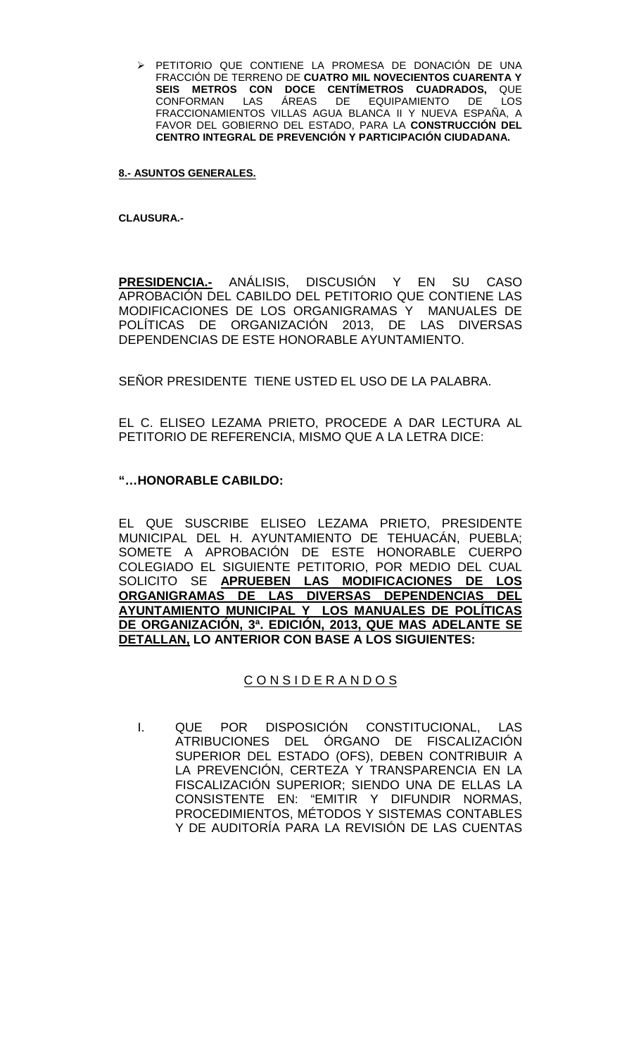- PETITORIO QUE CONTIENE LA PROMESA DE DONACIÓN DE UNA FRACCIÓN DE TERRENO DE **CUATRO MIL NOVECIENTOS CUARENTA Y SEIS METROS CON DOCE CENTÍMETROS CUADRADOS,** QUE CONFORMAN LAS ÁREAS DE EQUIPAMIENTO DE LOS FRACCIONAMIENTOS VILLAS AGUA BLANCA II Y NUEVA ESPAÑA, A FAVOR DEL GOBIERNO DEL ESTADO, PARA LA **CONSTRUCCIÓN DEL CENTRO INTEGRAL DE PREVENCIÓN Y PARTICIPACIÓN CIUDADANA.**

**8.- ASUNTOS GENERALES.**

**CLAUSURA.-**

**PRESIDENCIA.-** ANÁLISIS, DISCUSIÓN Y EN SU CASO APROBACIÓN DEL CABILDO DEL PETITORIO QUE CONTIENE LAS MODIFICACIONES DE LOS ORGANIGRAMAS Y MANUALES DE POLÍTICAS DE ORGANIZACIÓN 2013, DE LAS DIVERSAS DEPENDENCIAS DE ESTE HONORABLE AYUNTAMIENTO.

SEÑOR PRESIDENTE TIENE USTED EL USO DE LA PALABRA.

EL C. ELISEO LEZAMA PRIETO, PROCEDE A DAR LECTURA AL PETITORIO DE REFERENCIA, MISMO QUE A LA LETRA DICE:

**"…HONORABLE CABILDO:**

EL QUE SUSCRIBE ELISEO LEZAMA PRIETO, PRESIDENTE MUNICIPAL DEL H. AYUNTAMIENTO DE TEHUACÁN, PUEBLA; SOMETE A APROBACIÓN DE ESTE HONORABLE CUERPO COLEGIADO EL SIGUIENTE PETITORIO, POR MEDIO DEL CUAL SOLICITO SE **APRUEBEN LAS MODIFICACIONES DE LOS ORGANIGRAMAS DE LAS DIVERSAS DEPENDENCIAS DEL AYUNTAMIENTO MUNICIPAL Y LOS MANUALES DE POLÍTICAS DE ORGANIZACIÓN, 3ª. EDICIÓN, 2013, QUE MAS ADELANTE SE DETALLAN, LO ANTERIOR CON BASE A LOS SIGUIENTES:**

C O N S I D E R A N D O S

I. QUE POR DISPOSICIÓN CONSTITUCIONAL, LAS ATRIBUCIONES DEL ÓRGANO DE FISCALIZACIÓN SUPERIOR DEL ESTADO (OFS), DEBEN CONTRIBUIR A LA PREVENCIÓN, CERTEZA Y TRANSPARENCIA EN LA FISCALIZACIÓN SUPERIOR; SIENDO UNA DE ELLAS LA CONSISTENTE EN: "EMITIR Y DIFUNDIR NORMAS, PROCEDIMIENTOS, MÉTODOS Y SISTEMAS CONTABLES Y DE AUDITORÍA PARA LA REVISIÓN DE LAS CUENTAS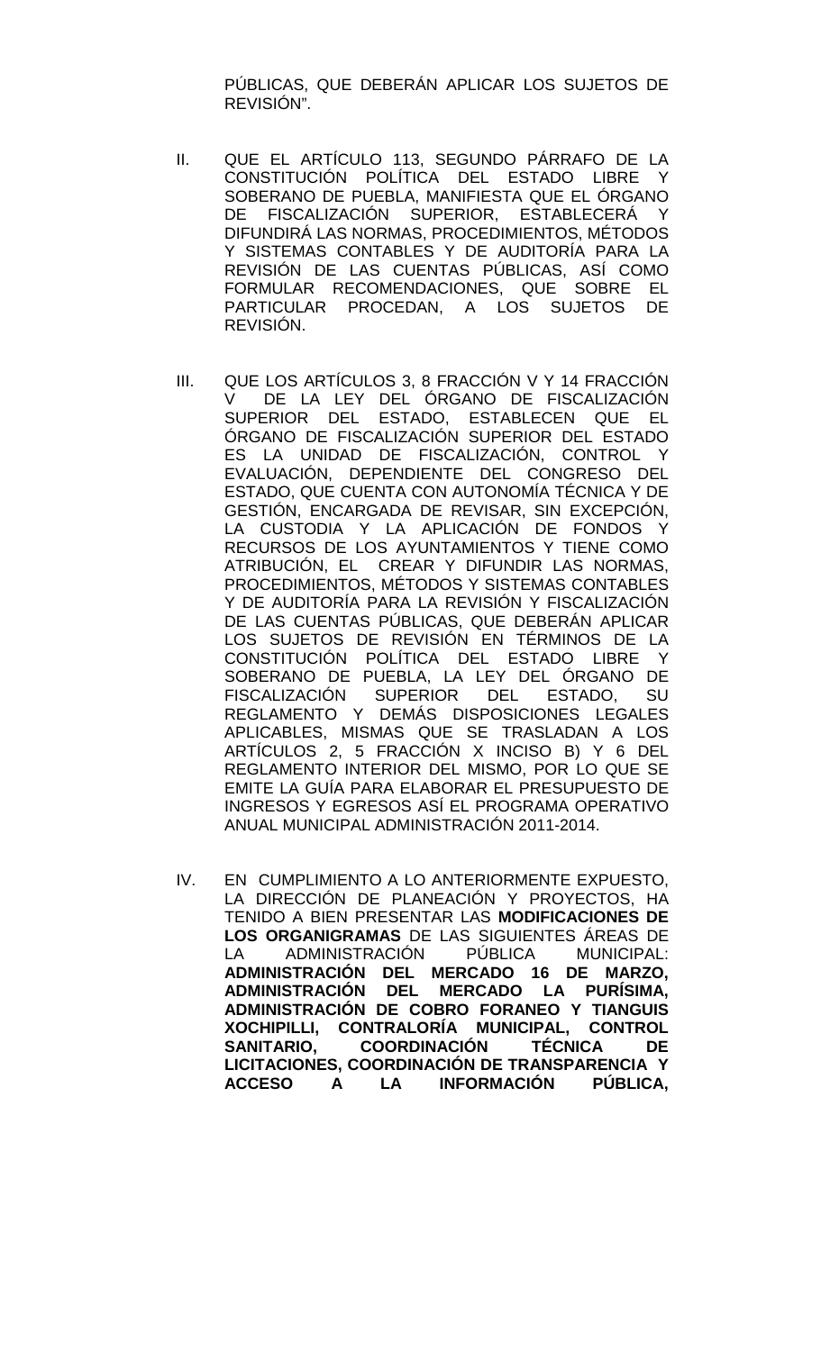PÚBLICAS, QUE DEBERÁN APLICAR LOS SUJETOS DE REVISIÓN".

II. QUE EL ARTÍCULO 113, SEGUNDO PÁRRAFO DE LA CONSTITUCIÓN POLÍTICA DEL ESTADO LIBRE Y SOBERANO DE PUEBLA, MANIFIESTA QUE EL ÓRGANO DE FISCALIZACIÓN SUPERIOR, ESTABLECERÁ Y DIFUNDIRÁ LAS NORMAS, PROCEDIMIENTOS, MÉTODOS Y SISTEMAS CONTABLES Y DE AUDITORÍA PARA LA REVISIÓN DE LAS CUENTAS PÚBLICAS, ASÍ COMO FORMULAR RECOMENDACIONES, QUE SOBRE EL PARTICULAR PROCEDAN, A LOS SUJETOS DE REVISIÓN.

III. QUE LOS ARTÍCULOS 3, 8 FRACCIÓN V Y 14 FRACCIÓN V DE LA LEY DEL ÓRGANO DE FISCALIZACIÓN SUPERIOR DEL ESTADO, ESTABLECEN QUE EL ÓRGANO DE FISCALIZACIÓN SUPERIOR DEL ESTADO ES LA UNIDAD DE FISCALIZACIÓN, CONTROL Y EVALUACIÓN, DEPENDIENTE DEL CONGRESO DEL ESTADO, QUE CUENTA CON AUTONOMÍA TÉCNICA Y DE GESTIÓN, ENCARGADA DE REVISAR, SIN EXCEPCIÓN, LA CUSTODIA Y LA APLICACIÓN DE FONDOS Y RECURSOS DE LOS AYUNTAMIENTOS Y TIENE COMO ATRIBUCIÓN, EL CREAR Y DIFUNDIR LAS NORMAS, PROCEDIMIENTOS, MÉTODOS Y SISTEMAS CONTABLES Y DE AUDITORÍA PARA LA REVISIÓN Y FISCALIZACIÓN DE LAS CUENTAS PÚBLICAS, QUE DEBERÁN APLICAR LOS SUJETOS DE REVISIÓN EN TÉRMINOS DE LA CONSTITUCIÓN POLÍTICA DEL ESTADO LIBRE Y SOBERANO DE PUEBLA, LA LEY DEL ÓRGANO DE FISCALIZACIÓN SUPERIOR DEL ESTADO, SU REGLAMENTO Y DEMÁS DISPOSICIONES LEGALES APLICABLES, MISMAS QUE SE TRASLADAN A LOS ARTÍCULOS 2, 5 FRACCIÓN X INCISO B) Y 6 DEL REGLAMENTO INTERIOR DEL MISMO, POR LO QUE SE EMITE LA GUÍA PARA ELABORAR EL PRESUPUESTO DE INGRESOS Y EGRESOS ASÍ EL PROGRAMA OPERATIVO ANUAL MUNICIPAL ADMINISTRACIÓN 2011-2014.

IV. EN CUMPLIMIENTO A LO ANTERIORMENTE EXPUESTO, LA DIRECCIÓN DE PLANEACIÓN Y PROYECTOS, HA TENIDO A BIEN PRESENTAR LAS **MODIFICACIONES DE LOS ORGANIGRAMAS** DE LAS SIGUIENTES ÁREAS DE LA ADMINISTRACIÓN PÚBLICA MUNICIPAL: **ADMINISTRACIÓN DEL MERCADO 16 DE MARZO, ADMINISTRACIÓN DEL MERCADO LA PURÍSIMA, ADMINISTRACIÓN DE COBRO FORANEO Y TIANGUIS XOCHIPILLI, CONTRALORÍA MUNICIPAL, CONTROL SANITARIO, COORDINACIÓN TÉCNICA DE LICITACIONES, COORDINACIÓN DE TRANSPARENCIA Y ACCESO A LA INFORMACIÓN PÚBLICA,**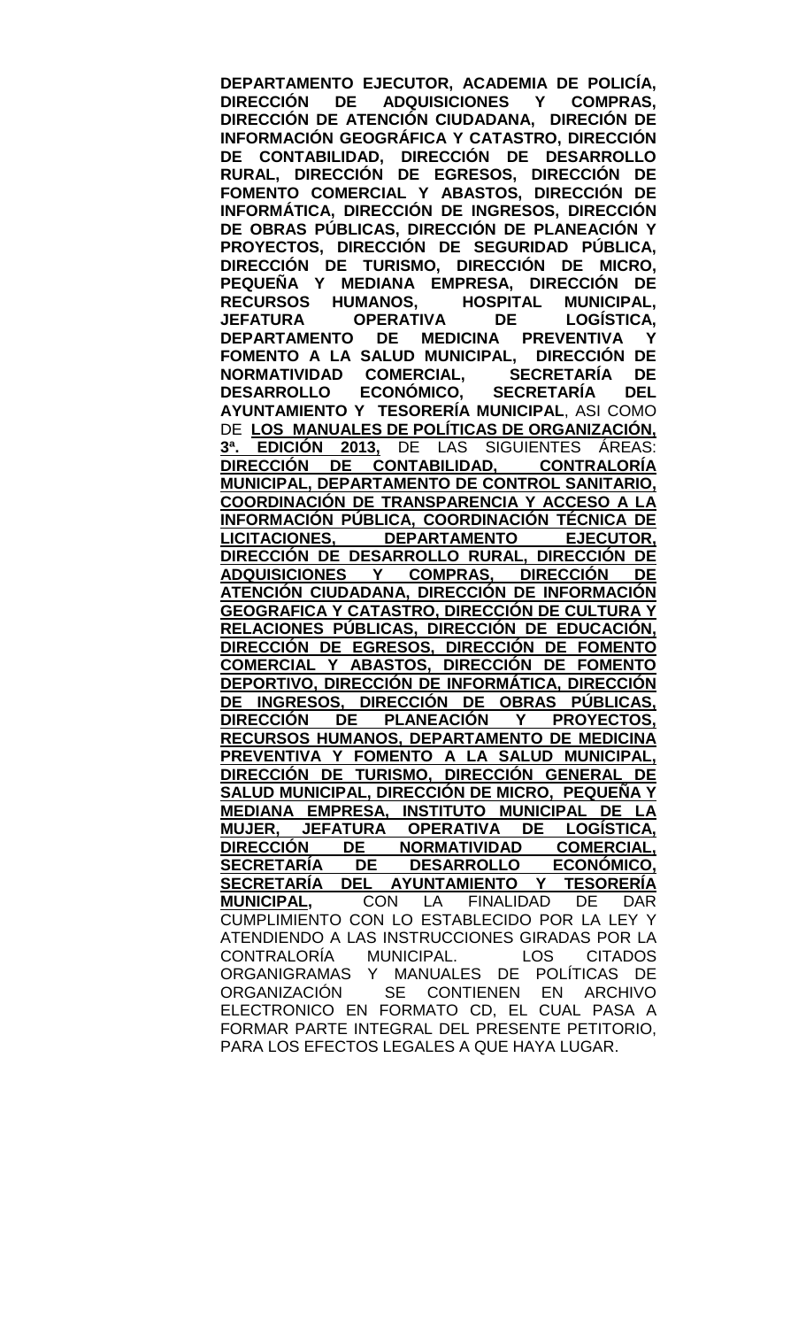**DEPARTAMENTO EJECUTOR, ACADEMIA DE POLICÍA, DIRECCIÓN DE ADQUISICIONES Y COMPRAS, DIRECCIÓN DE ATENCIÓN CIUDADANA, DIRECIÓN DE INFORMACIÓN GEOGRÁFICA Y CATASTRO, DIRECCIÓN DE CONTABILIDAD, DIRECCIÓN DE DESARROLLO RURAL, DIRECCIÓN DE EGRESOS, DIRECCIÓN DE FOMENTO COMERCIAL Y ABASTOS, DIRECCIÓN DE INFORMÁTICA, DIRECCIÓN DE INGRESOS, DIRECCIÓN DE OBRAS PÚBLICAS, DIRECCIÓN DE PLANEACIÓN Y PROYECTOS, DIRECCIÓN DE SEGURIDAD PÚBLICA, DIRECCIÓN DE TURISMO, DIRECCIÓN DE MICRO, PEQUEÑA Y MEDIANA EMPRESA, DIRECCIÓN DE RECURSOS HUMANOS, HOSPITAL MUNICIPAL, JEFATURA OPERATIVA DE LOGÍSTICA, DEPARTAMENTO DE MEDICINA PREVENTIVA Y FOMENTO A LA SALUD MUNICIPAL, DIRECCIÓN DE NORMATIVIDAD COMERCIAL, SECRETARÍA DE DESARROLLO ECONÓMICO, SECRETARÍA DEL AYUNTAMIENTO Y TESORERÍA MUNICIPAL**, ASI COMO DE **LOS MANUALES DE POLÍTICAS DE ORGANIZACIÓN, 3ª. EDICIÓN 2013,** DE LAS SIGUIENTES ÁREAS: **DIRECCIÓN DE CONTABILIDAD, CONTRALORÍA MUNICIPAL, DEPARTAMENTO DE CONTROL SANITARIO, COORDINACIÓN DE TRANSPARENCIA Y ACCESO A LA INFORMACIÓN PÚBLICA, COORDINACIÓN TÉCNICA DE LICITACIONES, DEPARTAMENTO EJECUTOR, DIRECCIÓN DE DESARROLLO RURAL, DIRECCIÓN DE ADQUISICIONES Y COMPRAS, DIRECCIÓN DE ATENCIÓN CIUDADANA, DIRECCIÓN DE INFORMACIÓN GEOGRAFICA Y CATASTRO, DIRECCIÓN DE CULTURA Y RELACIONES PÚBLICAS, DIRECCIÓN DE EDUCACIÓN, DIRECCIÓN DE EGRESOS, DIRECCIÓN DE FOMENTO COMERCIAL Y ABASTOS, DIRECCIÓN DE FOMENTO DEPORTIVO, DIRECCIÓN DE INFORMÁTICA, DIRECCIÓN DE INGRESOS, DIRECCIÓN DE OBRAS PÚBLICAS, DIRECCIÓN DE PLANEACIÓN Y PROYECTOS, RECURSOS HUMANOS, DEPARTAMENTO DE MEDICINA PREVENTIVA Y FOMENTO A LA SALUD MUNICIPAL, DIRECCIÓN DE TURISMO, DIRECCIÓN GENERAL DE SALUD MUNICIPAL, DIRECCIÓN DE MICRO, PEQUEÑA Y MEDIANA EMPRESA, INSTITUTO MUNICIPAL DE LA MUJER, JEFATURA OPERATIVA DE LOGÍSTICA, DIRECCIÓN DE NORMATIVIDAD COMERCIAL, SECRETARÍA DE DESARROLLO ECONÓMICO, SECRETARÍA DEL AYUNTAMIENTO Y TESORERÍA MUNICIPAL,** CON LA FINALIDAD DE DAR CUMPLIMIENTO CON LO ESTABLECIDO POR LA LEY Y ATENDIENDO A LAS INSTRUCCIONES GIRADAS POR LA CONTRALORÍA MUNICIPAL. LOS CITADOS ORGANIGRAMAS Y MANUALES DE POLÍTICAS DE ORGANIZACIÓN SE CONTIENEN EN ARCHIVO ELECTRONICO EN FORMATO CD, EL CUAL PASA A FORMAR PARTE INTEGRAL DEL PRESENTE PETITORIO, PARA LOS EFECTOS LEGALES A QUE HAYA LUGAR.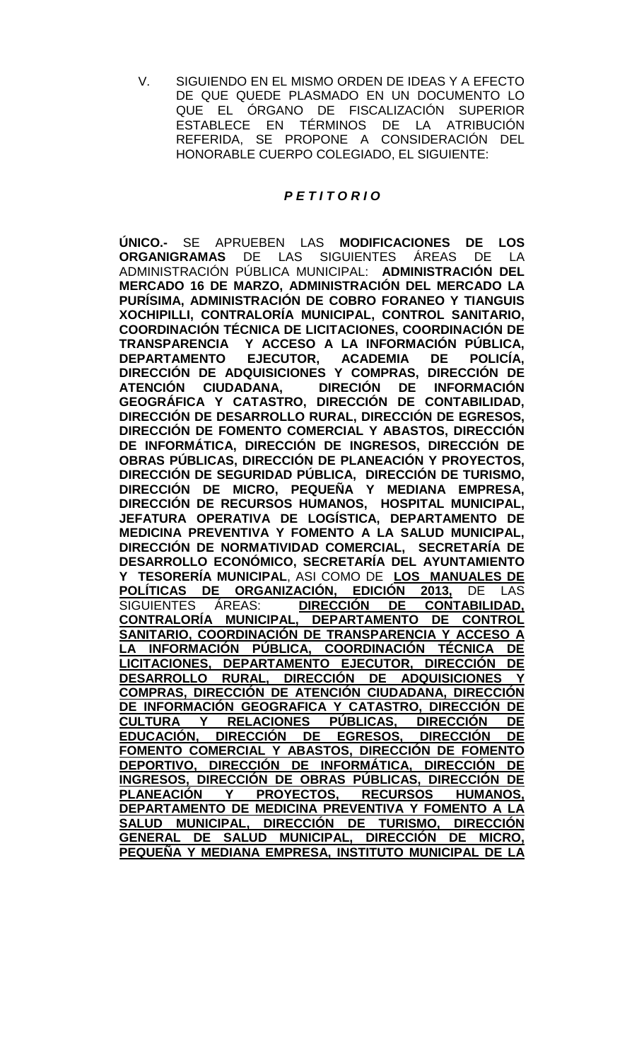V. SIGUIENDO EN EL MISMO ORDEN DE IDEAS Y A EFECTO DE QUE QUEDE PLASMADO EN UN DOCUMENTO LO QUE EL ÓRGANO DE FISCALIZACIÓN SUPERIOR ESTABLECE EN TÉRMINOS DE LA ATRIBUCIÓN REFERIDA, SE PROPONE A CONSIDERACIÓN DEL HONORABLE CUERPO COLEGIADO, EL SIGUIENTE:

***P E T I T O R I O***

**ÚNICO.-** SE APRUEBEN LAS **MODIFICACIONES DE LOS ORGANIGRAMAS** DE LAS SIGUIENTES ÁREAS DE LA ADMINISTRACIÓN PÚBLICA MUNICIPAL: **ADMINISTRACIÓN DEL MERCADO 16 DE MARZO, ADMINISTRACIÓN DEL MERCADO LA PURÍSIMA, ADMINISTRACIÓN DE COBRO FORANEO Y TIANGUIS XOCHIPILLI, CONTRALORÍA MUNICIPAL, CONTROL SANITARIO, COORDINACIÓN TÉCNICA DE LICITACIONES, COORDINACIÓN DE TRANSPARENCIA Y ACCESO A LA INFORMACIÓN PÚBLICA, DEPARTAMENTO EJECUTOR, ACADEMIA DE POLICÍA, DIRECCIÓN DE ADQUISICIONES Y COMPRAS, DIRECCIÓN DE ATENCIÓN CIUDADANA, DIRECIÓN DE INFORMACIÓN GEOGRÁFICA Y CATASTRO, DIRECCIÓN DE CONTABILIDAD, DIRECCIÓN DE DESARROLLO RURAL, DIRECCIÓN DE EGRESOS, DIRECCIÓN DE FOMENTO COMERCIAL Y ABASTOS, DIRECCIÓN DE INFORMÁTICA, DIRECCIÓN DE INGRESOS, DIRECCIÓN DE OBRAS PÚBLICAS, DIRECCIÓN DE PLANEACIÓN Y PROYECTOS, DIRECCIÓN DE SEGURIDAD PÚBLICA, DIRECCIÓN DE TURISMO, DIRECCIÓN DE MICRO, PEQUEÑA Y MEDIANA EMPRESA, DIRECCIÓN DE RECURSOS HUMANOS, HOSPITAL MUNICIPAL, JEFATURA OPERATIVA DE LOGÍSTICA, DEPARTAMENTO DE MEDICINA PREVENTIVA Y FOMENTO A LA SALUD MUNICIPAL, DIRECCIÓN DE NORMATIVIDAD COMERCIAL, SECRETARÍA DE DESARROLLO ECONÓMICO, SECRETARÍA DEL AYUNTAMIENTO Y TESORERÍA MUNICIPAL**, ASI COMO DE **<u>LOS MANUALES DE POLÍTICAS DE ORGANIZACIÓN, EDICIÓN 2013,</u>** DE LAS SIGUIENTES ÁREAS: **<u>DIRECCIÓN DE CONTABILIDAD, CONTRALORÍA MUNICIPAL, DEPARTAMENTO DE CONTROL SANITARIO, COORDINACIÓN DE TRANSPARENCIA Y ACCESO A LA INFORMACIÓN PÚBLICA, COORDINACIÓN TÉCNICA DE LICITACIONES, DEPARTAMENTO EJECUTOR, DIRECCIÓN DE DESARROLLO RURAL, DIRECCIÓN DE ADQUISICIONES Y COMPRAS, DIRECCIÓN DE ATENCIÓN CIUDADANA, DIRECCIÓN DE INFORMACIÓN GEOGRAFICA Y CATASTRO, DIRECCIÓN DE CULTURA Y RELACIONES PÚBLICAS, DIRECCIÓN DE EDUCACIÓN, DIRECCIÓN DE EGRESOS, DIRECCIÓN DE FOMENTO COMERCIAL Y ABASTOS, DIRECCIÓN DE FOMENTO DEPORTIVO, DIRECCIÓN DE INFORMÁTICA, DIRECCIÓN DE INGRESOS, DIRECCIÓN DE OBRAS PÚBLICAS, DIRECCIÓN DE PLANEACIÓN Y PROYECTOS, RECURSOS HUMANOS, DEPARTAMENTO DE MEDICINA PREVENTIVA Y FOMENTO A LA SALUD MUNICIPAL, DIRECCIÓN DE TURISMO, DIRECCIÓN GENERAL DE SALUD MUNICIPAL, DIRECCIÓN DE MICRO, PEQUEÑA Y MEDIANA EMPRESA, INSTITUTO MUNICIPAL DE LA</u>**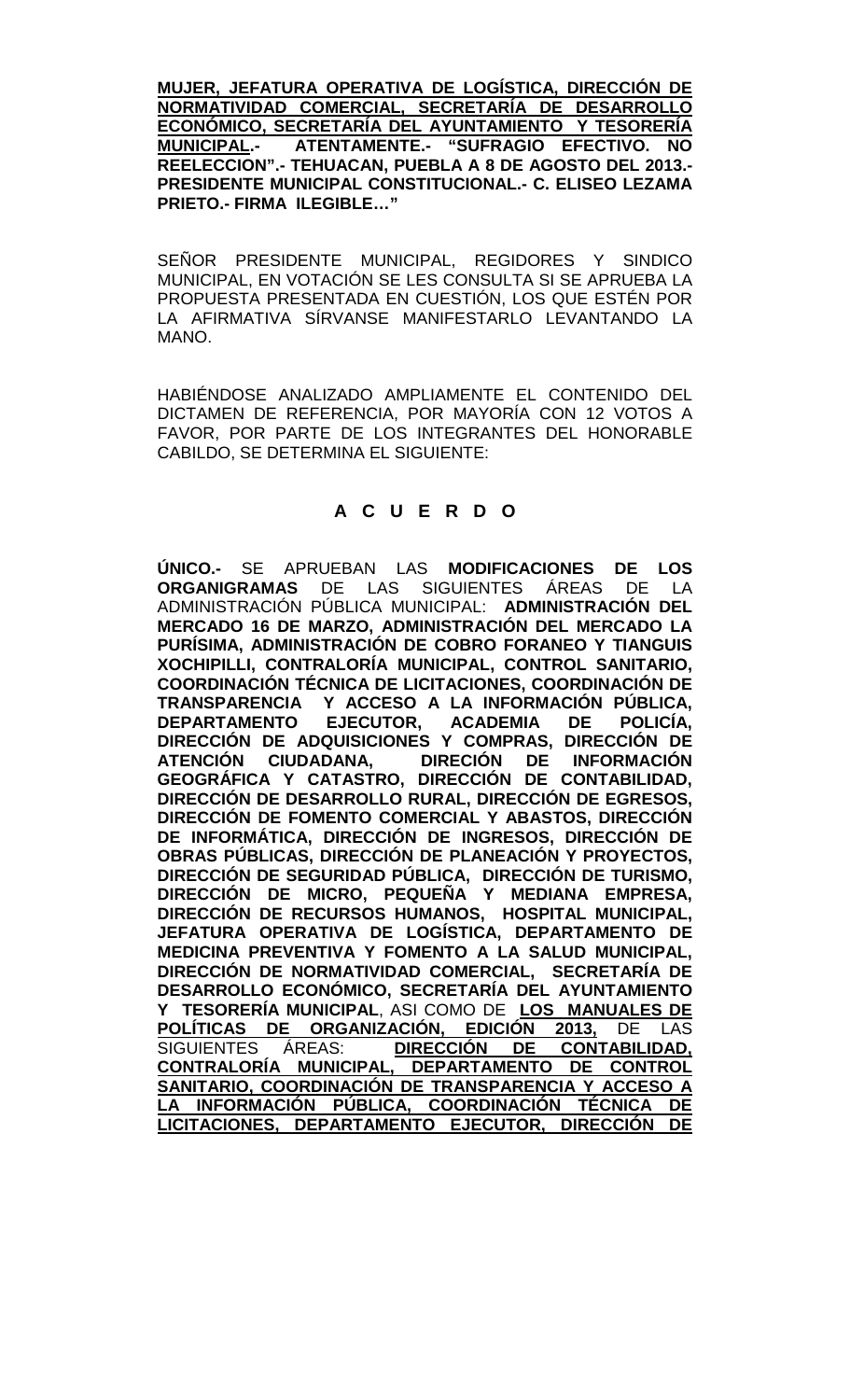**MUJER, JEFATURA OPERATIVA DE LOGÍSTICA, DIRECCIÓN DE NORMATIVIDAD COMERCIAL, SECRETARÍA DE DESARROLLO ECONÓMICO, SECRETARÍA DEL AYUNTAMIENTO Y TESORERÍA MUNICIPAL.- ATENTAMENTE.- "SUFRAGIO EFECTIVO. NO REELECCION".- TEHUACAN, PUEBLA A 8 DE AGOSTO DEL 2013.- PRESIDENTE MUNICIPAL CONSTITUCIONAL.- C. ELISEO LEZAMA PRIETO.- FIRMA ILEGIBLE…"**

SEÑOR PRESIDENTE MUNICIPAL, REGIDORES Y SINDICO MUNICIPAL, EN VOTACIÓN SE LES CONSULTA SI SE APRUEBA LA PROPUESTA PRESENTADA EN CUESTIÓN, LOS QUE ESTÉN POR LA AFIRMATIVA SÍRVANSE MANIFESTARLO LEVANTANDO LA MANO.

HABIÉNDOSE ANALIZADO AMPLIAMENTE EL CONTENIDO DEL DICTAMEN DE REFERENCIA, POR MAYORÍA CON 12 VOTOS A FAVOR, POR PARTE DE LOS INTEGRANTES DEL HONORABLE CABILDO, SE DETERMINA EL SIGUIENTE:

## A C U E R D O

**ÚNICO.-** SE APRUEBAN LAS **MODIFICACIONES DE LOS ORGANIGRAMAS** DE LAS SIGUIENTES ÁREAS DE LA ADMINISTRACIÓN PÚBLICA MUNICIPAL: **ADMINISTRACIÓN DEL MERCADO 16 DE MARZO, ADMINISTRACIÓN DEL MERCADO LA PURÍSIMA, ADMINISTRACIÓN DE COBRO FORANEO Y TIANGUIS XOCHIPILLI, CONTRALORÍA MUNICIPAL, CONTROL SANITARIO, COORDINACIÓN TÉCNICA DE LICITACIONES, COORDINACIÓN DE TRANSPARENCIA Y ACCESO A LA INFORMACIÓN PÚBLICA, DEPARTAMENTO EJECUTOR, ACADEMIA DE POLICÍA, DIRECCIÓN DE ADQUISICIONES Y COMPRAS, DIRECCIÓN DE ATENCIÓN CIUDADANA, DIRECIÓN DE INFORMACIÓN GEOGRÁFICA Y CATASTRO, DIRECCIÓN DE CONTABILIDAD, DIRECCIÓN DE DESARROLLO RURAL, DIRECCIÓN DE EGRESOS, DIRECCIÓN DE FOMENTO COMERCIAL Y ABASTOS, DIRECCIÓN DE INFORMÁTICA, DIRECCIÓN DE INGRESOS, DIRECCIÓN DE OBRAS PÚBLICAS, DIRECCIÓN DE PLANEACIÓN Y PROYECTOS, DIRECCIÓN DE SEGURIDAD PÚBLICA, DIRECCIÓN DE TURISMO, DIRECCIÓN DE MICRO, PEQUEÑA Y MEDIANA EMPRESA, DIRECCIÓN DE RECURSOS HUMANOS, HOSPITAL MUNICIPAL, JEFATURA OPERATIVA DE LOGÍSTICA, DEPARTAMENTO DE MEDICINA PREVENTIVA Y FOMENTO A LA SALUD MUNICIPAL, DIRECCIÓN DE NORMATIVIDAD COMERCIAL, SECRETARÍA DE DESARROLLO ECONÓMICO, SECRETARÍA DEL AYUNTAMIENTO Y TESORERÍA MUNICIPAL**, ASI COMO DE **LOS MANUALES DE POLÍTICAS DE ORGANIZACIÓN, EDICIÓN 2013,** DE LAS SIGUIENTES ÁREAS: **DIRECCIÓN DE CONTABILIDAD, CONTRALORÍA MUNICIPAL, DEPARTAMENTO DE CONTROL SANITARIO, COORDINACIÓN DE TRANSPARENCIA Y ACCESO A LA INFORMACIÓN PÚBLICA, COORDINACIÓN TÉCNICA DE LICITACIONES, DEPARTAMENTO EJECUTOR, DIRECCIÓN DE**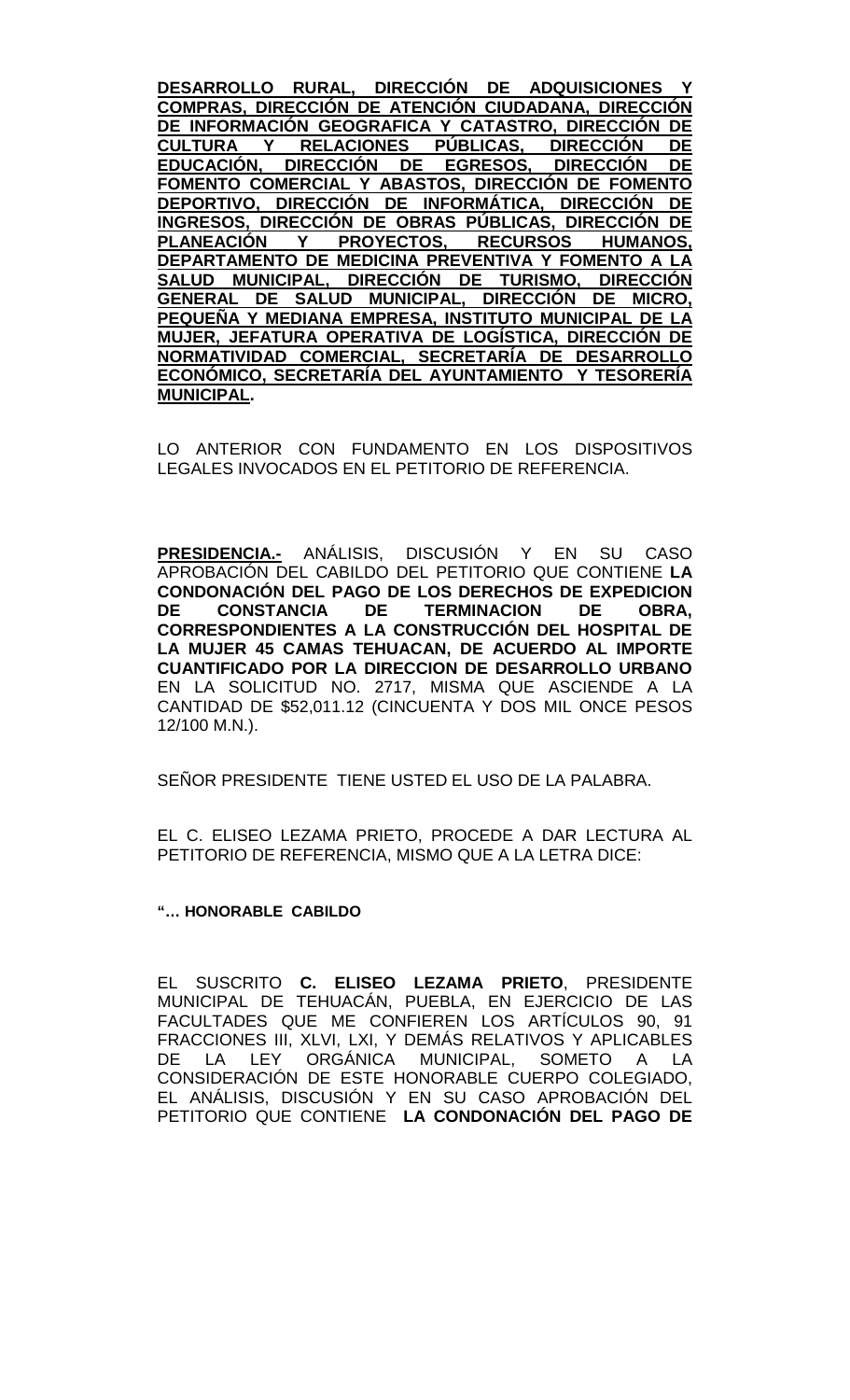**DESARROLLO RURAL, DIRECCIÓN DE ADQUISICIONES Y COMPRAS, DIRECCIÓN DE ATENCIÓN CIUDADANA, DIRECCIÓN DE INFORMACIÓN GEOGRAFICA Y CATASTRO, DIRECCIÓN DE CULTURA Y RELACIONES PÚBLICAS, DIRECCIÓN DE EDUCACIÓN, DIRECCIÓN DE EGRESOS, DIRECCIÓN DE FOMENTO COMERCIAL Y ABASTOS, DIRECCIÓN DE FOMENTO DEPORTIVO, DIRECCIÓN DE INFORMÁTICA, DIRECCIÓN DE INGRESOS, DIRECCIÓN DE OBRAS PÚBLICAS, DIRECCIÓN DE PLANEACIÓN Y PROYECTOS, RECURSOS HUMANOS, DEPARTAMENTO DE MEDICINA PREVENTIVA Y FOMENTO A LA SALUD MUNICIPAL, DIRECCIÓN DE TURISMO, DIRECCIÓN GENERAL DE SALUD MUNICIPAL, DIRECCIÓN DE MICRO, PEQUEÑA Y MEDIANA EMPRESA, INSTITUTO MUNICIPAL DE LA MUJER, JEFATURA OPERATIVA DE LOGÍSTICA, DIRECCIÓN DE NORMATIVIDAD COMERCIAL, SECRETARÍA DE DESARROLLO ECONÓMICO, SECRETARÍA DEL AYUNTAMIENTO Y TESORERÍA MUNICIPAL.**

LO ANTERIOR CON FUNDAMENTO EN LOS DISPOSITIVOS LEGALES INVOCADOS EN EL PETITORIO DE REFERENCIA.

**PRESIDENCIA.-** ANÁLISIS, DISCUSIÓN Y EN SU CASO APROBACIÓN DEL CABILDO DEL PETITORIO QUE CONTIENE **LA CONDONACIÓN DEL PAGO DE LOS DERECHOS DE EXPEDICION DE CONSTANCIA DE TERMINACION DE OBRA, CORRESPONDIENTES A LA CONSTRUCCIÓN DEL HOSPITAL DE LA MUJER 45 CAMAS TEHUACAN, DE ACUERDO AL IMPORTE CUANTIFICADO POR LA DIRECCION DE DESARROLLO URBANO** EN LA SOLICITUD NO. 2717, MISMA QUE ASCIENDE A LA CANTIDAD DE $52,011.12 (CINCUENTA Y DOS MIL ONCE PESOS 12/100 M.N.).

SEÑOR PRESIDENTE TIENE USTED EL USO DE LA PALABRA.

EL C. ELISEO LEZAMA PRIETO, PROCEDE A DAR LECTURA AL PETITORIO DE REFERENCIA, MISMO QUE A LA LETRA DICE:

**"… HONORABLE CABILDO**

EL SUSCRITO **C. ELISEO LEZAMA PRIETO**, PRESIDENTE MUNICIPAL DE TEHUACÁN, PUEBLA, EN EJERCICIO DE LAS FACULTADES QUE ME CONFIEREN LOS ARTÍCULOS 90, 91 FRACCIONES III, XLVI, LXI, Y DEMÁS RELATIVOS Y APLICABLES DE LA LEY ORGÁNICA MUNICIPAL, SOMETO A LA CONSIDERACIÓN DE ESTE HONORABLE CUERPO COLEGIADO, EL ANÁLISIS, DISCUSIÓN Y EN SU CASO APROBACIÓN DEL PETITORIO QUE CONTIENE **LA CONDONACIÓN DEL PAGO DE**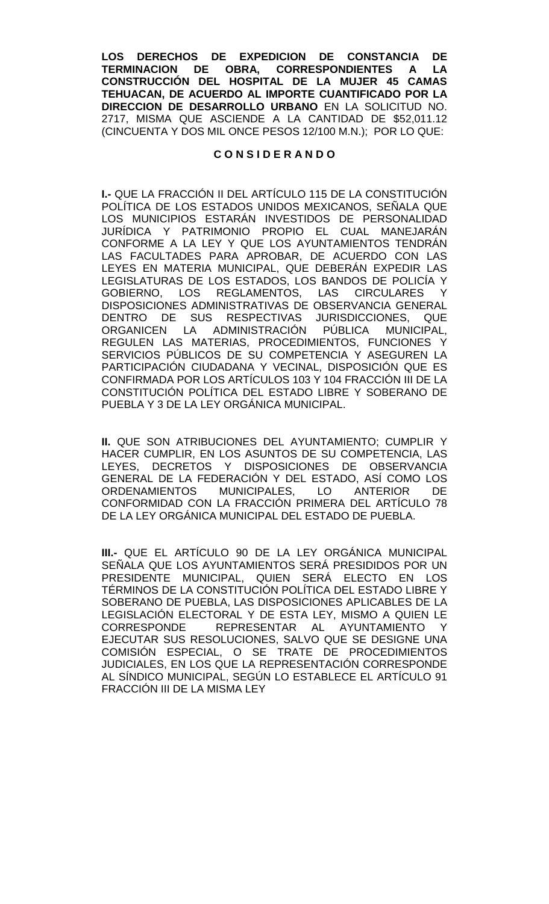**LOS DERECHOS DE EXPEDICION DE CONSTANCIA DE TERMINACION DE OBRA, CORRESPONDIENTES A LA CONSTRUCCIÓN DEL HOSPITAL DE LA MUJER 45 CAMAS TEHUACAN, DE ACUERDO AL IMPORTE CUANTIFICADO POR LA DIRECCION DE DESARROLLO URBANO** EN LA SOLICITUD NO. 2717, MISMA QUE ASCIENDE A LA CANTIDAD DE $52,011.12 (CINCUENTA Y DOS MIL ONCE PESOS 12/100 M.N.); POR LO QUE:

**C O N S I D E R A N D O**

**I.-** QUE LA FRACCIÓN II DEL ARTÍCULO 115 DE LA CONSTITUCIÓN POLÍTICA DE LOS ESTADOS UNIDOS MEXICANOS, SEÑALA QUE LOS MUNICIPIOS ESTARÁN INVESTIDOS DE PERSONALIDAD JURÍDICA Y PATRIMONIO PROPIO EL CUAL MANEJARÁN CONFORME A LA LEY Y QUE LOS AYUNTAMIENTOS TENDRÁN LAS FACULTADES PARA APROBAR, DE ACUERDO CON LAS LEYES EN MATERIA MUNICIPAL, QUE DEBERÁN EXPEDIR LAS LEGISLATURAS DE LOS ESTADOS, LOS BANDOS DE POLICÍA Y GOBIERNO, LOS REGLAMENTOS, LAS CIRCULARES Y DISPOSICIONES ADMINISTRATIVAS DE OBSERVANCIA GENERAL DENTRO DE SUS RESPECTIVAS JURISDICCIONES, QUE ORGANICEN LA ADMINISTRACIÓN PÚBLICA MUNICIPAL, REGULEN LAS MATERIAS, PROCEDIMIENTOS, FUNCIONES Y SERVICIOS PÚBLICOS DE SU COMPETENCIA Y ASEGUREN LA PARTICIPACIÓN CIUDADANA Y VECINAL, DISPOSICIÓN QUE ES CONFIRMADA POR LOS ARTÍCULOS 103 Y 104 FRACCIÓN III DE LA CONSTITUCIÓN POLÍTICA DEL ESTADO LIBRE Y SOBERANO DE PUEBLA Y 3 DE LA LEY ORGÁNICA MUNICIPAL.

**II.** QUE SON ATRIBUCIONES DEL AYUNTAMIENTO; CUMPLIR Y HACER CUMPLIR, EN LOS ASUNTOS DE SU COMPETENCIA, LAS LEYES, DECRETOS Y DISPOSICIONES DE OBSERVANCIA GENERAL DE LA FEDERACIÓN Y DEL ESTADO, ASÍ COMO LOS ORDENAMIENTOS MUNICIPALES, LO ANTERIOR DE CONFORMIDAD CON LA FRACCIÓN PRIMERA DEL ARTÍCULO 78 DE LA LEY ORGÁNICA MUNICIPAL DEL ESTADO DE PUEBLA.

**III.-** QUE EL ARTÍCULO 90 DE LA LEY ORGÁNICA MUNICIPAL SEÑALA QUE LOS AYUNTAMIENTOS SERÁ PRESIDIDOS POR UN PRESIDENTE MUNICIPAL, QUIEN SERÁ ELECTO EN LOS TÉRMINOS DE LA CONSTITUCIÓN POLÍTICA DEL ESTADO LIBRE Y SOBERANO DE PUEBLA, LAS DISPOSICIONES APLICABLES DE LA LEGISLACIÓN ELECTORAL Y DE ESTA LEY, MISMO A QUIEN LE CORRESPONDE REPRESENTAR AL AYUNTAMIENTO Y EJECUTAR SUS RESOLUCIONES, SALVO QUE SE DESIGNE UNA COMISIÓN ESPECIAL, O SE TRATE DE PROCEDIMIENTOS JUDICIALES, EN LOS QUE LA REPRESENTACIÓN CORRESPONDE AL SÍNDICO MUNICIPAL, SEGÚN LO ESTABLECE EL ARTÍCULO 91 FRACCIÓN III DE LA MISMA LEY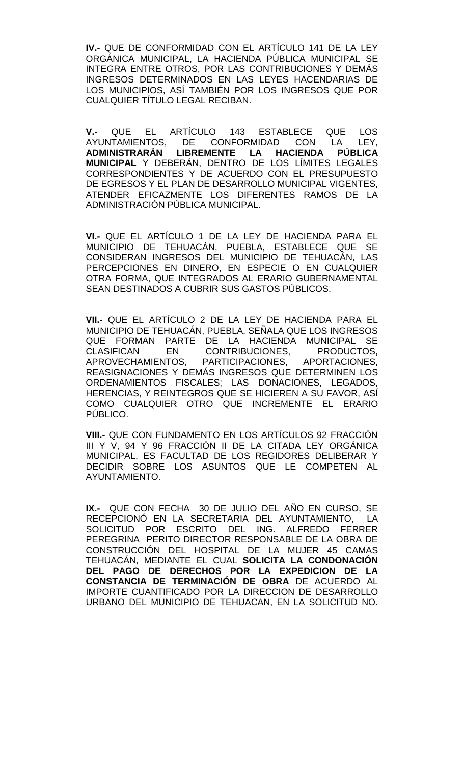**IV.-** QUE DE CONFORMIDAD CON EL ARTÍCULO 141 DE LA LEY ORGÁNICA MUNICIPAL, LA HACIENDA PÚBLICA MUNICIPAL SE INTEGRA ENTRE OTROS, POR LAS CONTRIBUCIONES Y DEMÁS INGRESOS DETERMINADOS EN LAS LEYES HACENDARIAS DE LOS MUNICIPIOS, ASÍ TAMBIÉN POR LOS INGRESOS QUE POR CUALQUIER TÍTULO LEGAL RECIBAN.

**V.-** QUE EL ARTÍCULO 143 ESTABLECE QUE LOS AYUNTAMIENTOS, DE CONFORMIDAD CON LA LEY, **ADMINISTRARÁN LIBREMENTE LA HACIENDA PÚBLICA MUNICIPAL** Y DEBERÁN, DENTRO DE LOS LÍMITES LEGALES CORRESPONDIENTES Y DE ACUERDO CON EL PRESUPUESTO DE EGRESOS Y EL PLAN DE DESARROLLO MUNICIPAL VIGENTES, ATENDER EFICAZMENTE LOS DIFERENTES RAMOS DE LA ADMINISTRACIÓN PÚBLICA MUNICIPAL.

**VI.-** QUE EL ARTÍCULO 1 DE LA LEY DE HACIENDA PARA EL MUNICIPIO DE TEHUACÁN, PUEBLA, ESTABLECE QUE SE CONSIDERAN INGRESOS DEL MUNICIPIO DE TEHUACÁN, LAS PERCEPCIONES EN DINERO, EN ESPECIE O EN CUALQUIER OTRA FORMA, QUE INTEGRADOS AL ERARIO GUBERNAMENTAL SEAN DESTINADOS A CUBRIR SUS GASTOS PÚBLICOS.

**VII.-** QUE EL ARTÍCULO 2 DE LA LEY DE HACIENDA PARA EL MUNICIPIO DE TEHUACÁN, PUEBLA, SEÑALA QUE LOS INGRESOS QUE FORMAN PARTE DE LA HACIENDA MUNICIPAL SE CLASIFICAN EN CONTRIBUCIONES, PRODUCTOS, APROVECHAMIENTOS, PARTICIPACIONES, APORTACIONES, REASIGNACIONES Y DEMÁS INGRESOS QUE DETERMINEN LOS ORDENAMIENTOS FISCALES; LAS DONACIONES, LEGADOS, HERENCIAS, Y REINTEGROS QUE SE HICIEREN A SU FAVOR, ASÍ COMO CUALQUIER OTRO QUE INCREMENTE EL ERARIO PÚBLICO.

**VIII.-** QUE CON FUNDAMENTO EN LOS ARTÍCULOS 92 FRACCIÓN III Y V, 94 Y 96 FRACCIÓN II DE LA CITADA LEY ORGÁNICA MUNICIPAL, ES FACULTAD DE LOS REGIDORES DELIBERAR Y DECIDIR SOBRE LOS ASUNTOS QUE LE COMPETEN AL AYUNTAMIENTO.

**IX.-** QUE CON FECHA 30 DE JULIO DEL AÑO EN CURSO, SE RECEPCIONÓ EN LA SECRETARIA DEL AYUNTAMIENTO, LA SOLICITUD POR ESCRITO DEL ING. ALFREDO FERRER PEREGRINA PERITO DIRECTOR RESPONSABLE DE LA OBRA DE CONSTRUCCIÓN DEL HOSPITAL DE LA MUJER 45 CAMAS TEHUACÁN, MEDIANTE EL CUAL **SOLICITA LA CONDONACIÓN DEL PAGO DE DERECHOS POR LA EXPEDICION DE LA CONSTANCIA DE TERMINACIÓN DE OBRA** DE ACUERDO AL IMPORTE CUANTIFICADO POR LA DIRECCION DE DESARROLLO URBANO DEL MUNICIPIO DE TEHUACAN, EN LA SOLICITUD NO.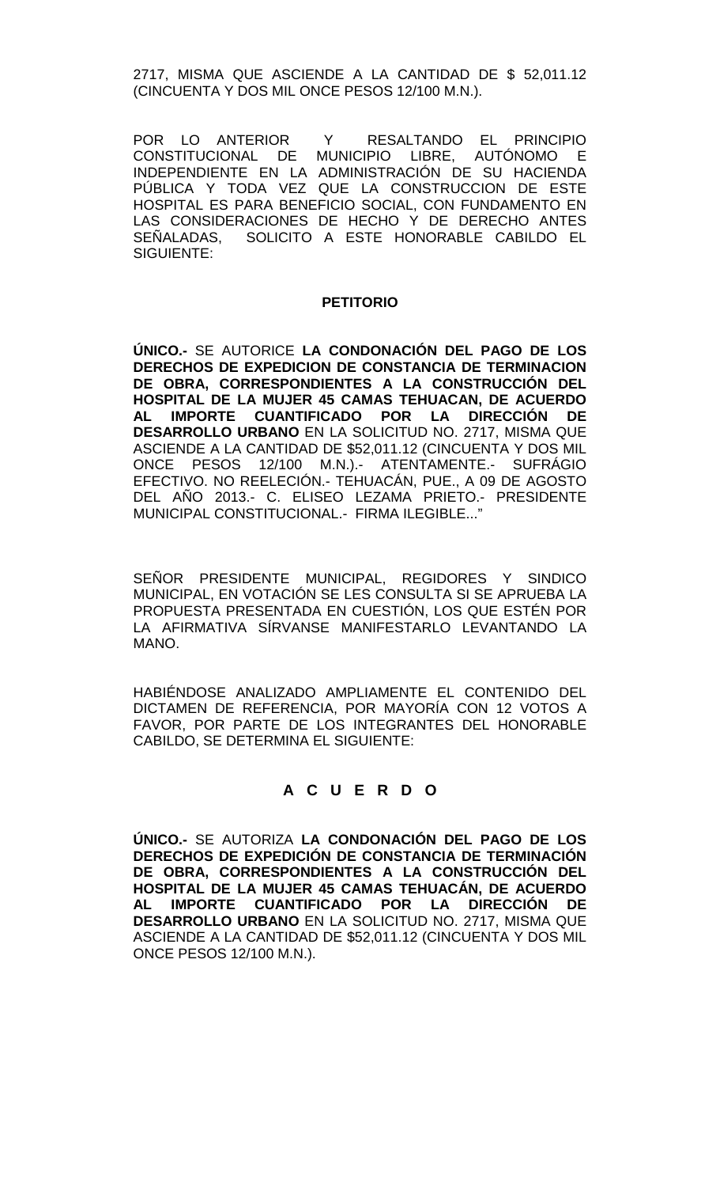2717, MISMA QUE ASCIENDE A LA CANTIDAD DE $ 52,011.12 (CINCUENTA Y DOS MIL ONCE PESOS 12/100 M.N.).

POR LO ANTERIOR Y RESALTANDO EL PRINCIPIO CONSTITUCIONAL DE MUNICIPIO LIBRE, AUTÓNOMO E INDEPENDIENTE EN LA ADMINISTRACIÓN DE SU HACIENDA PÚBLICA Y TODA VEZ QUE LA CONSTRUCCION DE ESTE HOSPITAL ES PARA BENEFICIO SOCIAL, CON FUNDAMENTO EN LAS CONSIDERACIONES DE HECHO Y DE DERECHO ANTES SEÑALADAS, SOLICITO A ESTE HONORABLE CABILDO EL SIGUIENTE:

**PETITORIO**

**ÚNICO.-** SE AUTORICE **LA CONDONACIÓN DEL PAGO DE LOS DERECHOS DE EXPEDICION DE CONSTANCIA DE TERMINACION DE OBRA, CORRESPONDIENTES A LA CONSTRUCCIÓN DEL HOSPITAL DE LA MUJER 45 CAMAS TEHUACAN, DE ACUERDO AL IMPORTE CUANTIFICADO POR LA DIRECCIÓN DE DESARROLLO URBANO** EN LA SOLICITUD NO. 2717, MISMA QUE ASCIENDE A LA CANTIDAD DE $52,011.12 (CINCUENTA Y DOS MIL ONCE PESOS 12/100 M.N.).- ATENTAMENTE.- SUFRÁGIO EFECTIVO. NO REELECIÓN.- TEHUACÁN, PUE., A 09 DE AGOSTO DEL AÑO 2013.- C. ELISEO LEZAMA PRIETO.- PRESIDENTE MUNICIPAL CONSTITUCIONAL.- FIRMA ILEGIBLE..."

SEÑOR PRESIDENTE MUNICIPAL, REGIDORES Y SINDICO MUNICIPAL, EN VOTACIÓN SE LES CONSULTA SI SE APRUEBA LA PROPUESTA PRESENTADA EN CUESTIÓN, LOS QUE ESTÉN POR LA AFIRMATIVA SÍRVANSE MANIFESTARLO LEVANTANDO LA MANO.

HABIÉNDOSE ANALIZADO AMPLIAMENTE EL CONTENIDO DEL DICTAMEN DE REFERENCIA, POR MAYORÍA CON 12 VOTOS A FAVOR, POR PARTE DE LOS INTEGRANTES DEL HONORABLE CABILDO, SE DETERMINA EL SIGUIENTE:

**A C U E R D O**

**ÚNICO.-** SE AUTORIZA **LA CONDONACIÓN DEL PAGO DE LOS DERECHOS DE EXPEDICIÓN DE CONSTANCIA DE TERMINACIÓN DE OBRA, CORRESPONDIENTES A LA CONSTRUCCIÓN DEL HOSPITAL DE LA MUJER 45 CAMAS TEHUACÁN, DE ACUERDO AL IMPORTE CUANTIFICADO POR LA DIRECCIÓN DE DESARROLLO URBANO** EN LA SOLICITUD NO. 2717, MISMA QUE ASCIENDE A LA CANTIDAD DE $52,011.12 (CINCUENTA Y DOS MIL ONCE PESOS 12/100 M.N.).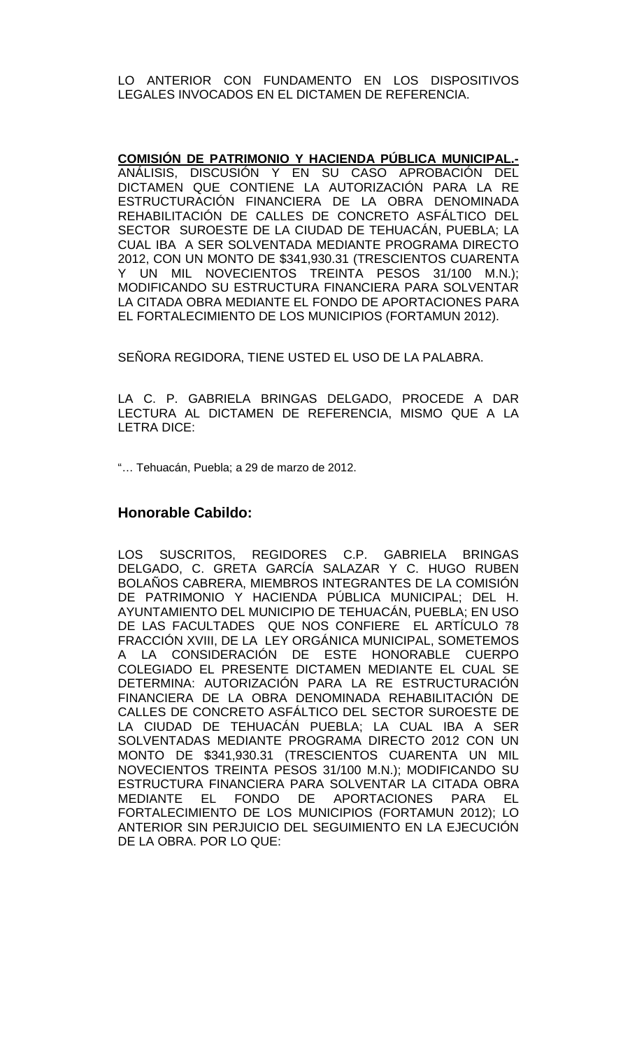LO ANTERIOR CON FUNDAMENTO EN LOS DISPOSITIVOS LEGALES INVOCADOS EN EL DICTAMEN DE REFERENCIA.

**COMISIÓN DE PATRIMONIO Y HACIENDA PÚBLICA MUNICIPAL.-** ANÁLISIS, DISCUSIÓN Y EN SU CASO APROBACIÓN DEL DICTAMEN QUE CONTIENE LA AUTORIZACIÓN PARA LA RE ESTRUCTURACIÓN FINANCIERA DE LA OBRA DENOMINADA REHABILITACIÓN DE CALLES DE CONCRETO ASFÁLTICO DEL SECTOR SUROESTE DE LA CIUDAD DE TEHUACÁN, PUEBLA; LA CUAL IBA A SER SOLVENTADA MEDIANTE PROGRAMA DIRECTO 2012, CON UN MONTO DE $341,930.31 (TRESCIENTOS CUARENTA Y UN MIL NOVECIENTOS TREINTA PESOS 31/100 M.N.); MODIFICANDO SU ESTRUCTURA FINANCIERA PARA SOLVENTAR LA CITADA OBRA MEDIANTE EL FONDO DE APORTACIONES PARA EL FORTALECIMIENTO DE LOS MUNICIPIOS (FORTAMUN 2012).

SEÑORA REGIDORA, TIENE USTED EL USO DE LA PALABRA.

LA C. P. GABRIELA BRINGAS DELGADO, PROCEDE A DAR LECTURA AL DICTAMEN DE REFERENCIA, MISMO QUE A LA LETRA DICE:

"… Tehuacán, Puebla; a 29 de marzo de 2012.

### Honorable Cabildo:

LOS SUSCRITOS, REGIDORES C.P. GABRIELA BRINGAS DELGADO, C. GRETA GARCÍA SALAZAR Y C. HUGO RUBEN BOLAÑOS CABRERA, MIEMBROS INTEGRANTES DE LA COMISIÓN DE PATRIMONIO Y HACIENDA PÚBLICA MUNICIPAL; DEL H. AYUNTAMIENTO DEL MUNICIPIO DE TEHUACÁN, PUEBLA; EN USO DE LAS FACULTADES QUE NOS CONFIERE EL ARTÍCULO 78 FRACCIÓN XVIII, DE LA LEY ORGÁNICA MUNICIPAL, SOMETEMOS A LA CONSIDERACIÓN DE ESTE HONORABLE CUERPO COLEGIADO EL PRESENTE DICTAMEN MEDIANTE EL CUAL SE DETERMINA: AUTORIZACIÓN PARA LA RE ESTRUCTURACIÓN FINANCIERA DE LA OBRA DENOMINADA REHABILITACIÓN DE CALLES DE CONCRETO ASFÁLTICO DEL SECTOR SUROESTE DE LA CIUDAD DE TEHUACÁN PUEBLA; LA CUAL IBA A SER SOLVENTADAS MEDIANTE PROGRAMA DIRECTO 2012 CON UN MONTO DE $341,930.31 (TRESCIENTOS CUARENTA UN MIL NOVECIENTOS TREINTA PESOS 31/100 M.N.); MODIFICANDO SU ESTRUCTURA FINANCIERA PARA SOLVENTAR LA CITADA OBRA MEDIANTE EL FONDO DE APORTACIONES PARA EL FORTALECIMIENTO DE LOS MUNICIPIOS (FORTAMUN 2012); LO ANTERIOR SIN PERJUICIO DEL SEGUIMIENTO EN LA EJECUCIÓN DE LA OBRA. POR LO QUE: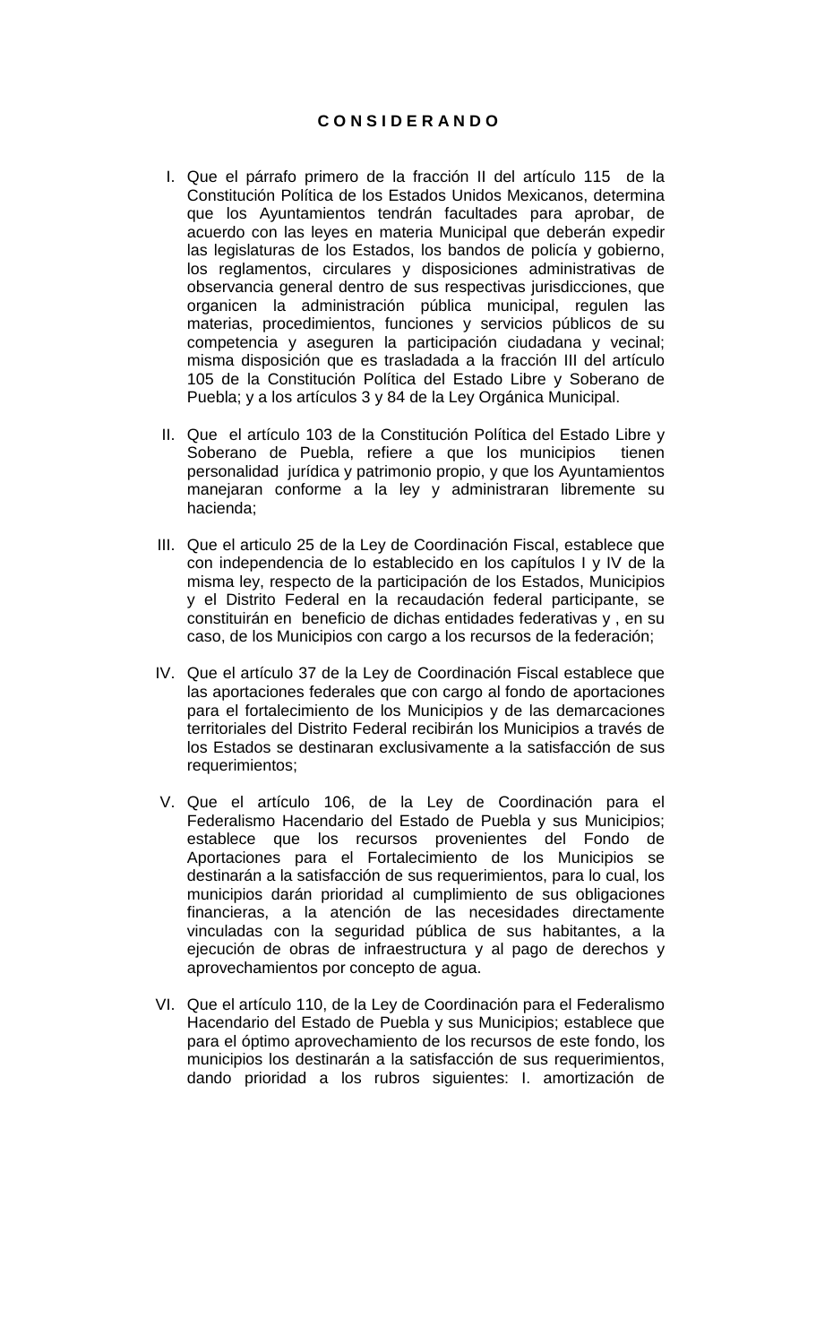# C O N S I D E R A N D O

I. Que el párrafo primero de la fracción II del artículo 115 de la Constitución Política de los Estados Unidos Mexicanos, determina que los Ayuntamientos tendrán facultades para aprobar, de acuerdo con las leyes en materia Municipal que deberán expedir las legislaturas de los Estados, los bandos de policía y gobierno, los reglamentos, circulares y disposiciones administrativas de observancia general dentro de sus respectivas jurisdicciones, que organicen la administración pública municipal, regulen las materias, procedimientos, funciones y servicios públicos de su competencia y aseguren la participación ciudadana y vecinal; misma disposición que es trasladada a la fracción III del artículo 105 de la Constitución Política del Estado Libre y Soberano de Puebla; y a los artículos 3 y 84 de la Ley Orgánica Municipal.

II. Que el artículo 103 de la Constitución Política del Estado Libre y Soberano de Puebla, refiere a que los municipios tienen personalidad jurídica y patrimonio propio, y que los Ayuntamientos manejaran conforme a la ley y administraran libremente su hacienda;

III. Que el articulo 25 de la Ley de Coordinación Fiscal, establece que con independencia de lo establecido en los capítulos I y IV de la misma ley, respecto de la participación de los Estados, Municipios y el Distrito Federal en la recaudación federal participante, se constituirán en beneficio de dichas entidades federativas y , en su caso, de los Municipios con cargo a los recursos de la federación;

IV. Que el artículo 37 de la Ley de Coordinación Fiscal establece que las aportaciones federales que con cargo al fondo de aportaciones para el fortalecimiento de los Municipios y de las demarcaciones territoriales del Distrito Federal recibirán los Municipios a través de los Estados se destinaran exclusivamente a la satisfacción de sus requerimientos;

V. Que el artículo 106, de la Ley de Coordinación para el Federalismo Hacendario del Estado de Puebla y sus Municipios; establece que los recursos provenientes del Fondo de Aportaciones para el Fortalecimiento de los Municipios se destinarán a la satisfacción de sus requerimientos, para lo cual, los municipios darán prioridad al cumplimiento de sus obligaciones financieras, a la atención de las necesidades directamente vinculadas con la seguridad pública de sus habitantes, a la ejecución de obras de infraestructura y al pago de derechos y aprovechamientos por concepto de agua.

VI. Que el artículo 110, de la Ley de Coordinación para el Federalismo Hacendario del Estado de Puebla y sus Municipios; establece que para el óptimo aprovechamiento de los recursos de este fondo, los municipios los destinarán a la satisfacción de sus requerimientos, dando prioridad a los rubros siguientes: I. amortización de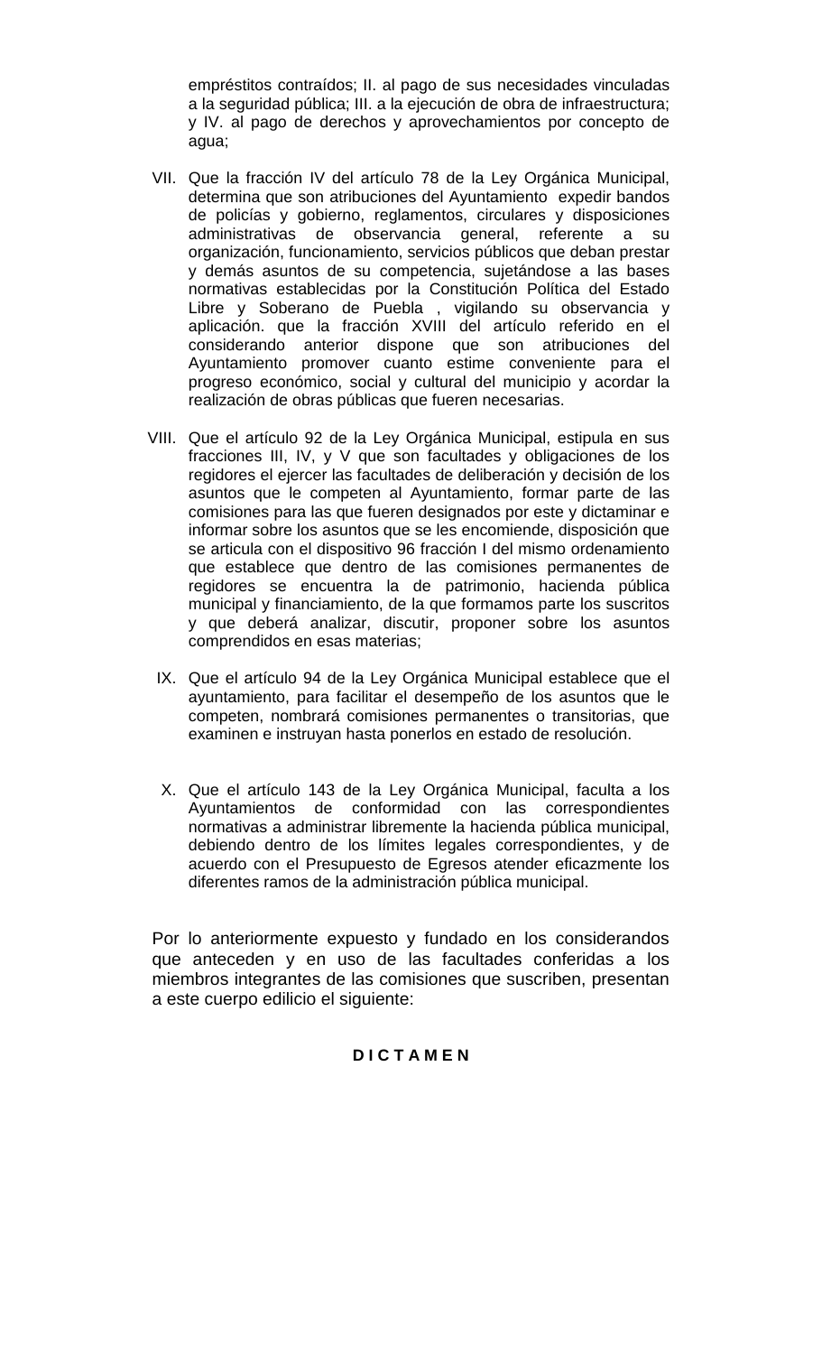empréstitos contraídos; II. al pago de sus necesidades vinculadas a la seguridad pública; III. a la ejecución de obra de infraestructura; y IV. al pago de derechos y aprovechamientos por concepto de agua;

VII. Que la fracción IV del artículo 78 de la Ley Orgánica Municipal, determina que son atribuciones del Ayuntamiento expedir bandos de policías y gobierno, reglamentos, circulares y disposiciones administrativas de observancia general, referente a su organización, funcionamiento, servicios públicos que deban prestar y demás asuntos de su competencia, sujetándose a las bases normativas establecidas por la Constitución Política del Estado Libre y Soberano de Puebla , vigilando su observancia y aplicación. que la fracción XVIII del artículo referido en el considerando anterior dispone que son atribuciones del Ayuntamiento promover cuanto estime conveniente para el progreso económico, social y cultural del municipio y acordar la realización de obras públicas que fueren necesarias.

VIII. Que el artículo 92 de la Ley Orgánica Municipal, estipula en sus fracciones III, IV, y V que son facultades y obligaciones de los regidores el ejercer las facultades de deliberación y decisión de los asuntos que le competen al Ayuntamiento, formar parte de las comisiones para las que fueren designados por este y dictaminar e informar sobre los asuntos que se les encomiende, disposición que se articula con el dispositivo 96 fracción I del mismo ordenamiento que establece que dentro de las comisiones permanentes de regidores se encuentra la de patrimonio, hacienda pública municipal y financiamiento, de la que formamos parte los suscritos y que deberá analizar, discutir, proponer sobre los asuntos comprendidos en esas materias;

IX. Que el artículo 94 de la Ley Orgánica Municipal establece que el ayuntamiento, para facilitar el desempeño de los asuntos que le competen, nombrará comisiones permanentes o transitorias, que examinen e instruyan hasta ponerlos en estado de resolución.

X. Que el artículo 143 de la Ley Orgánica Municipal, faculta a los Ayuntamientos de conformidad con las correspondientes normativas a administrar libremente la hacienda pública municipal, debiendo dentro de los límites legales correspondientes, y de acuerdo con el Presupuesto de Egresos atender eficazmente los diferentes ramos de la administración pública municipal.

Por lo anteriormente expuesto y fundado en los considerandos que anteceden y en uso de las facultades conferidas a los miembros integrantes de las comisiones que suscriben, presentan a este cuerpo edilicio el siguiente:

**D I C T A M E N**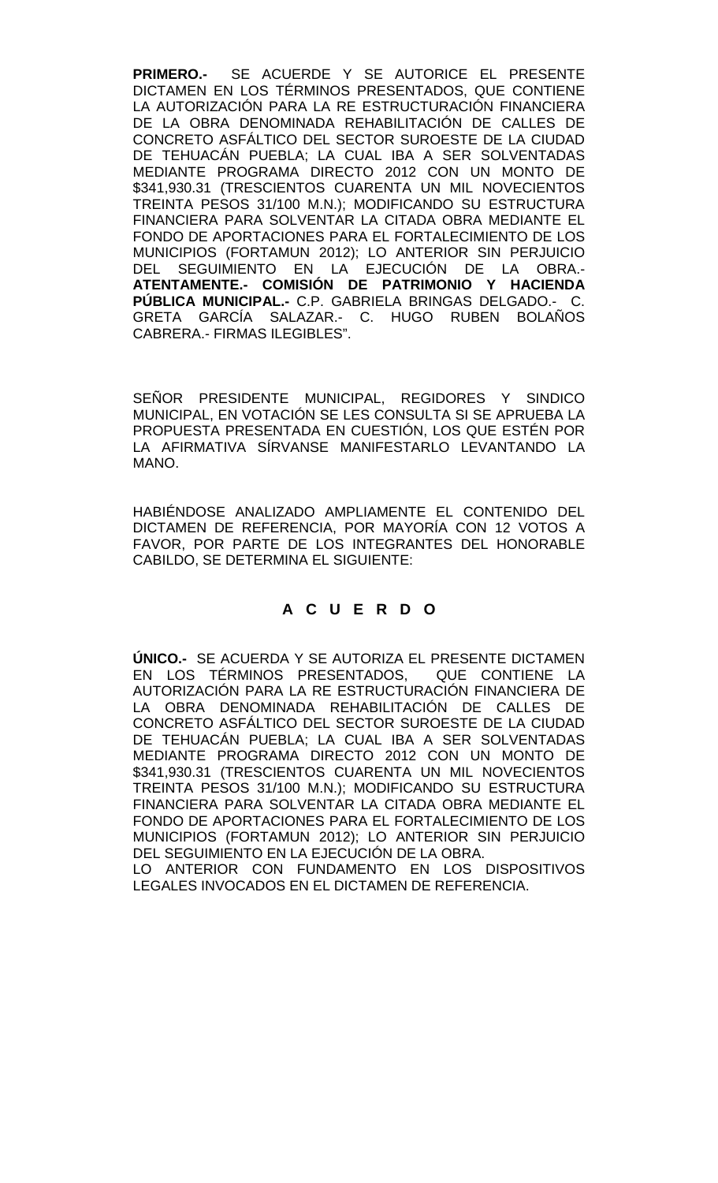**PRIMERO.-** SE ACUERDE Y SE AUTORICE EL PRESENTE DICTAMEN EN LOS TÉRMINOS PRESENTADOS, QUE CONTIENE LA AUTORIZACIÓN PARA LA RE ESTRUCTURACIÓN FINANCIERA DE LA OBRA DENOMINADA REHABILITACIÓN DE CALLES DE CONCRETO ASFÁLTICO DEL SECTOR SUROESTE DE LA CIUDAD DE TEHUACÁN PUEBLA; LA CUAL IBA A SER SOLVENTADAS MEDIANTE PROGRAMA DIRECTO 2012 CON UN MONTO DE $341,930.31 (TRESCIENTOS CUARENTA UN MIL NOVECIENTOS TREINTA PESOS 31/100 M.N.); MODIFICANDO SU ESTRUCTURA FINANCIERA PARA SOLVENTAR LA CITADA OBRA MEDIANTE EL FONDO DE APORTACIONES PARA EL FORTALECIMIENTO DE LOS MUNICIPIOS (FORTAMUN 2012); LO ANTERIOR SIN PERJUICIO DEL SEGUIMIENTO EN LA EJECUCIÓN DE LA OBRA.- **ATENTAMENTE.- COMISIÓN DE PATRIMONIO Y HACIENDA PÚBLICA MUNICIPAL.-** C.P. GABRIELA BRINGAS DELGADO.- C. GRETA GARCÍA SALAZAR.- C. HUGO RUBEN BOLAÑOS CABRERA.- FIRMAS ILEGIBLES".

SEÑOR PRESIDENTE MUNICIPAL, REGIDORES Y SINDICO MUNICIPAL, EN VOTACIÓN SE LES CONSULTA SI SE APRUEBA LA PROPUESTA PRESENTADA EN CUESTIÓN, LOS QUE ESTÉN POR LA AFIRMATIVA SÍRVANSE MANIFESTARLO LEVANTANDO LA MANO.

HABIÉNDOSE ANALIZADO AMPLIAMENTE EL CONTENIDO DEL DICTAMEN DE REFERENCIA, POR MAYORÍA CON 12 VOTOS A FAVOR, POR PARTE DE LOS INTEGRANTES DEL HONORABLE CABILDO, SE DETERMINA EL SIGUIENTE:

**A C U E R D O**

**ÚNICO.-** SE ACUERDA Y SE AUTORIZA EL PRESENTE DICTAMEN EN LOS TÉRMINOS PRESENTADOS, QUE CONTIENE LA AUTORIZACIÓN PARA LA RE ESTRUCTURACIÓN FINANCIERA DE LA OBRA DENOMINADA REHABILITACIÓN DE CALLES DE CONCRETO ASFÁLTICO DEL SECTOR SUROESTE DE LA CIUDAD DE TEHUACÁN PUEBLA; LA CUAL IBA A SER SOLVENTADAS MEDIANTE PROGRAMA DIRECTO 2012 CON UN MONTO DE $341,930.31 (TRESCIENTOS CUARENTA UN MIL NOVECIENTOS TREINTA PESOS 31/100 M.N.); MODIFICANDO SU ESTRUCTURA FINANCIERA PARA SOLVENTAR LA CITADA OBRA MEDIANTE EL FONDO DE APORTACIONES PARA EL FORTALECIMIENTO DE LOS MUNICIPIOS (FORTAMUN 2012); LO ANTERIOR SIN PERJUICIO DEL SEGUIMIENTO EN LA EJECUCIÓN DE LA OBRA.

LO ANTERIOR CON FUNDAMENTO EN LOS DISPOSITIVOS LEGALES INVOCADOS EN EL DICTAMEN DE REFERENCIA.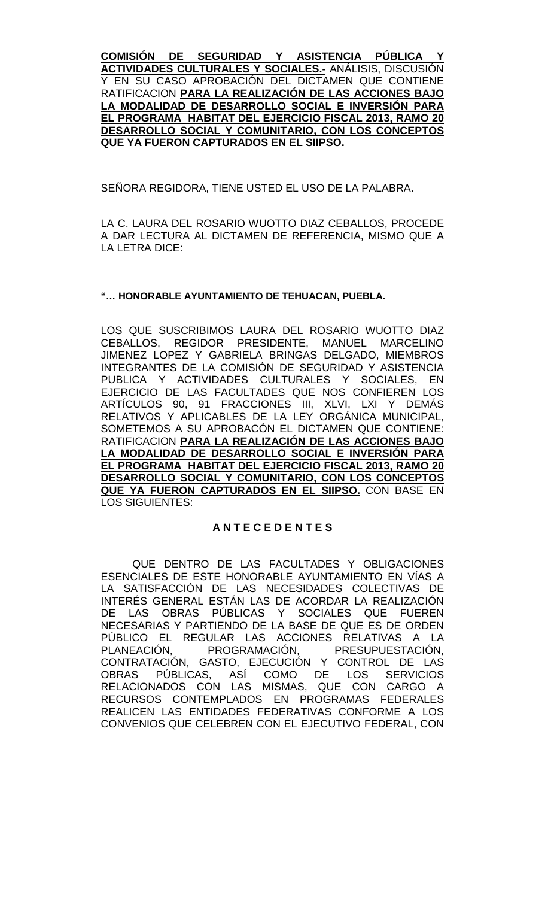**COMISIÓN DE SEGURIDAD Y ASISTENCIA PÚBLICA Y ACTIVIDADES CULTURALES Y SOCIALES.-** ANÁLISIS, DISCUSIÓN Y EN SU CASO APROBACIÓN DEL DICTAMEN QUE CONTIENE RATIFICACION **PARA LA REALIZACIÓN DE LAS ACCIONES BAJO LA MODALIDAD DE DESARROLLO SOCIAL E INVERSIÓN PARA EL PROGRAMA HABITAT DEL EJERCICIO FISCAL 2013, RAMO 20 DESARROLLO SOCIAL Y COMUNITARIO, CON LOS CONCEPTOS QUE YA FUERON CAPTURADOS EN EL SIIPSO.**

SEÑORA REGIDORA, TIENE USTED EL USO DE LA PALABRA.

LA C. LAURA DEL ROSARIO WUOTTO DIAZ CEBALLOS, PROCEDE A DAR LECTURA AL DICTAMEN DE REFERENCIA, MISMO QUE A LA LETRA DICE:

**"… HONORABLE AYUNTAMIENTO DE TEHUACAN, PUEBLA.**

LOS QUE SUSCRIBIMOS LAURA DEL ROSARIO WUOTTO DIAZ CEBALLOS, REGIDOR PRESIDENTE, MANUEL MARCELINO JIMENEZ LOPEZ Y GABRIELA BRINGAS DELGADO, MIEMBROS INTEGRANTES DE LA COMISIÓN DE SEGURIDAD Y ASISTENCIA PUBLICA Y ACTIVIDADES CULTURALES Y SOCIALES, EN EJERCICIO DE LAS FACULTADES QUE NOS CONFIEREN LOS ARTÍCULOS 90, 91 FRACCIONES III, XLVI, LXI Y DEMÁS RELATIVOS Y APLICABLES DE LA LEY ORGÁNICA MUNICIPAL, SOMETEMOS A SU APROBACÓN EL DICTAMEN QUE CONTIENE: RATIFICACION **PARA LA REALIZACIÓN DE LAS ACCIONES BAJO LA MODALIDAD DE DESARROLLO SOCIAL E INVERSIÓN PARA EL PROGRAMA HABITAT DEL EJERCICIO FISCAL 2013, RAMO 20 DESARROLLO SOCIAL Y COMUNITARIO, CON LOS CONCEPTOS QUE YA FUERON CAPTURADOS EN EL SIIPSO.** CON BASE EN LOS SIGUIENTES:

**A N T E C E D E N T E S**

QUE DENTRO DE LAS FACULTADES Y OBLIGACIONES ESENCIALES DE ESTE HONORABLE AYUNTAMIENTO EN VÍAS A LA SATISFACCIÓN DE LAS NECESIDADES COLECTIVAS DE INTERÉS GENERAL ESTÁN LAS DE ACORDAR LA REALIZACIÓN DE LAS OBRAS PÚBLICAS Y SOCIALES QUE FUEREN NECESARIAS Y PARTIENDO DE LA BASE DE QUE ES DE ORDEN PÚBLICO EL REGULAR LAS ACCIONES RELATIVAS A LA PLANEACIÓN, PROGRAMACIÓN, PRESUPUESTACIÓN, CONTRATACIÓN, GASTO, EJECUCIÓN Y CONTROL DE LAS OBRAS PÚBLICAS, ASÍ COMO DE LOS SERVICIOS RELACIONADOS CON LAS MISMAS, QUE CON CARGO A RECURSOS CONTEMPLADOS EN PROGRAMAS FEDERALES REALICEN LAS ENTIDADES FEDERATIVAS CONFORME A LOS CONVENIOS QUE CELEBREN CON EL EJECUTIVO FEDERAL, CON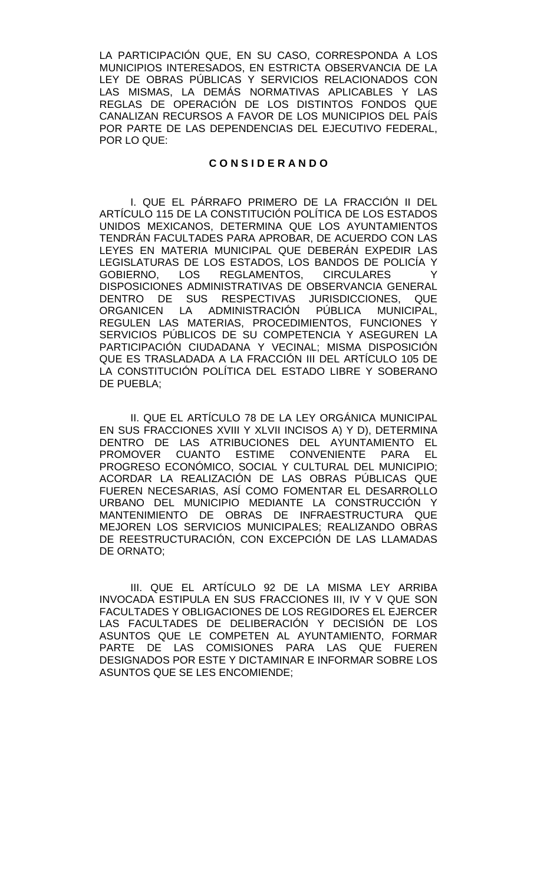LA PARTICIPACIÓN QUE, EN SU CASO, CORRESPONDA A LOS MUNICIPIOS INTERESADOS, EN ESTRICTA OBSERVANCIA DE LA LEY DE OBRAS PÚBLICAS Y SERVICIOS RELACIONADOS CON LAS MISMAS, LA DEMÁS NORMATIVAS APLICABLES Y LAS REGLAS DE OPERACIÓN DE LOS DISTINTOS FONDOS QUE CANALIZAN RECURSOS A FAVOR DE LOS MUNICIPIOS DEL PAÍS POR PARTE DE LAS DEPENDENCIAS DEL EJECUTIVO FEDERAL, POR LO QUE:

**C O N S I D E R A N D O**

I. QUE EL PÁRRAFO PRIMERO DE LA FRACCIÓN II DEL ARTÍCULO 115 DE LA CONSTITUCIÓN POLÍTICA DE LOS ESTADOS UNIDOS MEXICANOS, DETERMINA QUE LOS AYUNTAMIENTOS TENDRÁN FACULTADES PARA APROBAR, DE ACUERDO CON LAS LEYES EN MATERIA MUNICIPAL QUE DEBERÁN EXPEDIR LAS LEGISLATURAS DE LOS ESTADOS, LOS BANDOS DE POLICÍA Y GOBIERNO, LOS REGLAMENTOS, CIRCULARES Y DISPOSICIONES ADMINISTRATIVAS DE OBSERVANCIA GENERAL DENTRO DE SUS RESPECTIVAS JURISDICCIONES, QUE ORGANICEN LA ADMINISTRACIÓN PÚBLICA MUNICIPAL, REGULEN LAS MATERIAS, PROCEDIMIENTOS, FUNCIONES Y SERVICIOS PÚBLICOS DE SU COMPETENCIA Y ASEGUREN LA PARTICIPACIÓN CIUDADANA Y VECINAL; MISMA DISPOSICIÓN QUE ES TRASLADADA A LA FRACCIÓN III DEL ARTÍCULO 105 DE LA CONSTITUCIÓN POLÍTICA DEL ESTADO LIBRE Y SOBERANO DE PUEBLA;

II. QUE EL ARTÍCULO 78 DE LA LEY ORGÁNICA MUNICIPAL EN SUS FRACCIONES XVIII Y XLVII INCISOS A) Y D), DETERMINA DENTRO DE LAS ATRIBUCIONES DEL AYUNTAMIENTO EL PROMOVER CUANTO ESTIME CONVENIENTE PARA EL PROGRESO ECONÓMICO, SOCIAL Y CULTURAL DEL MUNICIPIO; ACORDAR LA REALIZACIÓN DE LAS OBRAS PÚBLICAS QUE FUEREN NECESARIAS, ASÍ COMO FOMENTAR EL DESARROLLO URBANO DEL MUNICIPIO MEDIANTE LA CONSTRUCCIÓN Y MANTENIMIENTO DE OBRAS DE INFRAESTRUCTURA QUE MEJOREN LOS SERVICIOS MUNICIPALES; REALIZANDO OBRAS DE REESTRUCTURACIÓN, CON EXCEPCIÓN DE LAS LLAMADAS DE ORNATO;

III. QUE EL ARTÍCULO 92 DE LA MISMA LEY ARRIBA INVOCADA ESTIPULA EN SUS FRACCIONES III, IV Y V QUE SON FACULTADES Y OBLIGACIONES DE LOS REGIDORES EL EJERCER LAS FACULTADES DE DELIBERACIÓN Y DECISIÓN DE LOS ASUNTOS QUE LE COMPETEN AL AYUNTAMIENTO, FORMAR PARTE DE LAS COMISIONES PARA LAS QUE FUEREN DESIGNADOS POR ESTE Y DICTAMINAR E INFORMAR SOBRE LOS ASUNTOS QUE SE LES ENCOMIENDE;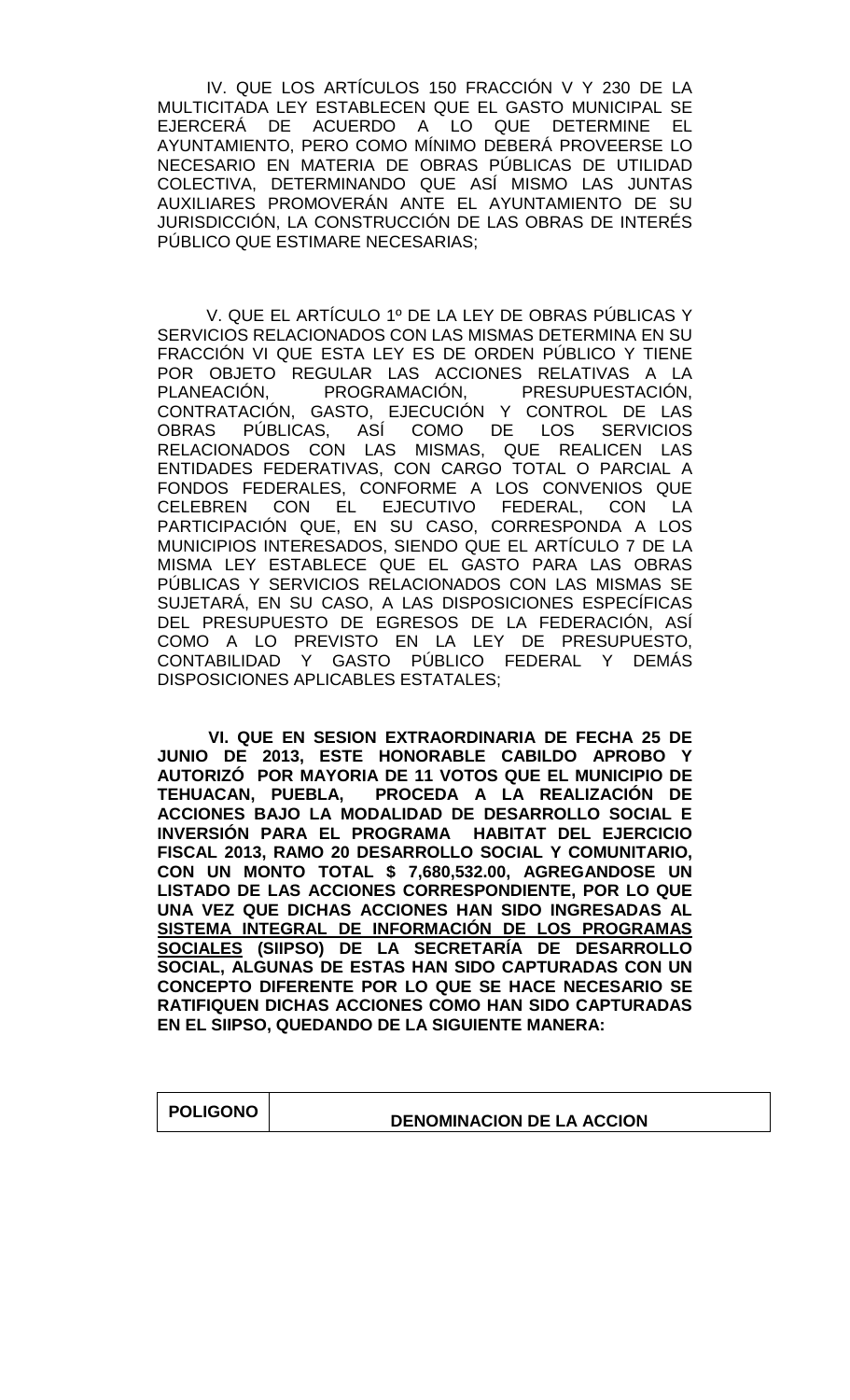IV. QUE LOS ARTÍCULOS 150 FRACCIÓN V Y 230 DE LA MULTICITADA LEY ESTABLECEN QUE EL GASTO MUNICIPAL SE EJERCERÁ DE ACUERDO A LO QUE DETERMINE EL AYUNTAMIENTO, PERO COMO MÍNIMO DEBERÁ PROVEERSE LO NECESARIO EN MATERIA DE OBRAS PÚBLICAS DE UTILIDAD COLECTIVA, DETERMINANDO QUE ASÍ MISMO LAS JUNTAS AUXILIARES PROMOVERÁN ANTE EL AYUNTAMIENTO DE SU JURISDICCIÓN, LA CONSTRUCCIÓN DE LAS OBRAS DE INTERÉS PÚBLICO QUE ESTIMARE NECESARIAS;

V. QUE EL ARTÍCULO 1º DE LA LEY DE OBRAS PÚBLICAS Y SERVICIOS RELACIONADOS CON LAS MISMAS DETERMINA EN SU FRACCIÓN VI QUE ESTA LEY ES DE ORDEN PÚBLICO Y TIENE POR OBJETO REGULAR LAS ACCIONES RELATIVAS A LA PLANEACIÓN, PROGRAMACIÓN, PRESUPUESTACIÓN, CONTRATACIÓN, GASTO, EJECUCIÓN Y CONTROL DE LAS OBRAS PÚBLICAS, ASÍ COMO DE LOS SERVICIOS RELACIONADOS CON LAS MISMAS, QUE REALICEN LAS ENTIDADES FEDERATIVAS, CON CARGO TOTAL O PARCIAL A FONDOS FEDERALES, CONFORME A LOS CONVENIOS QUE CELEBREN CON EL EJECUTIVO FEDERAL, CON LA PARTICIPACIÓN QUE, EN SU CASO, CORRESPONDA A LOS MUNICIPIOS INTERESADOS, SIENDO QUE EL ARTÍCULO 7 DE LA MISMA LEY ESTABLECE QUE EL GASTO PARA LAS OBRAS PÚBLICAS Y SERVICIOS RELACIONADOS CON LAS MISMAS SE SUJETARÁ, EN SU CASO, A LAS DISPOSICIONES ESPECÍFICAS DEL PRESUPUESTO DE EGRESOS DE LA FEDERACIÓN, ASÍ COMO A LO PREVISTO EN LA LEY DE PRESUPUESTO, CONTABILIDAD Y GASTO PÚBLICO FEDERAL Y DEMÁS DISPOSICIONES APLICABLES ESTATALES;

**VI. QUE EN SESION EXTRAORDINARIA DE FECHA 25 DE JUNIO DE 2013, ESTE HONORABLE CABILDO APROBO Y AUTORIZÓ POR MAYORIA DE 11 VOTOS QUE EL MUNICIPIO DE TEHUACAN, PUEBLA, PROCEDA A LA REALIZACIÓN DE ACCIONES BAJO LA MODALIDAD DE DESARROLLO SOCIAL E INVERSIÓN PARA EL PROGRAMA HABITAT DEL EJERCICIO FISCAL 2013, RAMO 20 DESARROLLO SOCIAL Y COMUNITARIO, CON UN MONTO TOTAL $ 7,680,532.00, AGREGANDOSE UN LISTADO DE LAS ACCIONES CORRESPONDIENTE, POR LO QUE UNA VEZ QUE DICHAS ACCIONES HAN SIDO INGRESADAS AL <u>SISTEMA INTEGRAL DE INFORMACIÓN DE LOS PROGRAMAS SOCIALES</u> (SIIPSO) DE LA SECRETARÍA DE DESARROLLO SOCIAL, ALGUNAS DE ESTAS HAN SIDO CAPTURADAS CON UN CONCEPTO DIFERENTE POR LO QUE SE HACE NECESARIO SE RATIFIQUEN DICHAS ACCIONES COMO HAN SIDO CAPTURADAS EN EL SIIPSO, QUEDANDO DE LA SIGUIENTE MANERA:**

| POLIGONO | DENOMINACION DE LA ACCION |
| --- | --- |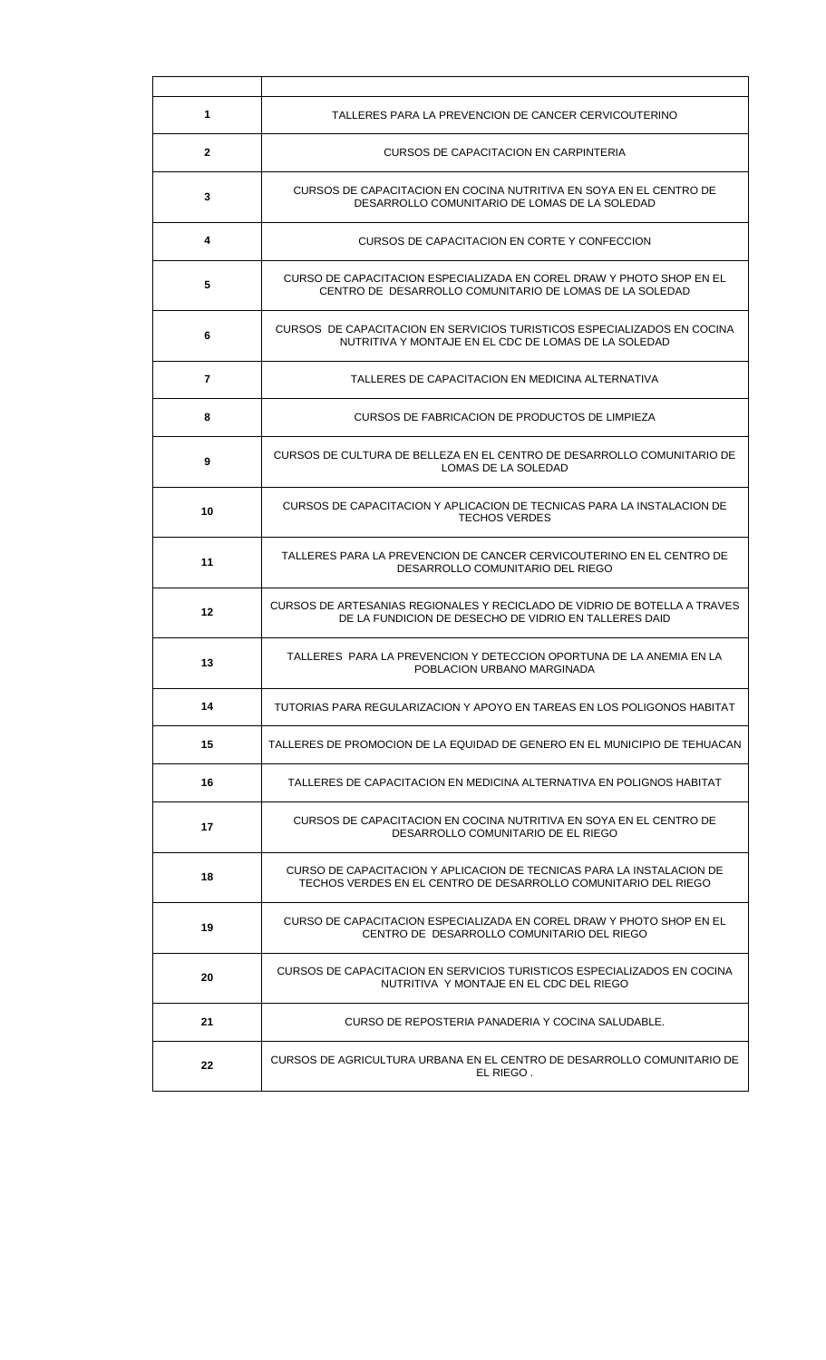| | |
|---|---|
| 1 | TALLERES PARA LA PREVENCION DE CANCER CERVICOUTERINO |
| 2 | CURSOS DE CAPACITACION EN CARPINTERIA |
| 3 | CURSOS DE CAPACITACION EN COCINA NUTRITIVA EN SOYA EN EL CENTRO DE DESARROLLO COMUNITARIO DE LOMAS DE LA SOLEDAD |
| 4 | CURSOS DE CAPACITACION EN CORTE Y CONFECCION |
| 5 | CURSO DE CAPACITACION ESPECIALIZADA EN COREL DRAW Y PHOTO SHOP EN EL CENTRO DE DESARROLLO COMUNITARIO DE LOMAS DE LA SOLEDAD |
| 6 | CURSOS DE CAPACITACION EN SERVICIOS TURISTICOS ESPECIALIZADOS EN COCINA NUTRITIVA Y MONTAJE EN EL CDC DE LOMAS DE LA SOLEDAD |
| 7 | TALLERES DE CAPACITACION EN MEDICINA ALTERNATIVA |
| 8 | CURSOS DE FABRICACION DE PRODUCTOS DE LIMPIEZA |
| 9 | CURSOS DE CULTURA DE BELLEZA EN EL CENTRO DE DESARROLLO COMUNITARIO DE LOMAS DE LA SOLEDAD |
| 10 | CURSOS DE CAPACITACION Y APLICACION DE TECNICAS PARA LA INSTALACION DE TECHOS VERDES |
| 11 | TALLERES PARA LA PREVENCION DE CANCER CERVICOUTERINO EN EL CENTRO DE DESARROLLO COMUNITARIO DEL RIEGO |
| 12 | CURSOS DE ARTESANIAS REGIONALES Y RECICLADO DE VIDRIO DE BOTELLA A TRAVES DE LA FUNDICION DE DESECHO DE VIDRIO EN TALLERES DAID |
| 13 | TALLERES PARA LA PREVENCION Y DETECCION OPORTUNA DE LA ANEMIA EN LA POBLACION URBANO MARGINADA |
| 14 | TUTORIAS PARA REGULARIZACION Y APOYO EN TAREAS EN LOS POLIGONOS HABITAT |
| 15 | TALLERES DE PROMOCION DE LA EQUIDAD DE GENERO EN EL MUNICIPIO DE TEHUACAN |
| 16 | TALLERES DE CAPACITACION EN MEDICINA ALTERNATIVA EN POLIGNOS HABITAT |
| 17 | CURSOS DE CAPACITACION EN COCINA NUTRITIVA EN SOYA EN EL CENTRO DE DESARROLLO COMUNITARIO DE EL RIEGO |
| 18 | CURSO DE CAPACITACION Y APLICACION DE TECNICAS PARA LA INSTALACION DE TECHOS VERDES EN EL CENTRO DE DESARROLLO COMUNITARIO DEL RIEGO |
| 19 | CURSO DE CAPACITACION ESPECIALIZADA EN COREL DRAW Y PHOTO SHOP EN EL CENTRO DE DESARROLLO COMUNITARIO DEL RIEGO |
| 20 | CURSOS DE CAPACITACION EN SERVICIOS TURISTICOS ESPECIALIZADOS EN COCINA NUTRITIVA Y MONTAJE EN EL CDC DEL RIEGO |
| 21 | CURSO DE REPOSTERIA PANADERIA Y COCINA SALUDABLE. |
| 22 | CURSOS DE AGRICULTURA URBANA EN EL CENTRO DE DESARROLLO COMUNITARIO DE EL RIEGO . |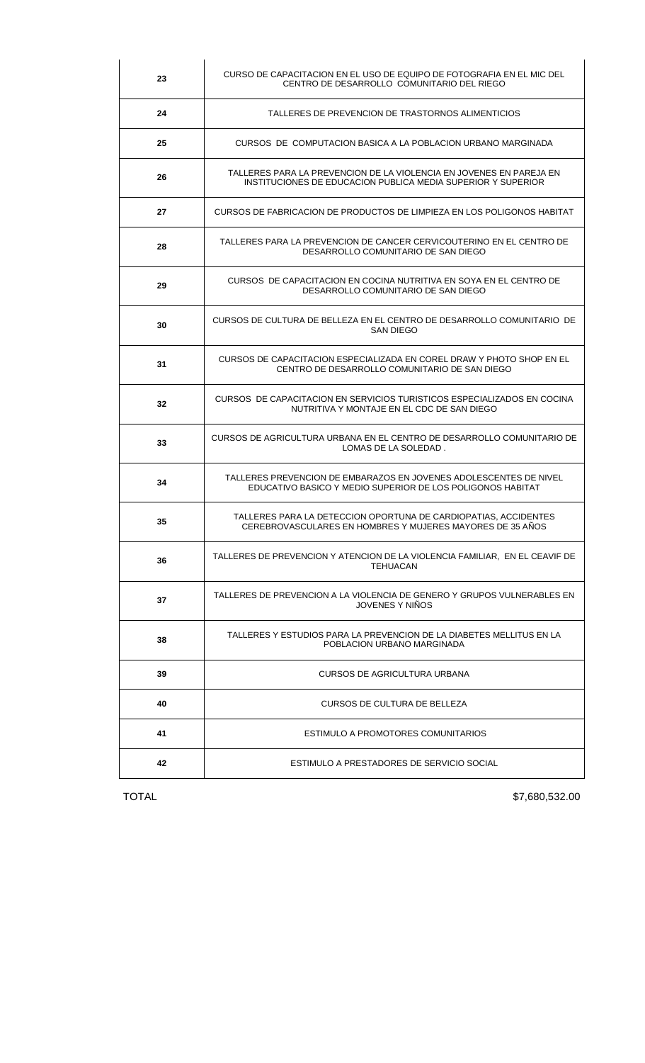| | |
|---|---|
| **23** | CURSO DE CAPACITACION EN EL USO DE EQUIPO DE FOTOGRAFIA EN EL MIC DEL CENTRO DE DESARROLLO COMUNITARIO DEL RIEGO |
| **24** | TALLERES DE PREVENCION DE TRASTORNOS ALIMENTICIOS |
| **25** | CURSOS DE COMPUTACION BASICA A LA POBLACION URBANO MARGINADA |
| **26** | TALLERES PARA LA PREVENCION DE LA VIOLENCIA EN JOVENES EN PAREJA EN INSTITUCIONES DE EDUCACION PUBLICA MEDIA SUPERIOR Y SUPERIOR |
| **27** | CURSOS DE FABRICACION DE PRODUCTOS DE LIMPIEZA EN LOS POLIGONOS HABITAT |
| **28** | TALLERES PARA LA PREVENCION DE CANCER CERVICOUTERINO EN EL CENTRO DE DESARROLLO COMUNITARIO DE SAN DIEGO |
| **29** | CURSOS DE CAPACITACION EN COCINA NUTRITIVA EN SOYA EN EL CENTRO DE DESARROLLO COMUNITARIO DE SAN DIEGO |
| **30** | CURSOS DE CULTURA DE BELLEZA EN EL CENTRO DE DESARROLLO COMUNITARIO DE SAN DIEGO |
| **31** | CURSOS DE CAPACITACION ESPECIALIZADA EN COREL DRAW Y PHOTO SHOP EN EL CENTRO DE DESARROLLO COMUNITARIO DE SAN DIEGO |
| **32** | CURSOS DE CAPACITACION EN SERVICIOS TURISTICOS ESPECIALIZADOS EN COCINA NUTRITIVA Y MONTAJE EN EL CDC DE SAN DIEGO |
| **33** | CURSOS DE AGRICULTURA URBANA EN EL CENTRO DE DESARROLLO COMUNITARIO DE LOMAS DE LA SOLEDAD . |
| **34** | TALLERES PREVENCION DE EMBARAZOS EN JOVENES ADOLESCENTES DE NIVEL EDUCATIVO BASICO Y MEDIO SUPERIOR DE LOS POLIGONOS HABITAT |
| **35** | TALLERES PARA LA DETECCION OPORTUNA DE CARDIOPATIAS, ACCIDENTES CEREBROVASCULARES EN HOMBRES Y MUJERES MAYORES DE 35 AÑOS |
| **36** | TALLERES DE PREVENCION Y ATENCION DE LA VIOLENCIA FAMILIAR, EN EL CEAVIF DE TEHUACAN |
| **37** | TALLERES DE PREVENCION A LA VIOLENCIA DE GENERO Y GRUPOS VULNERABLES EN JOVENES Y NIÑOS |
| **38** | TALLERES Y ESTUDIOS PARA LA PREVENCION DE LA DIABETES MELLITUS EN LA POBLACION URBANO MARGINADA |
| **39** | CURSOS DE AGRICULTURA URBANA |
| **40** | CURSOS DE CULTURA DE BELLEZA |
| **41** | ESTIMULO A PROMOTORES COMUNITARIOS |
| **42** | ESTIMULO A PRESTADORES DE SERVICIO SOCIAL |

TOTAL $7,680,532.00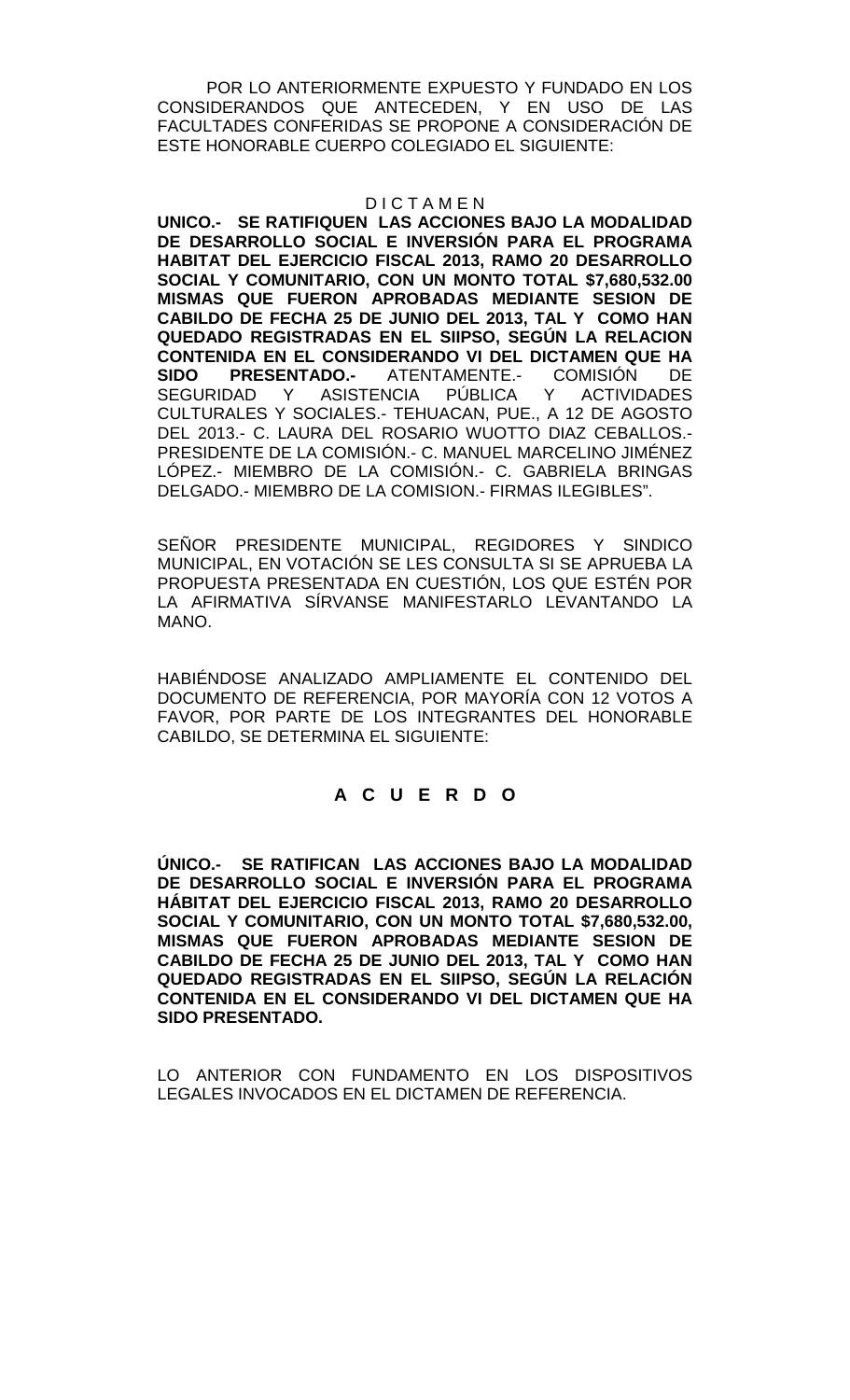POR LO ANTERIORMENTE EXPUESTO Y FUNDADO EN LOS CONSIDERANDOS QUE ANTECEDEN, Y EN USO DE LAS FACULTADES CONFERIDAS SE PROPONE A CONSIDERACIÓN DE ESTE HONORABLE CUERPO COLEGIADO EL SIGUIENTE:

D I C T A M E N

**UNICO.- SE RATIFIQUEN LAS ACCIONES BAJO LA MODALIDAD DE DESARROLLO SOCIAL E INVERSIÓN PARA EL PROGRAMA HABITAT DEL EJERCICIO FISCAL 2013, RAMO 20 DESARROLLO SOCIAL Y COMUNITARIO, CON UN MONTO TOTAL $7,680,532.00 MISMAS QUE FUERON APROBADAS MEDIANTE SESION DE CABILDO DE FECHA 25 DE JUNIO DEL 2013, TAL Y COMO HAN QUEDADO REGISTRADAS EN EL SIIPSO, SEGÚN LA RELACION CONTENIDA EN EL CONSIDERANDO VI DEL DICTAMEN QUE HA SIDO PRESENTADO.-** ATENTAMENTE.- COMISIÓN DE SEGURIDAD Y ASISTENCIA PÚBLICA Y ACTIVIDADES CULTURALES Y SOCIALES.- TEHUACAN, PUE., A 12 DE AGOSTO DEL 2013.- C. LAURA DEL ROSARIO WUOTTO DIAZ CEBALLOS.- PRESIDENTE DE LA COMISIÓN.- C. MANUEL MARCELINO JIMÉNEZ LÓPEZ.- MIEMBRO DE LA COMISIÓN.- C. GABRIELA BRINGAS DELGADO.- MIEMBRO DE LA COMISION.- FIRMAS ILEGIBLES".

SEÑOR PRESIDENTE MUNICIPAL, REGIDORES Y SINDICO MUNICIPAL, EN VOTACIÓN SE LES CONSULTA SI SE APRUEBA LA PROPUESTA PRESENTADA EN CUESTIÓN, LOS QUE ESTÉN POR LA AFIRMATIVA SÍRVANSE MANIFESTARLO LEVANTANDO LA MANO.

HABIÉNDOSE ANALIZADO AMPLIAMENTE EL CONTENIDO DEL DOCUMENTO DE REFERENCIA, POR MAYORÍA CON 12 VOTOS A FAVOR, POR PARTE DE LOS INTEGRANTES DEL HONORABLE CABILDO, SE DETERMINA EL SIGUIENTE:

**A C U E R D O**

**ÚNICO.- SE RATIFICAN LAS ACCIONES BAJO LA MODALIDAD DE DESARROLLO SOCIAL E INVERSIÓN PARA EL PROGRAMA HÁBITAT DEL EJERCICIO FISCAL 2013, RAMO 20 DESARROLLO SOCIAL Y COMUNITARIO, CON UN MONTO TOTAL $7,680,532.00, MISMAS QUE FUERON APROBADAS MEDIANTE SESION DE CABILDO DE FECHA 25 DE JUNIO DEL 2013, TAL Y COMO HAN QUEDADO REGISTRADAS EN EL SIIPSO, SEGÚN LA RELACIÓN CONTENIDA EN EL CONSIDERANDO VI DEL DICTAMEN QUE HA SIDO PRESENTADO.**

LO ANTERIOR CON FUNDAMENTO EN LOS DISPOSITIVOS LEGALES INVOCADOS EN EL DICTAMEN DE REFERENCIA.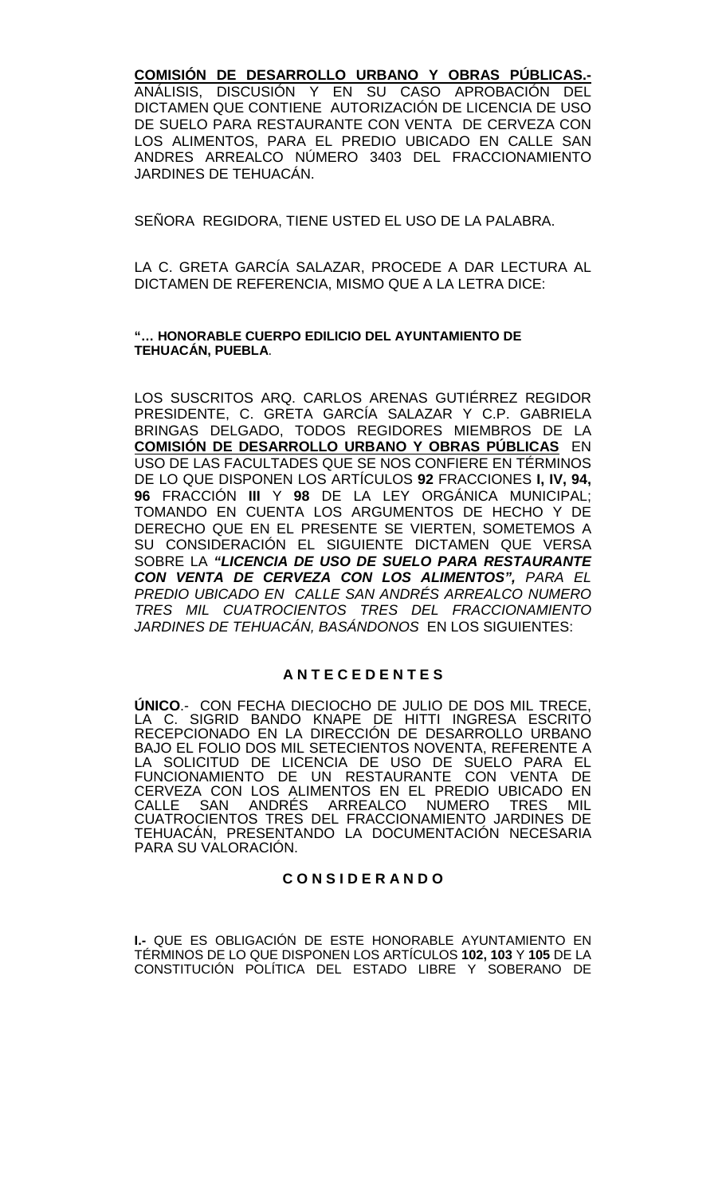**<u>COMISIÓN DE DESARROLLO URBANO Y OBRAS PÚBLICAS.-</u>** ANÁLISIS, DISCUSIÓN Y EN SU CASO APROBACIÓN DEL DICTAMEN QUE CONTIENE AUTORIZACIÓN DE LICENCIA DE USO DE SUELO PARA RESTAURANTE CON VENTA DE CERVEZA CON LOS ALIMENTOS, PARA EL PREDIO UBICADO EN CALLE SAN ANDRES ARREALCO NÚMERO 3403 DEL FRACCIONAMIENTO JARDINES DE TEHUACÁN.

SEÑORA REGIDORA, TIENE USTED EL USO DE LA PALABRA.

LA C. GRETA GARCÍA SALAZAR, PROCEDE A DAR LECTURA AL DICTAMEN DE REFERENCIA, MISMO QUE A LA LETRA DICE:

**"… HONORABLE CUERPO EDILICIO DEL AYUNTAMIENTO DE TEHUACÁN, PUEBLA**.

LOS SUSCRITOS ARQ. CARLOS ARENAS GUTIÉRREZ REGIDOR PRESIDENTE, C. GRETA GARCÍA SALAZAR Y C.P. GABRIELA BRINGAS DELGADO, TODOS REGIDORES MIEMBROS DE LA **<u>COMISIÓN DE DESARROLLO URBANO Y OBRAS PÚBLICAS</u>** EN USO DE LAS FACULTADES QUE SE NOS CONFIERE EN TÉRMINOS DE LO QUE DISPONEN LOS ARTÍCULOS **92** FRACCIONES **I, IV, 94, 96** FRACCIÓN **III** Y **98** DE LA LEY ORGÁNICA MUNICIPAL; TOMANDO EN CUENTA LOS ARGUMENTOS DE HECHO Y DE DERECHO QUE EN EL PRESENTE SE VIERTEN, SOMETEMOS A SU CONSIDERACIÓN EL SIGUIENTE DICTAMEN QUE VERSA SOBRE LA ***"LICENCIA DE USO DE SUELO PARA RESTAURANTE CON VENTA DE CERVEZA CON LOS ALIMENTOS",*** *PARA EL PREDIO UBICADO EN CALLE SAN ANDRÉS ARREALCO NUMERO TRES MIL CUATROCIENTOS TRES DEL FRACCIONAMIENTO JARDINES DE TEHUACÁN, BASÁNDONOS* EN LOS SIGUIENTES:

## A N T E C E D E N T E S

**ÚNICO**.- CON FECHA DIECIOCHO DE JULIO DE DOS MIL TRECE, LA C. SIGRID BANDO KNAPE DE HITTI INGRESA ESCRITO RECEPCIONADO EN LA DIRECCIÓN DE DESARROLLO URBANO BAJO EL FOLIO DOS MIL SETECIENTOS NOVENTA, REFERENTE A LA SOLICITUD DE LICENCIA DE USO DE SUELO PARA EL FUNCIONAMIENTO DE UN RESTAURANTE CON VENTA DE CERVEZA CON LOS ALIMENTOS EN EL PREDIO UBICADO EN CALLE SAN ANDRÉS ARREALCO NUMERO TRES MIL CUATROCIENTOS TRES DEL FRACCIONAMIENTO JARDINES DE TEHUACÁN, PRESENTANDO LA DOCUMENTACIÓN NECESARIA PARA SU VALORACIÓN.

## C O N S I D E R A N D O

**I.-** QUE ES OBLIGACIÓN DE ESTE HONORABLE AYUNTAMIENTO EN TÉRMINOS DE LO QUE DISPONEN LOS ARTÍCULOS **102, 103** Y **105** DE LA CONSTITUCIÓN POLÍTICA DEL ESTADO LIBRE Y SOBERANO DE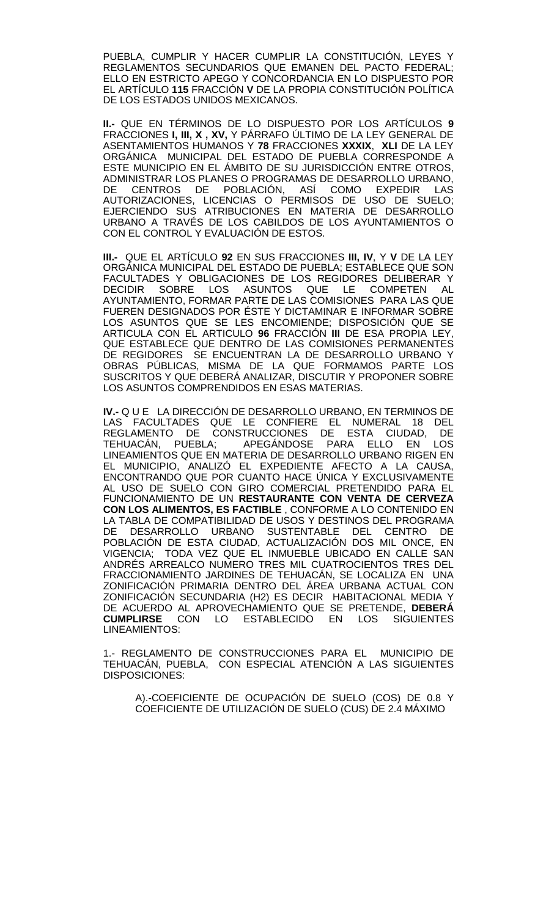PUEBLA, CUMPLIR Y HACER CUMPLIR LA CONSTITUCIÓN, LEYES Y REGLAMENTOS SECUNDARIOS QUE EMANEN DEL PACTO FEDERAL; ELLO EN ESTRICTO APEGO Y CONCORDANCIA EN LO DISPUESTO POR EL ARTÍCULO **115** FRACCIÓN **V** DE LA PROPIA CONSTITUCIÓN POLÍTICA DE LOS ESTADOS UNIDOS MEXICANOS.

**II.-** QUE EN TÉRMINOS DE LO DISPUESTO POR LOS ARTÍCULOS **9** FRACCIONES **I, III, X , XV,** Y PÁRRAFO ÚLTIMO DE LA LEY GENERAL DE ASENTAMIENTOS HUMANOS Y **78** FRACCIONES **XXXIX**, **XLI** DE LA LEY ORGÁNICA MUNICIPAL DEL ESTADO DE PUEBLA CORRESPONDE A ESTE MUNICIPIO EN EL ÁMBITO DE SU JURISDICCIÓN ENTRE OTROS, ADMINISTRAR LOS PLANES O PROGRAMAS DE DESARROLLO URBANO, DE CENTROS DE POBLACIÓN, ASÍ COMO EXPEDIR LAS AUTORIZACIONES, LICENCIAS O PERMISOS DE USO DE SUELO; EJERCIENDO SUS ATRIBUCIONES EN MATERIA DE DESARROLLO URBANO A TRAVÉS DE LOS CABILDOS DE LOS AYUNTAMIENTOS O CON EL CONTROL Y EVALUACIÓN DE ESTOS.

**III.-** QUE EL ARTÍCULO **92** EN SUS FRACCIONES **III, IV**, Y **V** DE LA LEY ORGÁNICA MUNICIPAL DEL ESTADO DE PUEBLA; ESTABLECE QUE SON FACULTADES Y OBLIGACIONES DE LOS REGIDORES DELIBERAR Y DECIDIR SOBRE LOS ASUNTOS QUE LE COMPETEN AL AYUNTAMIENTO, FORMAR PARTE DE LAS COMISIONES PARA LAS QUE FUEREN DESIGNADOS POR ÉSTE Y DICTAMINAR E INFORMAR SOBRE LOS ASUNTOS QUE SE LES ENCOMIENDE; DISPOSICIÓN QUE SE ARTICULA CON EL ARTICULO **96** FRACCIÓN **III** DE ESA PROPIA LEY, QUE ESTABLECE QUE DENTRO DE LAS COMISIONES PERMANENTES DE REGIDORES SE ENCUENTRAN LA DE DESARROLLO URBANO Y OBRAS PÚBLICAS, MISMA DE LA QUE FORMAMOS PARTE LOS SUSCRITOS Y QUE DEBERÁ ANALIZAR, DISCUTIR Y PROPONER SOBRE LOS ASUNTOS COMPRENDIDOS EN ESAS MATERIAS.

**IV.-** Q U E LA DIRECCIÓN DE DESARROLLO URBANO, EN TERMINOS DE LAS FACULTADES QUE LE CONFIERE EL NUMERAL 18 DEL REGLAMENTO DE CONSTRUCCIONES DE ESTA CIUDAD, DE TEHUACÁN, PUEBLA; APEGÁNDOSE PARA ELLO EN LOS LINEAMIENTOS QUE EN MATERIA DE DESARROLLO URBANO RIGEN EN EL MUNICIPIO, ANALIZÓ EL EXPEDIENTE AFECTO A LA CAUSA, ENCONTRANDO QUE POR CUANTO HACE ÚNICA Y EXCLUSIVAMENTE AL USO DE SUELO CON GIRO COMERCIAL PRETENDIDO PARA EL FUNCIONAMIENTO DE UN **RESTAURANTE CON VENTA DE CERVEZA CON LOS ALIMENTOS, ES FACTIBLE** , CONFORME A LO CONTENIDO EN LA TABLA DE COMPATIBILIDAD DE USOS Y DESTINOS DEL PROGRAMA DE DESARROLLO URBANO SUSTENTABLE DEL CENTRO DE POBLACIÓN DE ESTA CIUDAD, ACTUALIZACIÓN DOS MIL ONCE, EN VIGENCIA; TODA VEZ QUE EL INMUEBLE UBICADO EN CALLE SAN ANDRÉS ARREALCO NUMERO TRES MIL CUATROCIENTOS TRES DEL FRACCIONAMIENTO JARDINES DE TEHUACÁN, SE LOCALIZA EN UNA ZONIFICACIÓN PRIMARIA DENTRO DEL ÁREA URBANA ACTUAL CON ZONIFICACIÓN SECUNDARIA (H2) ES DECIR HABITACIONAL MEDIA Y DE ACUERDO AL APROVECHAMIENTO QUE SE PRETENDE, **DEBERÁ CUMPLIRSE** CON LO ESTABLECIDO EN LOS SIGUIENTES LINEAMIENTOS:

1.- REGLAMENTO DE CONSTRUCCIONES PARA EL MUNICIPIO DE TEHUACÁN, PUEBLA, CON ESPECIAL ATENCIÓN A LAS SIGUIENTES DISPOSICIONES:

A).-COEFICIENTE DE OCUPACIÓN DE SUELO (COS) DE 0.8 Y COEFICIENTE DE UTILIZACIÓN DE SUELO (CUS) DE 2.4 MÁXIMO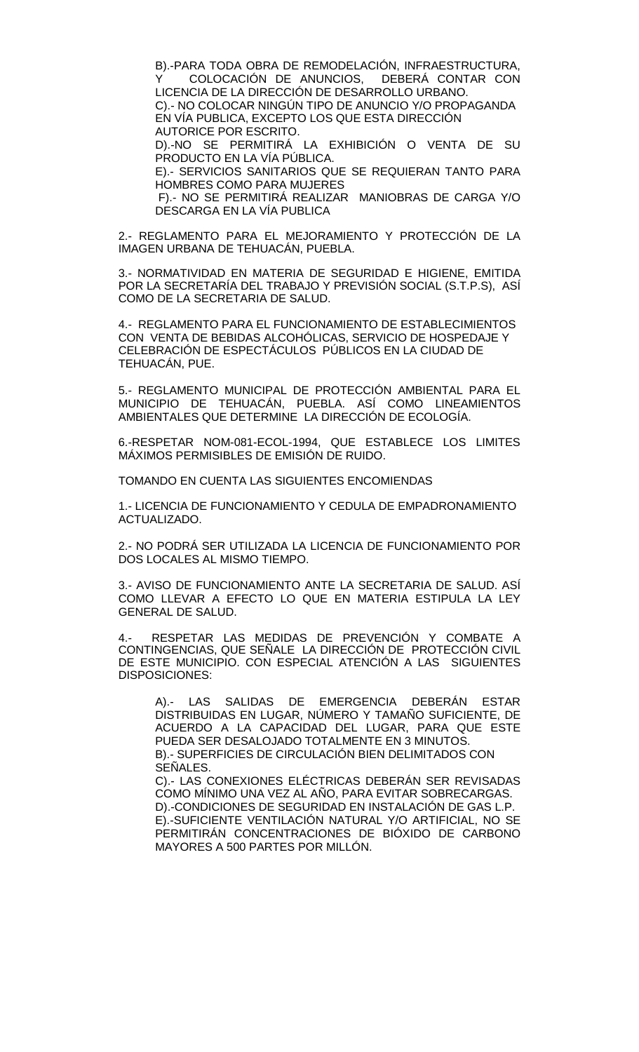B).-PARA TODA OBRA DE REMODELACIÓN, INFRAESTRUCTURA, Y COLOCACIÓN DE ANUNCIOS, DEBERÁ CONTAR CON LICENCIA DE LA DIRECCIÓN DE DESARROLLO URBANO.
C).- NO COLOCAR NINGÚN TIPO DE ANUNCIO Y/O PROPAGANDA EN VÍA PUBLICA, EXCEPTO LOS QUE ESTA DIRECCIÓN AUTORICE POR ESCRITO.
D).-NO SE PERMITIRÁ LA EXHIBICIÓN O VENTA DE SU PRODUCTO EN LA VÍA PÚBLICA.
E).- SERVICIOS SANITARIOS QUE SE REQUIERAN TANTO PARA HOMBRES COMO PARA MUJERES
F).- NO SE PERMITIRÁ REALIZAR MANIOBRAS DE CARGA Y/O DESCARGA EN LA VÍA PUBLICA

2.- REGLAMENTO PARA EL MEJORAMIENTO Y PROTECCIÓN DE LA IMAGEN URBANA DE TEHUACÁN, PUEBLA.

3.- NORMATIVIDAD EN MATERIA DE SEGURIDAD E HIGIENE, EMITIDA POR LA SECRETARÍA DEL TRABAJO Y PREVISIÓN SOCIAL (S.T.P.S), ASÍ COMO DE LA SECRETARIA DE SALUD.

4.- REGLAMENTO PARA EL FUNCIONAMIENTO DE ESTABLECIMIENTOS CON VENTA DE BEBIDAS ALCOHÓLICAS, SERVICIO DE HOSPEDAJE Y CELEBRACIÓN DE ESPECTÁCULOS PÚBLICOS EN LA CIUDAD DE TEHUACÁN, PUE.

5.- REGLAMENTO MUNICIPAL DE PROTECCIÓN AMBIENTAL PARA EL MUNICIPIO DE TEHUACÁN, PUEBLA. ASÍ COMO LINEAMIENTOS AMBIENTALES QUE DETERMINE LA DIRECCIÓN DE ECOLOGÍA.

6.-RESPETAR NOM-081-ECOL-1994, QUE ESTABLECE LOS LIMITES MÁXIMOS PERMISIBLES DE EMISIÓN DE RUIDO.

TOMANDO EN CUENTA LAS SIGUIENTES ENCOMIENDAS

1.- LICENCIA DE FUNCIONAMIENTO Y CEDULA DE EMPADRONAMIENTO ACTUALIZADO.

2.- NO PODRÁ SER UTILIZADA LA LICENCIA DE FUNCIONAMIENTO POR DOS LOCALES AL MISMO TIEMPO.

3.- AVISO DE FUNCIONAMIENTO ANTE LA SECRETARIA DE SALUD. ASÍ COMO LLEVAR A EFECTO LO QUE EN MATERIA ESTIPULA LA LEY GENERAL DE SALUD.

4.- RESPETAR LAS MEDIDAS DE PREVENCIÓN Y COMBATE A CONTINGENCIAS, QUE SEÑALE LA DIRECCIÓN DE PROTECCIÓN CIVIL DE ESTE MUNICIPIO. CON ESPECIAL ATENCIÓN A LAS SIGUIENTES DISPOSICIONES:

A).- LAS SALIDAS DE EMERGENCIA DEBERÁN ESTAR DISTRIBUIDAS EN LUGAR, NÚMERO Y TAMAÑO SUFICIENTE, DE ACUERDO A LA CAPACIDAD DEL LUGAR, PARA QUE ESTE PUEDA SER DESALOJADO TOTALMENTE EN 3 MINUTOS.
B).- SUPERFICIES DE CIRCULACIÓN BIEN DELIMITADOS CON SEÑALES.
C).- LAS CONEXIONES ELÉCTRICAS DEBERÁN SER REVISADAS COMO MÍNIMO UNA VEZ AL AÑO, PARA EVITAR SOBRECARGAS.
D).-CONDICIONES DE SEGURIDAD EN INSTALACIÓN DE GAS L.P.
E).-SUFICIENTE VENTILACIÓN NATURAL Y/O ARTIFICIAL, NO SE PERMITIRÁN CONCENTRACIONES DE BIÓXIDO DE CARBONO MAYORES A 500 PARTES POR MILLÓN.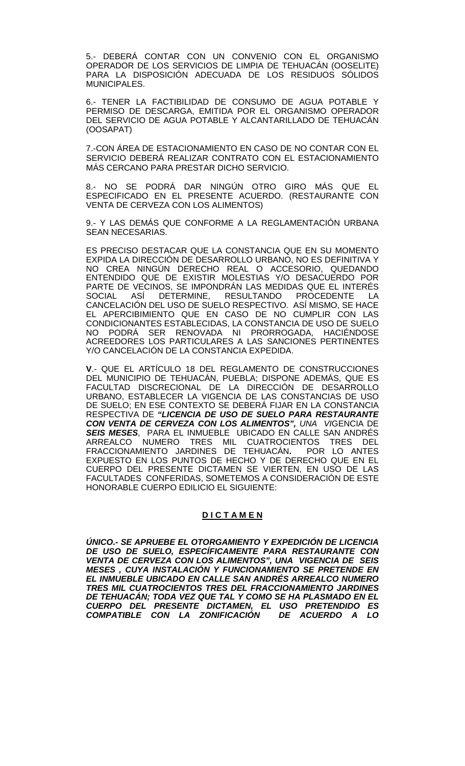5.- DEBERÁ CONTAR CON UN CONVENIO CON EL ORGANISMO OPERADOR DE LOS SERVICIOS DE LIMPIA DE TEHUACÁN (OOSELITE) PARA LA DISPOSICIÓN ADECUADA DE LOS RESIDUOS SÓLIDOS MUNICIPALES.

6.- TENER LA FACTIBILIDAD DE CONSUMO DE AGUA POTABLE Y PERMISO DE DESCARGA, EMITIDA POR EL ORGANISMO OPERADOR DEL SERVICIO DE AGUA POTABLE Y ALCANTARILLADO DE TEHUACÁN (OOSAPAT)

7.-CON ÁREA DE ESTACIONAMIENTO EN CASO DE NO CONTAR CON EL SERVICIO DEBERÁ REALIZAR CONTRATO CON EL ESTACIONAMIENTO MÁS CERCANO PARA PRESTAR DICHO SERVICIO.

8.- NO SE PODRÁ DAR NINGÚN OTRO GIRO MÁS QUE EL ESPECIFICADO EN EL PRESENTE ACUERDO. (RESTAURANTE CON VENTA DE CERVEZA CON LOS ALIMENTOS)

9.- Y LAS DEMÁS QUE CONFORME A LA REGLAMENTACIÓN URBANA SEAN NECESARIAS.

ES PRECISO DESTACAR QUE LA CONSTANCIA QUE EN SU MOMENTO EXPIDA LA DIRECCIÓN DE DESARROLLO URBANO, NO ES DEFINITIVA Y NO CREA NINGÚN DERECHO REAL O ACCESORIO, QUEDANDO ENTENDIDO QUE DE EXISTIR MOLESTIAS Y/O DESACUERDO POR PARTE DE VECINOS, SE IMPONDRÁN LAS MEDIDAS QUE EL INTERÉS SOCIAL ASÍ DETERMINE, RESULTANDO PROCEDENTE LA CANCELACIÓN DEL USO DE SUELO RESPECTIVO. ASÍ MISMO, SE HACE EL APERCIBIMIENTO QUE EN CASO DE NO CUMPLIR CON LAS CONDICIONANTES ESTABLECIDAS, LA CONSTANCIA DE USO DE SUELO NO PODRÁ SER RENOVADA NI PRORROGADA, HACIÉNDOSE ACREEDORES LOS PARTICULARES A LAS SANCIONES PERTINENTES Y/O CANCELACIÓN DE LA CONSTANCIA EXPEDIDA.

**V**.- QUE EL ARTÍCULO 18 DEL REGLAMENTO DE CONSTRUCCIONES DEL MUNICIPIO DE TEHUACÁN, PUEBLA; DISPONE ADEMÁS, QUE ES FACULTAD DISCRECIONAL DE LA DIRECCIÓN DE DESARROLLO URBANO, ESTABLECER LA VIGENCIA DE LAS CONSTANCIAS DE USO DE SUELO; EN ESE CONTEXTO SE DEBERÁ FIJAR EN LA CONSTANCIA RESPECTIVA DE ***"LICENCIA DE USO DE SUELO PARA RESTAURANTE CON VENTA DE CERVEZA CON LOS ALIMENTOS",*** *UNA VI*GENCIA DE ***SEIS MESES***, PARA EL INMUEBLE UBICADO EN CALLE SAN ANDRÉS ARREALCO NUMERO TRES MIL CUATROCIENTOS TRES DEL FRACCIONAMIENTO JARDINES DE TEHUACÁN**.** POR LO ANTES EXPUESTO EN LOS PUNTOS DE HECHO Y DE DERECHO QUE EN EL CUERPO DEL PRESENTE DICTAMEN SE VIERTEN, EN USO DE LAS FACULTADES CONFERIDAS, SOMETEMOS A CONSIDERACIÓN DE ESTE HONORABLE CUERPO EDILICIO EL SIGUIENTE:

## D I C T A M E N

***ÚNICO.- SE APRUEBE EL OTORGAMIENTO Y EXPEDICIÓN DE LICENCIA DE USO DE SUELO, ESPECÍFICAMENTE PARA RESTAURANTE CON VENTA DE CERVEZA CON LOS ALIMENTOS", UNA VIGENCIA DE SEIS MESES , CUYA INSTALACIÓN Y FUNCIONAMIENTO SE PRETENDE EN EL INMUEBLE UBICADO EN CALLE SAN ANDRÉS ARREALCO NUMERO TRES MIL CUATROCIENTOS TRES DEL FRACCIONAMIENTO JARDINES DE TEHUACÁN; TODA VEZ QUE TAL Y COMO SE HA PLASMADO EN EL CUERPO DEL PRESENTE DICTAMEN, EL USO PRETENDIDO ES COMPATIBLE CON LA ZONIFICACIÓN DE ACUERDO A LO***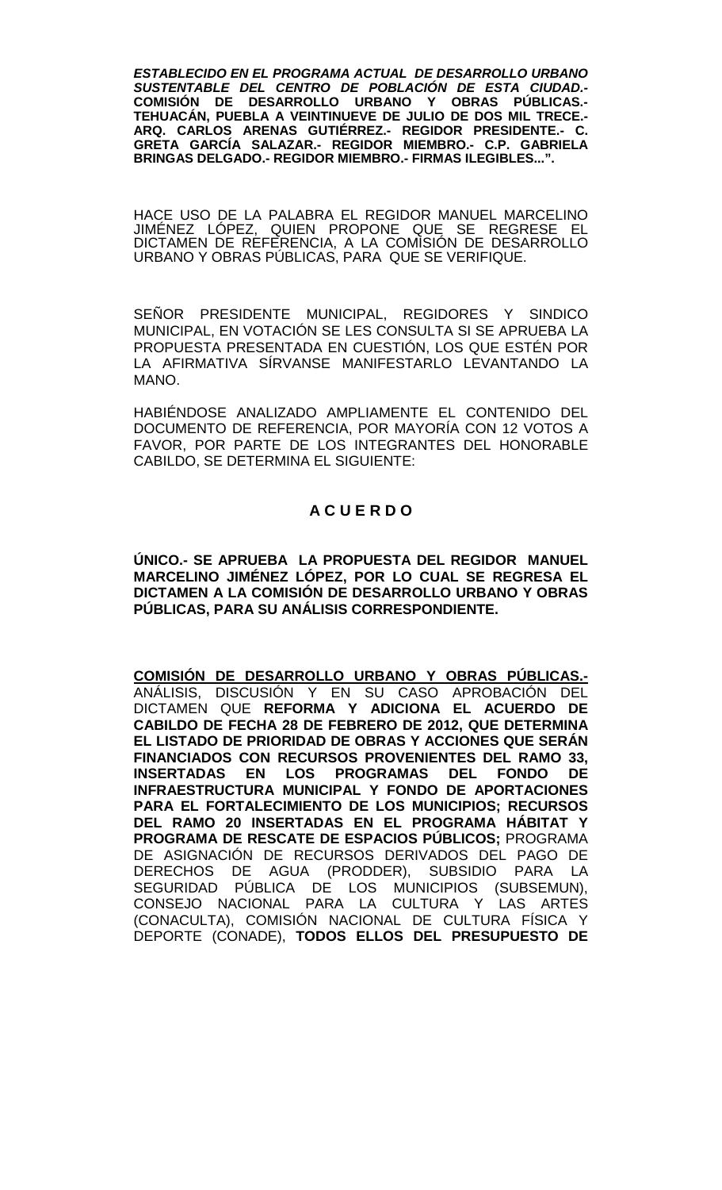***ESTABLECIDO EN EL PROGRAMA ACTUAL DE DESARROLLO URBANO SUSTENTABLE DEL CENTRO DE POBLACIÓN DE ESTA CIUDAD.-*** **COMISIÓN DE DESARROLLO URBANO Y OBRAS PÚBLICAS.- TEHUACÁN, PUEBLA A VEINTINUEVE DE JULIO DE DOS MIL TRECE.- ARQ. CARLOS ARENAS GUTIÉRREZ.- REGIDOR PRESIDENTE.- C. GRETA GARCÍA SALAZAR.- REGIDOR MIEMBRO.- C.P. GABRIELA BRINGAS DELGADO.- REGIDOR MIEMBRO.- FIRMAS ILEGIBLES...".**

HACE USO DE LA PALABRA EL REGIDOR MANUEL MARCELINO JIMÉNEZ LÓPEZ, QUIEN PROPONE QUE SE REGRESE EL DICTAMEN DE REFERENCIA, A LA COMISIÓN DE DESARROLLO URBANO Y OBRAS PÚBLICAS, PARA QUE SE VERIFIQUE.

SEÑOR PRESIDENTE MUNICIPAL, REGIDORES Y SINDICO MUNICIPAL, EN VOTACIÓN SE LES CONSULTA SI SE APRUEBA LA PROPUESTA PRESENTADA EN CUESTIÓN, LOS QUE ESTÉN POR LA AFIRMATIVA SÍRVANSE MANIFESTARLO LEVANTANDO LA MANO.

HABIÉNDOSE ANALIZADO AMPLIAMENTE EL CONTENIDO DEL DOCUMENTO DE REFERENCIA, POR MAYORÍA CON 12 VOTOS A FAVOR, POR PARTE DE LOS INTEGRANTES DEL HONORABLE CABILDO, SE DETERMINA EL SIGUIENTE:

## A C U E R D O

**ÚNICO.- SE APRUEBA LA PROPUESTA DEL REGIDOR MANUEL MARCELINO JIMÉNEZ LÓPEZ, POR LO CUAL SE REGRESA EL DICTAMEN A LA COMISIÓN DE DESARROLLO URBANO Y OBRAS PÚBLICAS, PARA SU ANÁLISIS CORRESPONDIENTE.**

**COMISIÓN DE DESARROLLO URBANO Y OBRAS PÚBLICAS.-** ANÁLISIS, DISCUSIÓN Y EN SU CASO APROBACIÓN DEL DICTAMEN QUE **REFORMA Y ADICIONA EL ACUERDO DE CABILDO DE FECHA 28 DE FEBRERO DE 2012, QUE DETERMINA EL LISTADO DE PRIORIDAD DE OBRAS Y ACCIONES QUE SERÁN FINANCIADOS CON RECURSOS PROVENIENTES DEL RAMO 33, INSERTADAS EN LOS PROGRAMAS DEL FONDO DE INFRAESTRUCTURA MUNICIPAL Y FONDO DE APORTACIONES PARA EL FORTALECIMIENTO DE LOS MUNICIPIOS; RECURSOS DEL RAMO 20 INSERTADAS EN EL PROGRAMA HÁBITAT Y PROGRAMA DE RESCATE DE ESPACIOS PÚBLICOS;** PROGRAMA DE ASIGNACIÓN DE RECURSOS DERIVADOS DEL PAGO DE DERECHOS DE AGUA (PRODDER), SUBSIDIO PARA LA SEGURIDAD PÚBLICA DE LOS MUNICIPIOS (SUBSEMUN), CONSEJO NACIONAL PARA LA CULTURA Y LAS ARTES (CONACULTA), COMISIÓN NACIONAL DE CULTURA FÍSICA Y DEPORTE (CONADE), **TODOS ELLOS DEL PRESUPUESTO DE**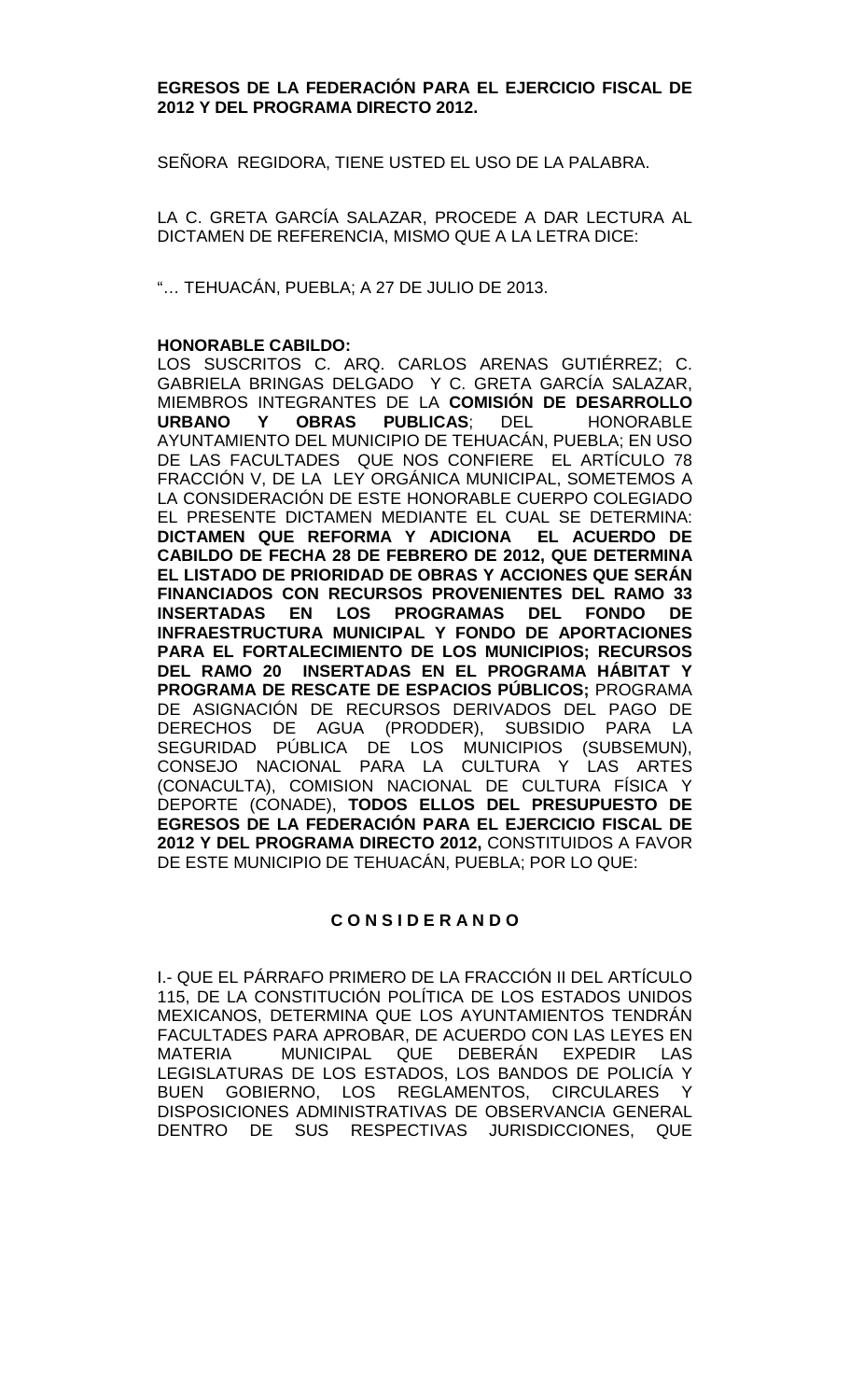**EGRESOS DE LA FEDERACIÓN PARA EL EJERCICIO FISCAL DE 2012 Y DEL PROGRAMA DIRECTO 2012.**

SEÑORA REGIDORA, TIENE USTED EL USO DE LA PALABRA.

LA C. GRETA GARCÍA SALAZAR, PROCEDE A DAR LECTURA AL DICTAMEN DE REFERENCIA, MISMO QUE A LA LETRA DICE:

"… TEHUACÁN, PUEBLA; A 27 DE JULIO DE 2013.

**HONORABLE CABILDO:**
LOS SUSCRITOS C. ARQ. CARLOS ARENAS GUTIÉRREZ; C. GABRIELA BRINGAS DELGADO Y C. GRETA GARCÍA SALAZAR, MIEMBROS INTEGRANTES DE LA **COMISIÓN DE DESARROLLO URBANO Y OBRAS PUBLICAS**; DEL HONORABLE AYUNTAMIENTO DEL MUNICIPIO DE TEHUACÁN, PUEBLA; EN USO DE LAS FACULTADES QUE NOS CONFIERE EL ARTÍCULO 78 FRACCIÓN V, DE LA LEY ORGÁNICA MUNICIPAL, SOMETEMOS A LA CONSIDERACIÓN DE ESTE HONORABLE CUERPO COLEGIADO EL PRESENTE DICTAMEN MEDIANTE EL CUAL SE DETERMINA: **DICTAMEN QUE REFORMA Y ADICIONA EL ACUERDO DE CABILDO DE FECHA 28 DE FEBRERO DE 2012, QUE DETERMINA EL LISTADO DE PRIORIDAD DE OBRAS Y ACCIONES QUE SERÁN FINANCIADOS CON RECURSOS PROVENIENTES DEL RAMO 33 INSERTADAS EN LOS PROGRAMAS DEL FONDO DE INFRAESTRUCTURA MUNICIPAL Y FONDO DE APORTACIONES PARA EL FORTALECIMIENTO DE LOS MUNICIPIOS; RECURSOS DEL RAMO 20 INSERTADAS EN EL PROGRAMA HÁBITAT Y PROGRAMA DE RESCATE DE ESPACIOS PÚBLICOS;** PROGRAMA DE ASIGNACIÓN DE RECURSOS DERIVADOS DEL PAGO DE DERECHOS DE AGUA (PRODDER), SUBSIDIO PARA LA SEGURIDAD PÚBLICA DE LOS MUNICIPIOS (SUBSEMUN), CONSEJO NACIONAL PARA LA CULTURA Y LAS ARTES (CONACULTA), COMISION NACIONAL DE CULTURA FÍSICA Y DEPORTE (CONADE), **TODOS ELLOS DEL PRESUPUESTO DE EGRESOS DE LA FEDERACIÓN PARA EL EJERCICIO FISCAL DE 2012 Y DEL PROGRAMA DIRECTO 2012,** CONSTITUIDOS A FAVOR DE ESTE MUNICIPIO DE TEHUACÁN, PUEBLA; POR LO QUE:

**C O N S I D E R A N D O**

I.- QUE EL PÁRRAFO PRIMERO DE LA FRACCIÓN II DEL ARTÍCULO 115, DE LA CONSTITUCIÓN POLÍTICA DE LOS ESTADOS UNIDOS MEXICANOS, DETERMINA QUE LOS AYUNTAMIENTOS TENDRÁN FACULTADES PARA APROBAR, DE ACUERDO CON LAS LEYES EN MATERIA MUNICIPAL QUE DEBERÁN EXPEDIR LAS LEGISLATURAS DE LOS ESTADOS, LOS BANDOS DE POLICÍA Y BUEN GOBIERNO, LOS REGLAMENTOS, CIRCULARES Y DISPOSICIONES ADMINISTRATIVAS DE OBSERVANCIA GENERAL DENTRO DE SUS RESPECTIVAS JURISDICCIONES, QUE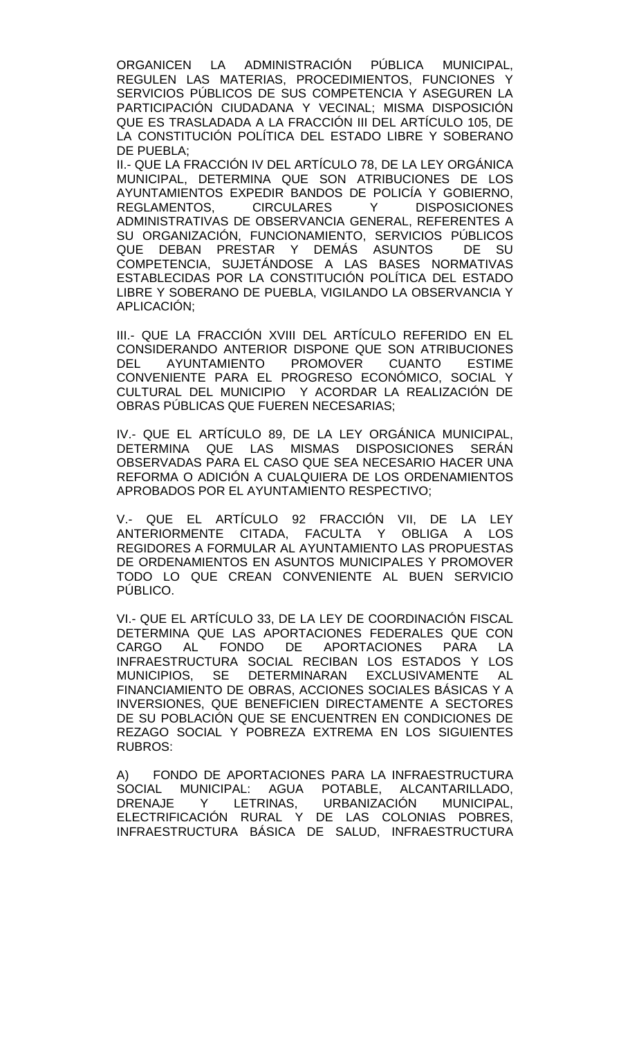ORGANICEN LA ADMINISTRACIÓN PÚBLICA MUNICIPAL, REGULEN LAS MATERIAS, PROCEDIMIENTOS, FUNCIONES Y SERVICIOS PÚBLICOS DE SUS COMPETENCIA Y ASEGUREN LA PARTICIPACIÓN CIUDADANA Y VECINAL; MISMA DISPOSICIÓN QUE ES TRASLADADA A LA FRACCIÓN III DEL ARTÍCULO 105, DE LA CONSTITUCIÓN POLÍTICA DEL ESTADO LIBRE Y SOBERANO DE PUEBLA;

II.- QUE LA FRACCIÓN IV DEL ARTÍCULO 78, DE LA LEY ORGÁNICA MUNICIPAL, DETERMINA QUE SON ATRIBUCIONES DE LOS AYUNTAMIENTOS EXPEDIR BANDOS DE POLICÍA Y GOBIERNO, REGLAMENTOS, CIRCULARES Y DISPOSICIONES ADMINISTRATIVAS DE OBSERVANCIA GENERAL, REFERENTES A SU ORGANIZACIÓN, FUNCIONAMIENTO, SERVICIOS PÚBLICOS QUE DEBAN PRESTAR Y DEMÁS ASUNTOS DE SU COMPETENCIA, SUJETÁNDOSE A LAS BASES NORMATIVAS ESTABLECIDAS POR LA CONSTITUCIÓN POLÍTICA DEL ESTADO LIBRE Y SOBERANO DE PUEBLA, VIGILANDO LA OBSERVANCIA Y APLICACIÓN;

III.- QUE LA FRACCIÓN XVIII DEL ARTÍCULO REFERIDO EN EL CONSIDERANDO ANTERIOR DISPONE QUE SON ATRIBUCIONES DEL AYUNTAMIENTO PROMOVER CUANTO ESTIME CONVENIENTE PARA EL PROGRESO ECONÓMICO, SOCIAL Y CULTURAL DEL MUNICIPIO Y ACORDAR LA REALIZACIÓN DE OBRAS PÚBLICAS QUE FUEREN NECESARIAS;

IV.- QUE EL ARTÍCULO 89, DE LA LEY ORGÁNICA MUNICIPAL, DETERMINA QUE LAS MISMAS DISPOSICIONES SERÁN OBSERVADAS PARA EL CASO QUE SEA NECESARIO HACER UNA REFORMA O ADICIÓN A CUALQUIERA DE LOS ORDENAMIENTOS APROBADOS POR EL AYUNTAMIENTO RESPECTIVO;

V.- QUE EL ARTÍCULO 92 FRACCIÓN VII, DE LA LEY ANTERIORMENTE CITADA, FACULTA Y OBLIGA A LOS REGIDORES A FORMULAR AL AYUNTAMIENTO LAS PROPUESTAS DE ORDENAMIENTOS EN ASUNTOS MUNICIPALES Y PROMOVER TODO LO QUE CREAN CONVENIENTE AL BUEN SERVICIO PÚBLICO.

VI.- QUE EL ARTÍCULO 33, DE LA LEY DE COORDINACIÓN FISCAL DETERMINA QUE LAS APORTACIONES FEDERALES QUE CON CARGO AL FONDO DE APORTACIONES PARA LA INFRAESTRUCTURA SOCIAL RECIBAN LOS ESTADOS Y LOS MUNICIPIOS, SE DETERMINARAN EXCLUSIVAMENTE AL FINANCIAMIENTO DE OBRAS, ACCIONES SOCIALES BÁSICAS Y A INVERSIONES, QUE BENEFICIEN DIRECTAMENTE A SECTORES DE SU POBLACIÓN QUE SE ENCUENTREN EN CONDICIONES DE REZAGO SOCIAL Y POBREZA EXTREMA EN LOS SIGUIENTES RUBROS:

A) FONDO DE APORTACIONES PARA LA INFRAESTRUCTURA SOCIAL MUNICIPAL: AGUA POTABLE, ALCANTARILLADO, DRENAJE Y LETRINAS, URBANIZACIÓN MUNICIPAL, ELECTRIFICACIÓN RURAL Y DE LAS COLONIAS POBRES, INFRAESTRUCTURA BÁSICA DE SALUD, INFRAESTRUCTURA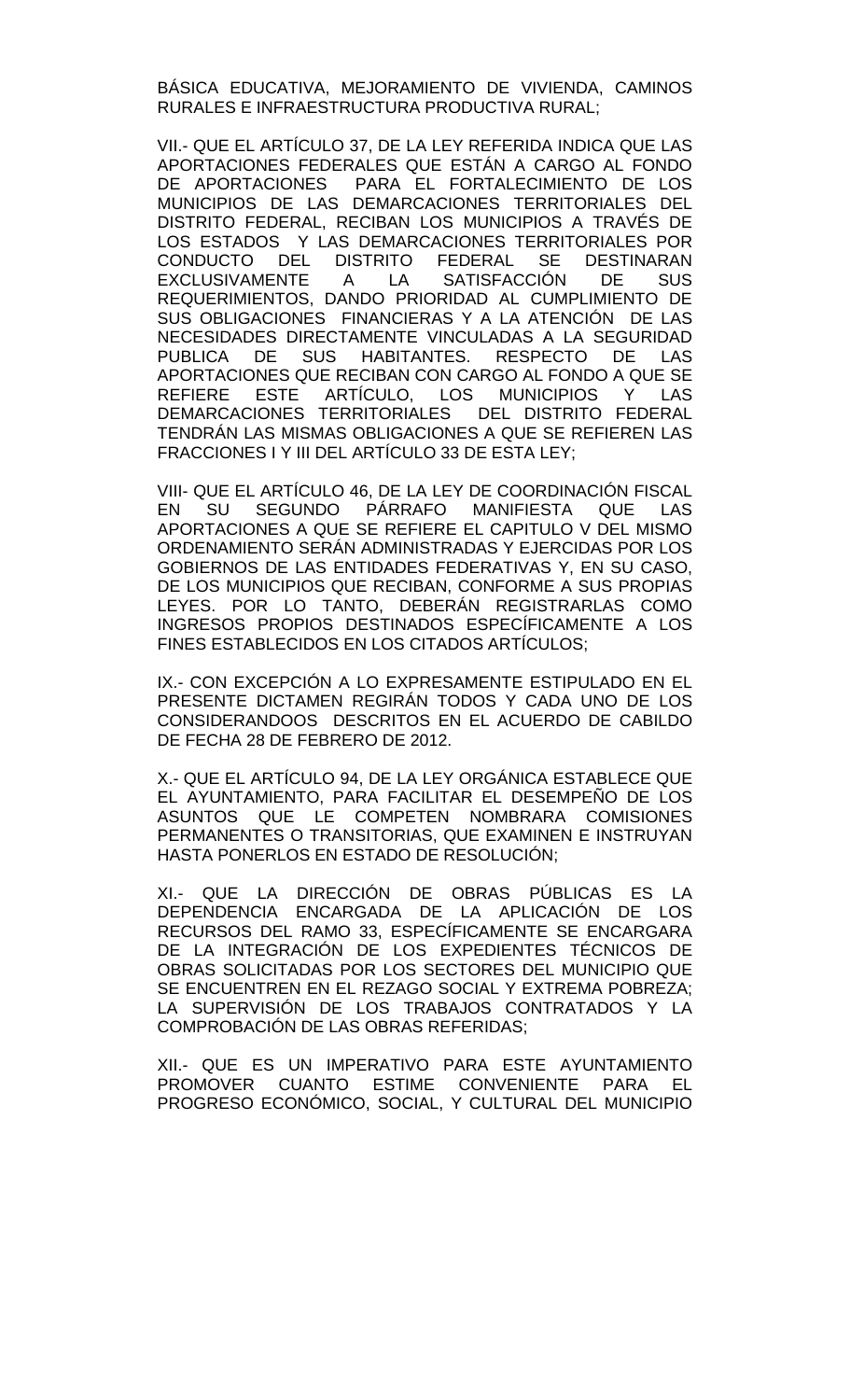BÁSICA EDUCATIVA, MEJORAMIENTO DE VIVIENDA, CAMINOS RURALES E INFRAESTRUCTURA PRODUCTIVA RURAL;

VII.- QUE EL ARTÍCULO 37, DE LA LEY REFERIDA INDICA QUE LAS APORTACIONES FEDERALES QUE ESTÁN A CARGO AL FONDO DE APORTACIONES PARA EL FORTALECIMIENTO DE LOS MUNICIPIOS DE LAS DEMARCACIONES TERRITORIALES DEL DISTRITO FEDERAL, RECIBAN LOS MUNICIPIOS A TRAVÉS DE LOS ESTADOS Y LAS DEMARCACIONES TERRITORIALES POR CONDUCTO DEL DISTRITO FEDERAL SE DESTINARAN EXCLUSIVAMENTE A LA SATISFACCIÓN DE SUS REQUERIMIENTOS, DANDO PRIORIDAD AL CUMPLIMIENTO DE SUS OBLIGACIONES FINANCIERAS Y A LA ATENCIÓN DE LAS NECESIDADES DIRECTAMENTE VINCULADAS A LA SEGURIDAD PUBLICA DE SUS HABITANTES. RESPECTO DE LAS APORTACIONES QUE RECIBAN CON CARGO AL FONDO A QUE SE REFIERE ESTE ARTÍCULO, LOS MUNICIPIOS Y LAS DEMARCACIONES TERRITORIALES DEL DISTRITO FEDERAL TENDRÁN LAS MISMAS OBLIGACIONES A QUE SE REFIEREN LAS FRACCIONES I Y III DEL ARTÍCULO 33 DE ESTA LEY;

VIII- QUE EL ARTÍCULO 46, DE LA LEY DE COORDINACIÓN FISCAL EN SU SEGUNDO PÁRRAFO MANIFIESTA QUE LAS APORTACIONES A QUE SE REFIERE EL CAPITULO V DEL MISMO ORDENAMIENTO SERÁN ADMINISTRADAS Y EJERCIDAS POR LOS GOBIERNOS DE LAS ENTIDADES FEDERATIVAS Y, EN SU CASO, DE LOS MUNICIPIOS QUE RECIBAN, CONFORME A SUS PROPIAS LEYES. POR LO TANTO, DEBERÁN REGISTRARLAS COMO INGRESOS PROPIOS DESTINADOS ESPECÍFICAMENTE A LOS FINES ESTABLECIDOS EN LOS CITADOS ARTÍCULOS;

IX.- CON EXCEPCIÓN A LO EXPRESAMENTE ESTIPULADO EN EL PRESENTE DICTAMEN REGIRÁN TODOS Y CADA UNO DE LOS CONSIDERANDOOS DESCRITOS EN EL ACUERDO DE CABILDO DE FECHA 28 DE FEBRERO DE 2012.

X.- QUE EL ARTÍCULO 94, DE LA LEY ORGÁNICA ESTABLECE QUE EL AYUNTAMIENTO, PARA FACILITAR EL DESEMPEÑO DE LOS ASUNTOS QUE LE COMPETEN NOMBRARA COMISIONES PERMANENTES O TRANSITORIAS, QUE EXAMINEN E INSTRUYAN HASTA PONERLOS EN ESTADO DE RESOLUCIÓN;

XI.- QUE LA DIRECCIÓN DE OBRAS PÚBLICAS ES LA DEPENDENCIA ENCARGADA DE LA APLICACIÓN DE LOS RECURSOS DEL RAMO 33, ESPECÍFICAMENTE SE ENCARGARA DE LA INTEGRACIÓN DE LOS EXPEDIENTES TÉCNICOS DE OBRAS SOLICITADAS POR LOS SECTORES DEL MUNICIPIO QUE SE ENCUENTREN EN EL REZAGO SOCIAL Y EXTREMA POBREZA; LA SUPERVISIÓN DE LOS TRABAJOS CONTRATADOS Y LA COMPROBACIÓN DE LAS OBRAS REFERIDAS;

XII.- QUE ES UN IMPERATIVO PARA ESTE AYUNTAMIENTO PROMOVER CUANTO ESTIME CONVENIENTE PARA EL PROGRESO ECONÓMICO, SOCIAL, Y CULTURAL DEL MUNICIPIO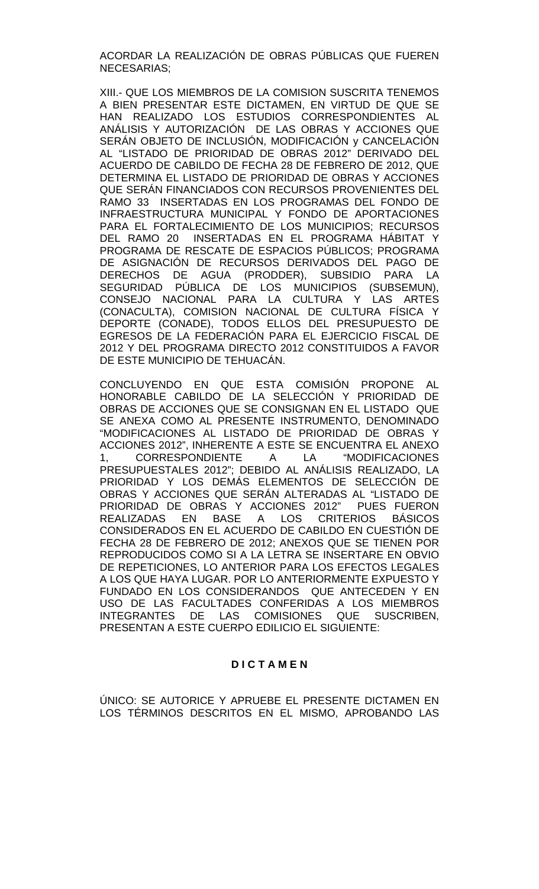ACORDAR LA REALIZACIÓN DE OBRAS PÚBLICAS QUE FUEREN NECESARIAS;

XIII.- QUE LOS MIEMBROS DE LA COMISION SUSCRITA TENEMOS A BIEN PRESENTAR ESTE DICTAMEN, EN VIRTUD DE QUE SE HAN REALIZADO LOS ESTUDIOS CORRESPONDIENTES AL ANÁLISIS Y AUTORIZACIÓN DE LAS OBRAS Y ACCIONES QUE SERÁN OBJETO DE INCLUSIÓN, MODIFICACIÓN y CANCELACIÓN AL "LISTADO DE PRIORIDAD DE OBRAS 2012" DERIVADO DEL ACUERDO DE CABILDO DE FECHA 28 DE FEBRERO DE 2012, QUE DETERMINA EL LISTADO DE PRIORIDAD DE OBRAS Y ACCIONES QUE SERÁN FINANCIADOS CON RECURSOS PROVENIENTES DEL RAMO 33 INSERTADAS EN LOS PROGRAMAS DEL FONDO DE INFRAESTRUCTURA MUNICIPAL Y FONDO DE APORTACIONES PARA EL FORTALECIMIENTO DE LOS MUNICIPIOS; RECURSOS DEL RAMO 20 INSERTADAS EN EL PROGRAMA HÁBITAT Y PROGRAMA DE RESCATE DE ESPACIOS PÚBLICOS; PROGRAMA DE ASIGNACIÓN DE RECURSOS DERIVADOS DEL PAGO DE DERECHOS DE AGUA (PRODDER), SUBSIDIO PARA LA SEGURIDAD PÚBLICA DE LOS MUNICIPIOS (SUBSEMUN), CONSEJO NACIONAL PARA LA CULTURA Y LAS ARTES (CONACULTA), COMISION NACIONAL DE CULTURA FÍSICA Y DEPORTE (CONADE), TODOS ELLOS DEL PRESUPUESTO DE EGRESOS DE LA FEDERACIÓN PARA EL EJERCICIO FISCAL DE 2012 Y DEL PROGRAMA DIRECTO 2012 CONSTITUIDOS A FAVOR DE ESTE MUNICIPIO DE TEHUACÁN.

CONCLUYENDO EN QUE ESTA COMISIÓN PROPONE AL HONORABLE CABILDO DE LA SELECCIÓN Y PRIORIDAD DE OBRAS DE ACCIONES QUE SE CONSIGNAN EN EL LISTADO QUE SE ANEXA COMO AL PRESENTE INSTRUMENTO, DENOMINADO "MODIFICACIONES AL LISTADO DE PRIORIDAD DE OBRAS Y ACCIONES 2012", INHERENTE A ESTE SE ENCUENTRA EL ANEXO 1, CORRESPONDIENTE A LA "MODIFICACIONES PRESUPUESTALES 2012"; DEBIDO AL ANÁLISIS REALIZADO, LA PRIORIDAD Y LOS DEMÁS ELEMENTOS DE SELECCIÓN DE OBRAS Y ACCIONES QUE SERÁN ALTERADAS AL "LISTADO DE PRIORIDAD DE OBRAS Y ACCIONES 2012" PUES FUERON REALIZADAS EN BASE A LOS CRITERIOS BÁSICOS CONSIDERADOS EN EL ACUERDO DE CABILDO EN CUESTIÓN DE FECHA 28 DE FEBRERO DE 2012; ANEXOS QUE SE TIENEN POR REPRODUCIDOS COMO SI A LA LETRA SE INSERTARE EN OBVIO DE REPETICIONES, LO ANTERIOR PARA LOS EFECTOS LEGALES A LOS QUE HAYA LUGAR. POR LO ANTERIORMENTE EXPUESTO Y FUNDADO EN LOS CONSIDERANDOS QUE ANTECEDEN Y EN USO DE LAS FACULTADES CONFERIDAS A LOS MIEMBROS INTEGRANTES DE LAS COMISIONES QUE SUSCRIBEN, PRESENTAN A ESTE CUERPO EDILICIO EL SIGUIENTE:

**D I C T A M E N**

ÚNICO: SE AUTORICE Y APRUEBE EL PRESENTE DICTAMEN EN LOS TÉRMINOS DESCRITOS EN EL MISMO, APROBANDO LAS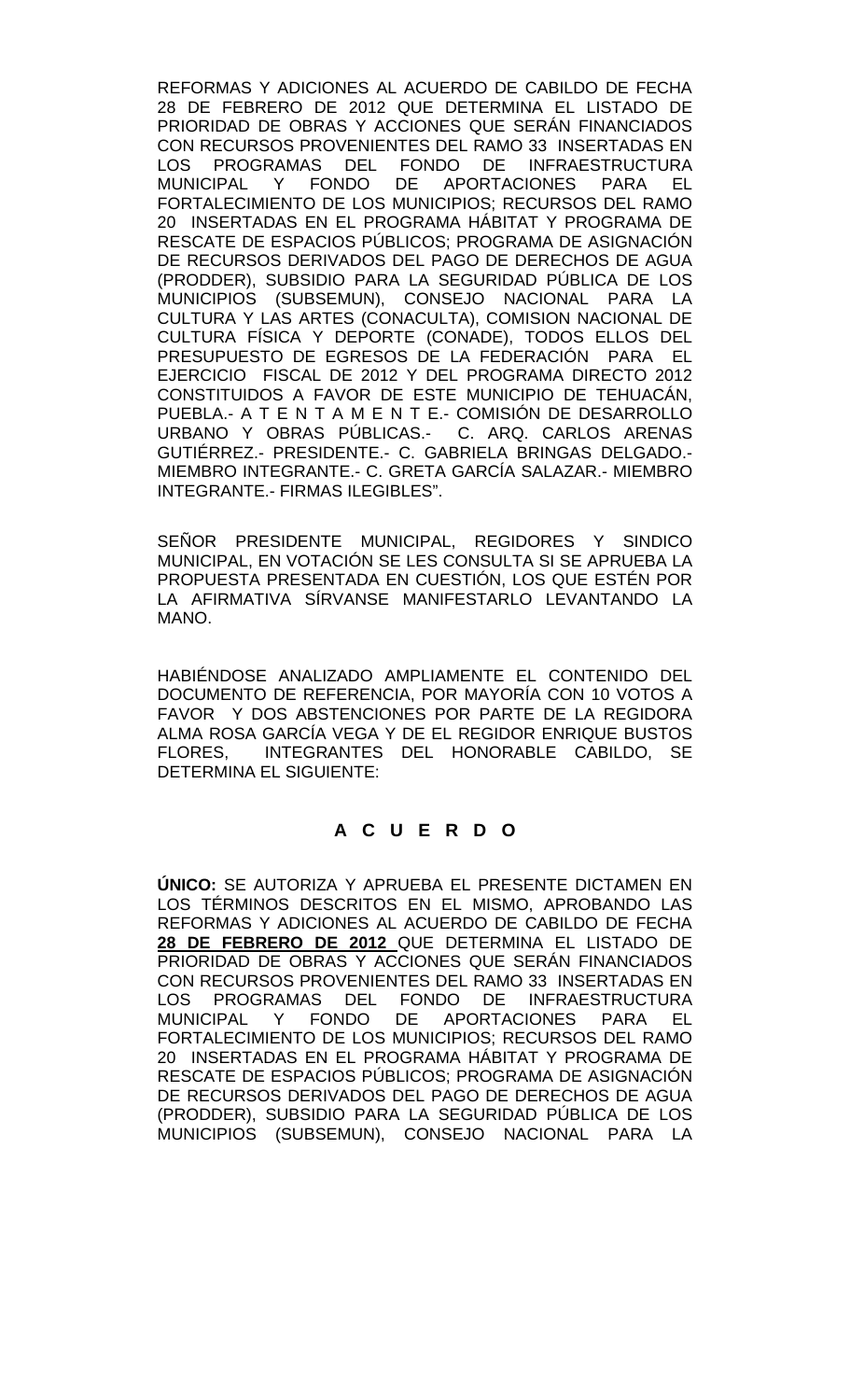REFORMAS Y ADICIONES AL ACUERDO DE CABILDO DE FECHA 28 DE FEBRERO DE 2012 QUE DETERMINA EL LISTADO DE PRIORIDAD DE OBRAS Y ACCIONES QUE SERÁN FINANCIADOS CON RECURSOS PROVENIENTES DEL RAMO 33 INSERTADAS EN LOS PROGRAMAS DEL FONDO DE INFRAESTRUCTURA MUNICIPAL Y FONDO DE APORTACIONES PARA EL FORTALECIMIENTO DE LOS MUNICIPIOS; RECURSOS DEL RAMO 20 INSERTADAS EN EL PROGRAMA HÁBITAT Y PROGRAMA DE RESCATE DE ESPACIOS PÚBLICOS; PROGRAMA DE ASIGNACIÓN DE RECURSOS DERIVADOS DEL PAGO DE DERECHOS DE AGUA (PRODDER), SUBSIDIO PARA LA SEGURIDAD PÚBLICA DE LOS MUNICIPIOS (SUBSEMUN), CONSEJO NACIONAL PARA LA CULTURA Y LAS ARTES (CONACULTA), COMISION NACIONAL DE CULTURA FÍSICA Y DEPORTE (CONADE), TODOS ELLOS DEL PRESUPUESTO DE EGRESOS DE LA FEDERACIÓN PARA EL EJERCICIO FISCAL DE 2012 Y DEL PROGRAMA DIRECTO 2012 CONSTITUIDOS A FAVOR DE ESTE MUNICIPIO DE TEHUACÁN, PUEBLA.- A T E N T A M E N T E.- COMISIÓN DE DESARROLLO URBANO Y OBRAS PÚBLICAS.- C. ARQ. CARLOS ARENAS GUTIÉRREZ.- PRESIDENTE.- C. GABRIELA BRINGAS DELGADO.- MIEMBRO INTEGRANTE.- C. GRETA GARCÍA SALAZAR.- MIEMBRO INTEGRANTE.- FIRMAS ILEGIBLES".

SEÑOR PRESIDENTE MUNICIPAL, REGIDORES Y SINDICO MUNICIPAL, EN VOTACIÓN SE LES CONSULTA SI SE APRUEBA LA PROPUESTA PRESENTADA EN CUESTIÓN, LOS QUE ESTÉN POR LA AFIRMATIVA SÍRVANSE MANIFESTARLO LEVANTANDO LA MANO.

HABIÉNDOSE ANALIZADO AMPLIAMENTE EL CONTENIDO DEL DOCUMENTO DE REFERENCIA, POR MAYORÍA CON 10 VOTOS A FAVOR Y DOS ABSTENCIONES POR PARTE DE LA REGIDORA ALMA ROSA GARCÍA VEGA Y DE EL REGIDOR ENRIQUE BUSTOS FLORES, INTEGRANTES DEL HONORABLE CABILDO, SE DETERMINA EL SIGUIENTE:

## A C U E R D O

**ÚNICO:** SE AUTORIZA Y APRUEBA EL PRESENTE DICTAMEN EN LOS TÉRMINOS DESCRITOS EN EL MISMO, APROBANDO LAS REFORMAS Y ADICIONES AL ACUERDO DE CABILDO DE FECHA **28 DE FEBRERO DE 2012** QUE DETERMINA EL LISTADO DE PRIORIDAD DE OBRAS Y ACCIONES QUE SERÁN FINANCIADOS CON RECURSOS PROVENIENTES DEL RAMO 33 INSERTADAS EN LOS PROGRAMAS DEL FONDO DE INFRAESTRUCTURA MUNICIPAL Y FONDO DE APORTACIONES PARA EL FORTALECIMIENTO DE LOS MUNICIPIOS; RECURSOS DEL RAMO 20 INSERTADAS EN EL PROGRAMA HÁBITAT Y PROGRAMA DE RESCATE DE ESPACIOS PÚBLICOS; PROGRAMA DE ASIGNACIÓN DE RECURSOS DERIVADOS DEL PAGO DE DERECHOS DE AGUA (PRODDER), SUBSIDIO PARA LA SEGURIDAD PÚBLICA DE LOS MUNICIPIOS (SUBSEMUN), CONSEJO NACIONAL PARA LA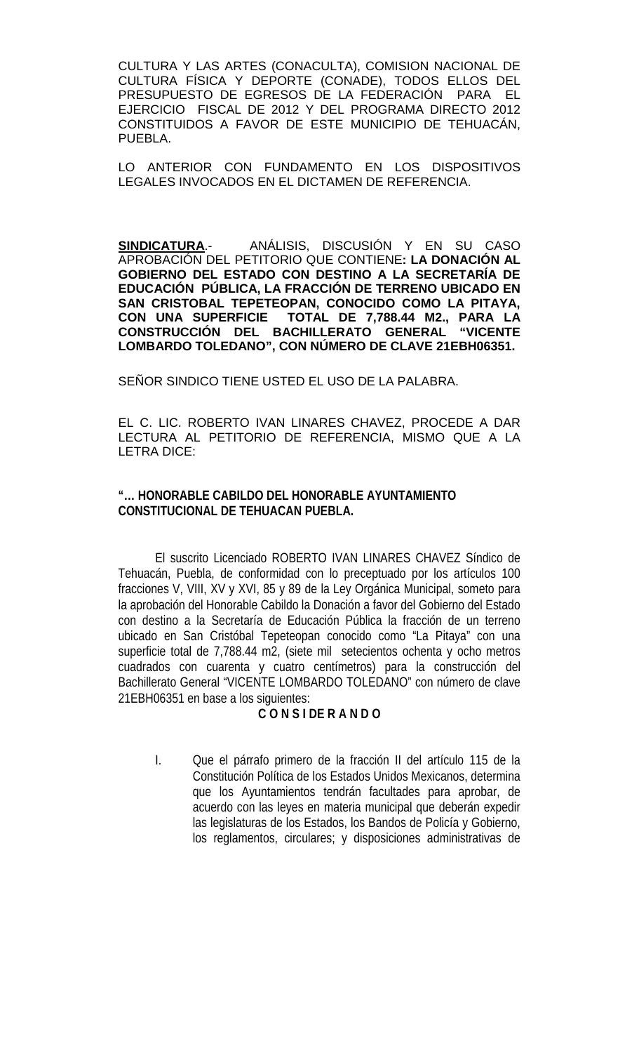CULTURA Y LAS ARTES (CONACULTA), COMISION NACIONAL DE CULTURA FÍSICA Y DEPORTE (CONADE), TODOS ELLOS DEL PRESUPUESTO DE EGRESOS DE LA FEDERACIÓN PARA EL EJERCICIO FISCAL DE 2012 Y DEL PROGRAMA DIRECTO 2012 CONSTITUIDOS A FAVOR DE ESTE MUNICIPIO DE TEHUACÁN, PUEBLA.

LO ANTERIOR CON FUNDAMENTO EN LOS DISPOSITIVOS LEGALES INVOCADOS EN EL DICTAMEN DE REFERENCIA.

**SINDICATURA**.- ANÁLISIS, DISCUSIÓN Y EN SU CASO APROBACIÓN DEL PETITORIO QUE CONTIENE**: LA DONACIÓN AL GOBIERNO DEL ESTADO CON DESTINO A LA SECRETARÍA DE EDUCACIÓN PÚBLICA, LA FRACCIÓN DE TERRENO UBICADO EN SAN CRISTOBAL TEPETEOPAN, CONOCIDO COMO LA PITAYA, CON UNA SUPERFICIE TOTAL DE 7,788.44 M2., PARA LA CONSTRUCCIÓN DEL BACHILLERATO GENERAL "VICENTE LOMBARDO TOLEDANO", CON NÚMERO DE CLAVE 21EBH06351.**

SEÑOR SINDICO TIENE USTED EL USO DE LA PALABRA.

EL C. LIC. ROBERTO IVAN LINARES CHAVEZ, PROCEDE A DAR LECTURA AL PETITORIO DE REFERENCIA, MISMO QUE A LA LETRA DICE:

**"… HONORABLE CABILDO DEL HONORABLE AYUNTAMIENTO CONSTITUCIONAL DE TEHUACAN PUEBLA.**

El suscrito Licenciado ROBERTO IVAN LINARES CHAVEZ Síndico de Tehuacán, Puebla, de conformidad con lo preceptuado por los artículos 100 fracciones V, VIII, XV y XVI, 85 y 89 de la Ley Orgánica Municipal, someto para la aprobación del Honorable Cabildo la Donación a favor del Gobierno del Estado con destino a la Secretaría de Educación Pública la fracción de un terreno ubicado en San Cristóbal Tepeteopan conocido como "La Pitaya" con una superficie total de 7,788.44 m2, (siete mil setecientos ochenta y ocho metros cuadrados con cuarenta y cuatro centímetros) para la construcción del Bachillerato General "VICENTE LOMBARDO TOLEDANO" con número de clave 21EBH06351 en base a los siguientes:

**C O N S I DE R A N D O**

I. Que el párrafo primero de la fracción II del artículo 115 de la Constitución Política de los Estados Unidos Mexicanos, determina que los Ayuntamientos tendrán facultades para aprobar, de acuerdo con las leyes en materia municipal que deberán expedir las legislaturas de los Estados, los Bandos de Policía y Gobierno, los reglamentos, circulares; y disposiciones administrativas de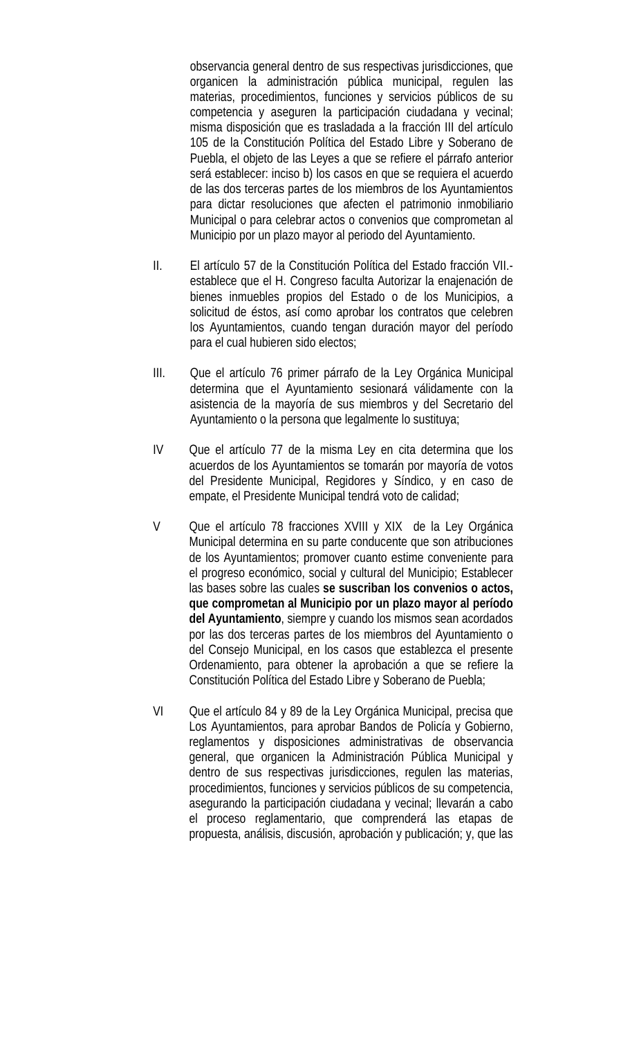observancia general dentro de sus respectivas jurisdicciones, que organicen la administración pública municipal, regulen las materias, procedimientos, funciones y servicios públicos de su competencia y aseguren la participación ciudadana y vecinal; misma disposición que es trasladada a la fracción III del artículo 105 de la Constitución Política del Estado Libre y Soberano de Puebla, el objeto de las Leyes a que se refiere el párrafo anterior será establecer: inciso b) los casos en que se requiera el acuerdo de las dos terceras partes de los miembros de los Ayuntamientos para dictar resoluciones que afecten el patrimonio inmobiliario Municipal o para celebrar actos o convenios que comprometan al Municipio por un plazo mayor al periodo del Ayuntamiento.

II. El artículo 57 de la Constitución Política del Estado fracción VII.- establece que el H. Congreso faculta Autorizar la enajenación de bienes inmuebles propios del Estado o de los Municipios, a solicitud de éstos, así como aprobar los contratos que celebren los Ayuntamientos, cuando tengan duración mayor del período para el cual hubieren sido electos;

III. Que el artículo 76 primer párrafo de la Ley Orgánica Municipal determina que el Ayuntamiento sesionará válidamente con la asistencia de la mayoría de sus miembros y del Secretario del Ayuntamiento o la persona que legalmente lo sustituya;

IV Que el artículo 77 de la misma Ley en cita determina que los acuerdos de los Ayuntamientos se tomarán por mayoría de votos del Presidente Municipal, Regidores y Síndico, y en caso de empate, el Presidente Municipal tendrá voto de calidad;

V Que el artículo 78 fracciones XVIII y XIX de la Ley Orgánica Municipal determina en su parte conducente que son atribuciones de los Ayuntamientos; promover cuanto estime conveniente para el progreso económico, social y cultural del Municipio; Establecer las bases sobre las cuales **se suscriban los convenios o actos, que comprometan al Municipio por un plazo mayor al período del Ayuntamiento**, siempre y cuando los mismos sean acordados por las dos terceras partes de los miembros del Ayuntamiento o del Consejo Municipal, en los casos que establezca el presente Ordenamiento, para obtener la aprobación a que se refiere la Constitución Política del Estado Libre y Soberano de Puebla;

VI Que el artículo 84 y 89 de la Ley Orgánica Municipal, precisa que Los Ayuntamientos, para aprobar Bandos de Policía y Gobierno, reglamentos y disposiciones administrativas de observancia general, que organicen la Administración Pública Municipal y dentro de sus respectivas jurisdicciones, regulen las materias, procedimientos, funciones y servicios públicos de su competencia, asegurando la participación ciudadana y vecinal; llevarán a cabo el proceso reglamentario, que comprenderá las etapas de propuesta, análisis, discusión, aprobación y publicación; y, que las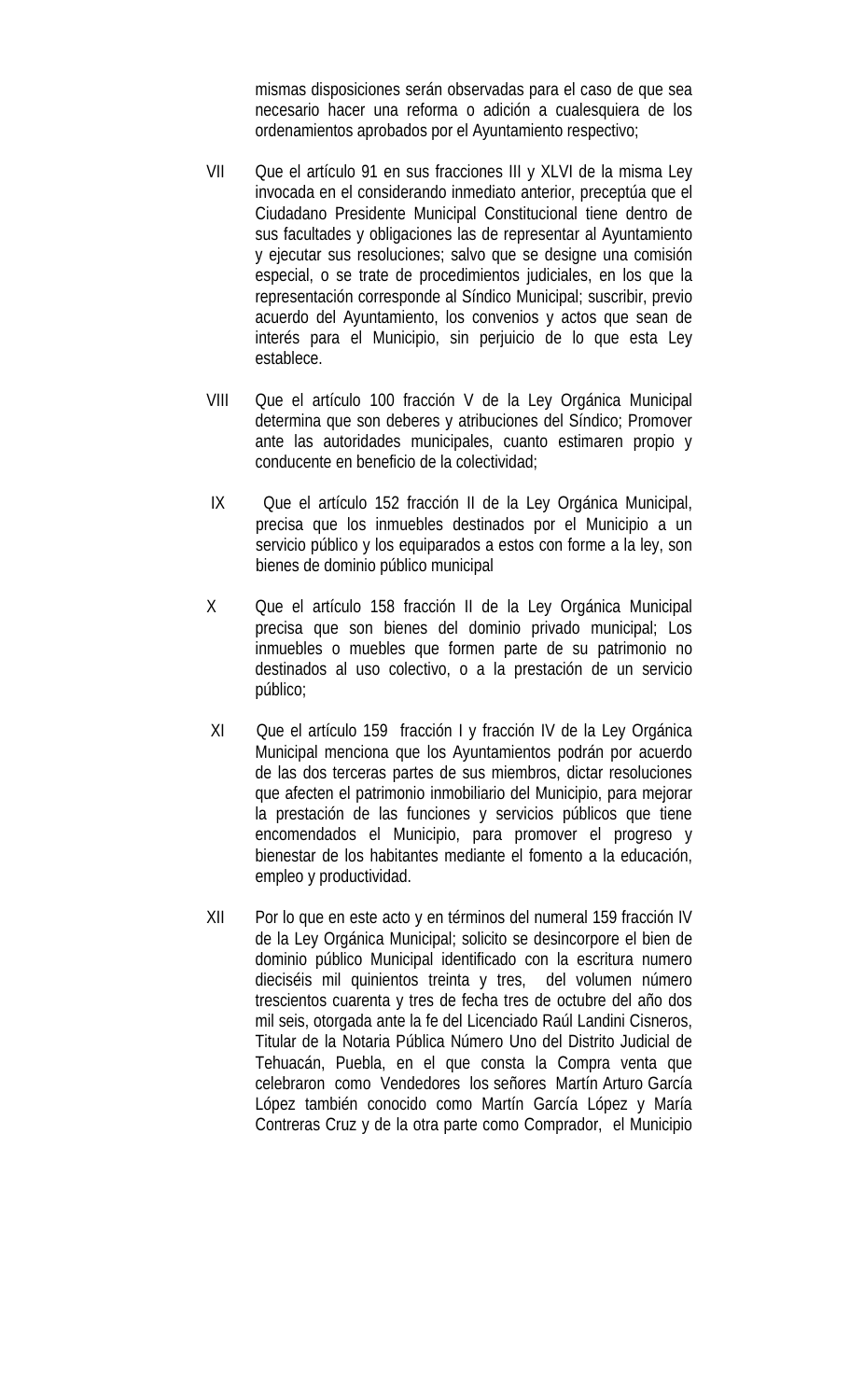mismas disposiciones serán observadas para el caso de que sea necesario hacer una reforma o adición a cualesquiera de los ordenamientos aprobados por el Ayuntamiento respectivo;

VII Que el artículo 91 en sus fracciones III y XLVI de la misma Ley invocada en el considerando inmediato anterior, preceptúa que el Ciudadano Presidente Municipal Constitucional tiene dentro de sus facultades y obligaciones las de representar al Ayuntamiento y ejecutar sus resoluciones; salvo que se designe una comisión especial, o se trate de procedimientos judiciales, en los que la representación corresponde al Síndico Municipal; suscribir, previo acuerdo del Ayuntamiento, los convenios y actos que sean de interés para el Municipio, sin perjuicio de lo que esta Ley establece.

VIII Que el artículo 100 fracción V de la Ley Orgánica Municipal determina que son deberes y atribuciones del Síndico; Promover ante las autoridades municipales, cuanto estimaren propio y conducente en beneficio de la colectividad;

IX Que el artículo 152 fracción II de la Ley Orgánica Municipal, precisa que los inmuebles destinados por el Municipio a un servicio público y los equiparados a estos con forme a la ley, son bienes de dominio público municipal

X Que el artículo 158 fracción II de la Ley Orgánica Municipal precisa que son bienes del dominio privado municipal; Los inmuebles o muebles que formen parte de su patrimonio no destinados al uso colectivo, o a la prestación de un servicio público;

XI Que el artículo 159 fracción I y fracción IV de la Ley Orgánica Municipal menciona que los Ayuntamientos podrán por acuerdo de las dos terceras partes de sus miembros, dictar resoluciones que afecten el patrimonio inmobiliario del Municipio, para mejorar la prestación de las funciones y servicios públicos que tiene encomendados el Municipio, para promover el progreso y bienestar de los habitantes mediante el fomento a la educación, empleo y productividad.

XII Por lo que en este acto y en términos del numeral 159 fracción IV de la Ley Orgánica Municipal; solicito se desincorpore el bien de dominio público Municipal identificado con la escritura numero dieciséis mil quinientos treinta y tres, del volumen número trescientos cuarenta y tres de fecha tres de octubre del año dos mil seis, otorgada ante la fe del Licenciado Raúl Landini Cisneros, Titular de la Notaria Pública Número Uno del Distrito Judicial de Tehuacán, Puebla, en el que consta la Compra venta que celebraron como Vendedores los señores Martín Arturo García López también conocido como Martín García López y María Contreras Cruz y de la otra parte como Comprador, el Municipio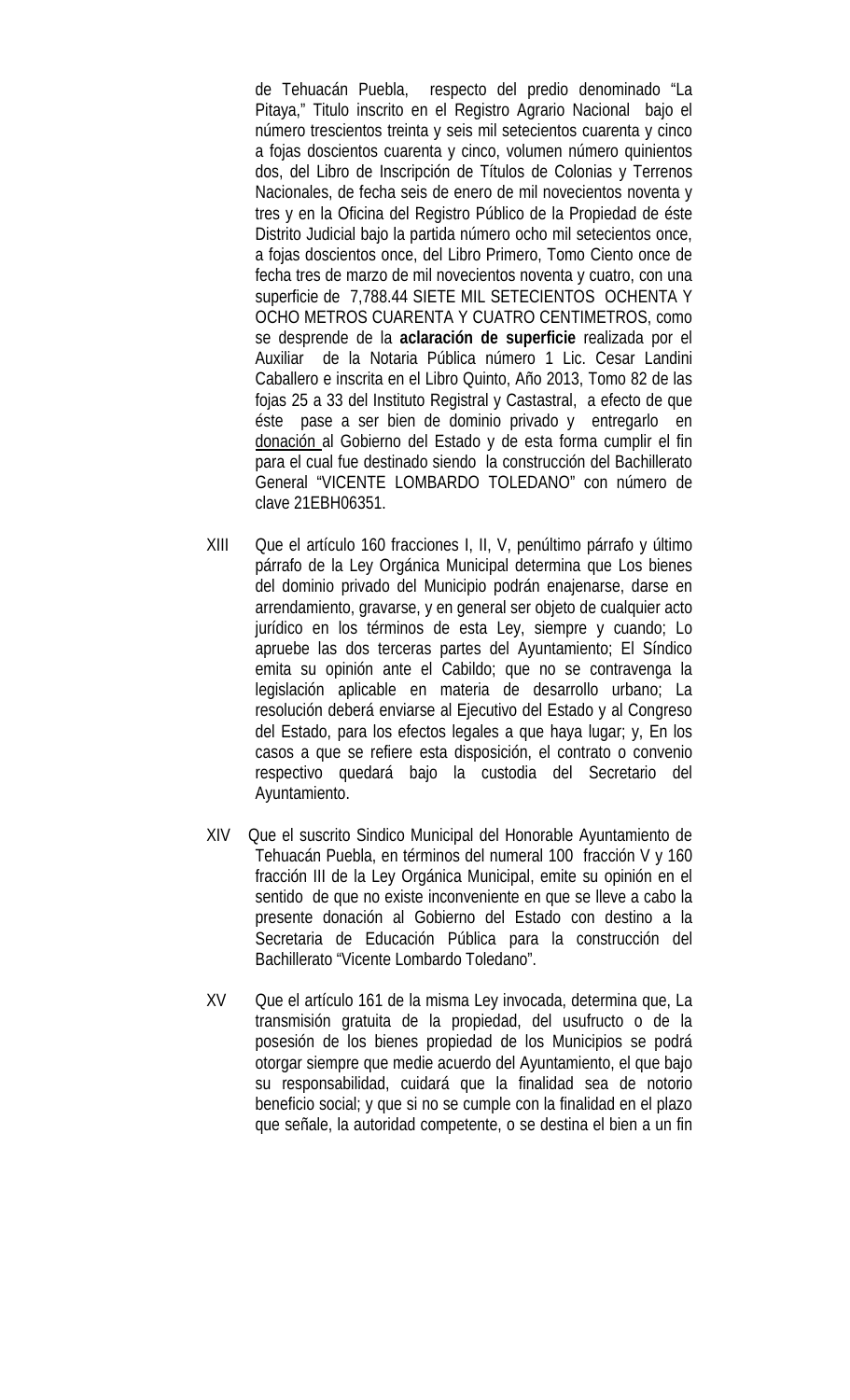de Tehuacán Puebla, respecto del predio denominado "La Pitaya," Titulo inscrito en el Registro Agrario Nacional bajo el número trescientos treinta y seis mil setecientos cuarenta y cinco a fojas doscientos cuarenta y cinco, volumen número quinientos dos, del Libro de Inscripción de Títulos de Colonias y Terrenos Nacionales, de fecha seis de enero de mil novecientos noventa y tres y en la Oficina del Registro Público de la Propiedad de éste Distrito Judicial bajo la partida número ocho mil setecientos once, a fojas doscientos once, del Libro Primero, Tomo Ciento once de fecha tres de marzo de mil novecientos noventa y cuatro, con una superficie de 7,788.44 SIETE MIL SETECIENTOS OCHENTA Y OCHO METROS CUARENTA Y CUATRO CENTIMETROS, como se desprende de la **aclaración de superficie** realizada por el Auxiliar de la Notaria Pública número 1 Lic. Cesar Landini Caballero e inscrita en el Libro Quinto, Año 2013, Tomo 82 de las fojas 25 a 33 del Instituto Registral y Castastral, a efecto de que éste pase a ser bien de dominio privado y entregarlo en donación al Gobierno del Estado y de esta forma cumplir el fin para el cual fue destinado siendo la construcción del Bachillerato General "VICENTE LOMBARDO TOLEDANO" con número de clave 21EBH06351.

XIII Que el artículo 160 fracciones I, II, V, penúltimo párrafo y último párrafo de la Ley Orgánica Municipal determina que Los bienes del dominio privado del Municipio podrán enajenarse, darse en arrendamiento, gravarse, y en general ser objeto de cualquier acto jurídico en los términos de esta Ley, siempre y cuando; Lo apruebe las dos terceras partes del Ayuntamiento; El Síndico emita su opinión ante el Cabildo; que no se contravenga la legislación aplicable en materia de desarrollo urbano; La resolución deberá enviarse al Ejecutivo del Estado y al Congreso del Estado, para los efectos legales a que haya lugar; y, En los casos a que se refiere esta disposición, el contrato o convenio respectivo quedará bajo la custodia del Secretario del Ayuntamiento.

XIV Que el suscrito Sindico Municipal del Honorable Ayuntamiento de Tehuacán Puebla, en términos del numeral 100 fracción V y 160 fracción III de la Ley Orgánica Municipal, emite su opinión en el sentido de que no existe inconveniente en que se lleve a cabo la presente donación al Gobierno del Estado con destino a la Secretaria de Educación Pública para la construcción del Bachillerato "Vicente Lombardo Toledano".

XV Que el artículo 161 de la misma Ley invocada, determina que, La transmisión gratuita de la propiedad, del usufructo o de la posesión de los bienes propiedad de los Municipios se podrá otorgar siempre que medie acuerdo del Ayuntamiento, el que bajo su responsabilidad, cuidará que la finalidad sea de notorio beneficio social; y que si no se cumple con la finalidad en el plazo que señale, la autoridad competente, o se destina el bien a un fin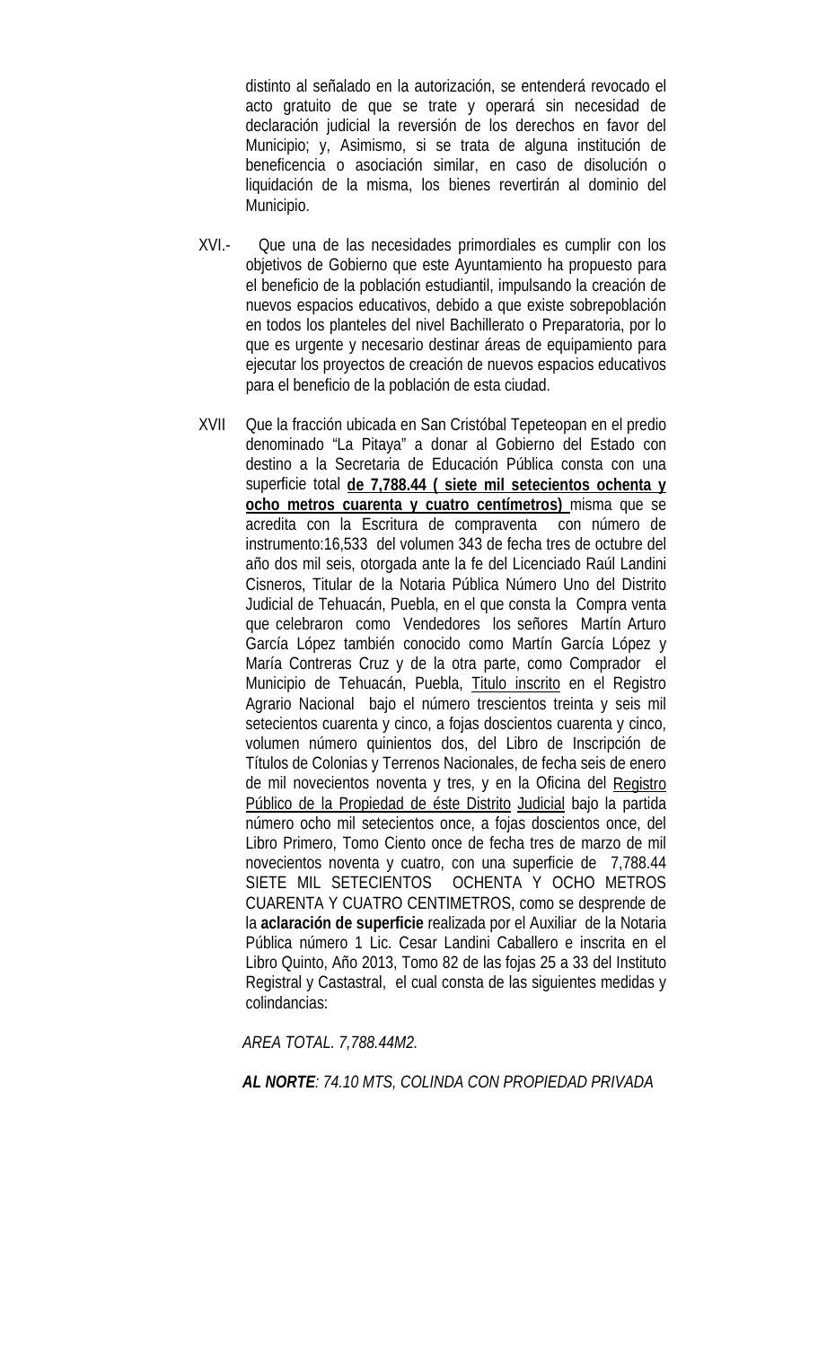distinto al señalado en la autorización, se entenderá revocado el acto gratuito de que se trate y operará sin necesidad de declaración judicial la reversión de los derechos en favor del Municipio; y, Asimismo, si se trata de alguna institución de beneficencia o asociación similar, en caso de disolución o liquidación de la misma, los bienes revertirán al dominio del Municipio.

XVI.- Que una de las necesidades primordiales es cumplir con los objetivos de Gobierno que este Ayuntamiento ha propuesto para el beneficio de la población estudiantil, impulsando la creación de nuevos espacios educativos, debido a que existe sobrepoblación en todos los planteles del nivel Bachillerato o Preparatoria, por lo que es urgente y necesario destinar áreas de equipamiento para ejecutar los proyectos de creación de nuevos espacios educativos para el beneficio de la población de esta ciudad.

XVII Que la fracción ubicada en San Cristóbal Tepeteopan en el predio denominado "La Pitaya" a donar al Gobierno del Estado con destino a la Secretaria de Educación Pública consta con una superficie total **de 7,788.44 ( siete mil setecientos ochenta y ocho metros cuarenta y cuatro centímetros)** misma que se acredita con la Escritura de compraventa con número de instrumento:16,533 del volumen 343 de fecha tres de octubre del año dos mil seis, otorgada ante la fe del Licenciado Raúl Landini Cisneros, Titular de la Notaria Pública Número Uno del Distrito Judicial de Tehuacán, Puebla, en el que consta la Compra venta que celebraron como Vendedores los señores Martín Arturo García López también conocido como Martín García López y María Contreras Cruz y de la otra parte, como Comprador el Municipio de Tehuacán, Puebla, Titulo inscrito en el Registro Agrario Nacional bajo el número trescientos treinta y seis mil setecientos cuarenta y cinco, a fojas doscientos cuarenta y cinco, volumen número quinientos dos, del Libro de Inscripción de Títulos de Colonias y Terrenos Nacionales, de fecha seis de enero de mil novecientos noventa y tres, y en la Oficina del Registro Público de la Propiedad de éste Distrito Judicial bajo la partida número ocho mil setecientos once, a fojas doscientos once, del Libro Primero, Tomo Ciento once de fecha tres de marzo de mil novecientos noventa y cuatro, con una superficie de 7,788.44 SIETE MIL SETECIENTOS OCHENTA Y OCHO METROS CUARENTA Y CUATRO CENTIMETROS, como se desprende de la **aclaración de superficie** realizada por el Auxiliar de la Notaria Pública número 1 Lic. Cesar Landini Caballero e inscrita en el Libro Quinto, Año 2013, Tomo 82 de las fojas 25 a 33 del Instituto Registral y Castastral, el cual consta de las siguientes medidas y colindancias:

*AREA TOTAL. 7,788.44M2.*

***AL NORTE****: 74.10 MTS, COLINDA CON PROPIEDAD PRIVADA*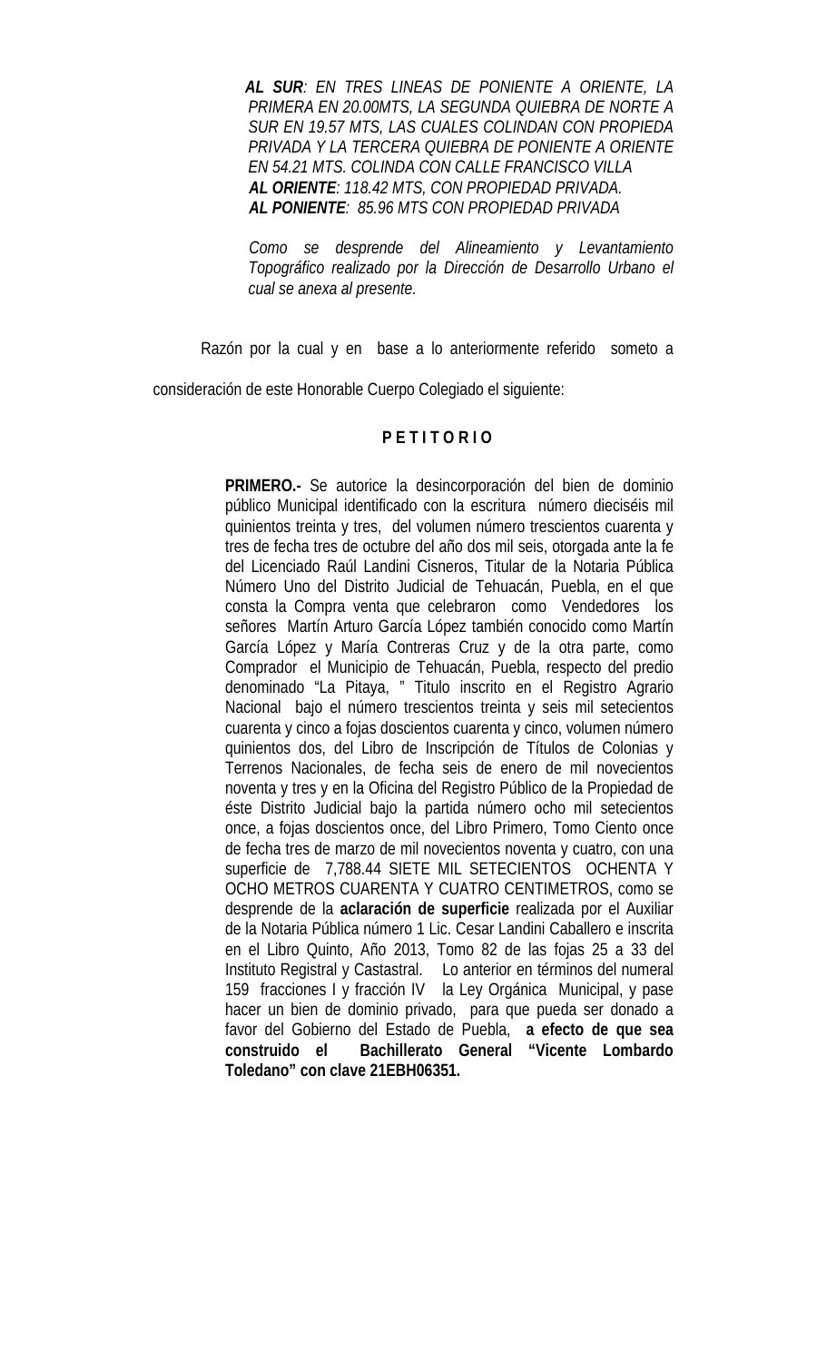***AL SUR**: EN TRES LINEAS DE PONIENTE A ORIENTE, LA PRIMERA EN 20.00MTS, LA SEGUNDA QUIEBRA DE NORTE A SUR EN 19.57 MTS, LAS CUALES COLINDAN CON PROPIEDA PRIVADA Y LA TERCERA QUIEBRA DE PONIENTE A ORIENTE EN 54.21 MTS. COLINDA CON CALLE FRANCISCO VILLA*

***AL ORIENTE**: 118.42 MTS, CON PROPIEDAD PRIVADA.*

***AL PONIENTE**: 85.96 MTS CON PROPIEDAD PRIVADA*

*Como se desprende del Alineamiento y Levantamiento Topográfico realizado por la Dirección de Desarrollo Urbano el cual se anexa al presente.*

Razón por la cual y en base a lo anteriormente referido someto a consideración de este Honorable Cuerpo Colegiado el siguiente:

**P E T I T O R I O**

**PRIMERO.-** Se autorice la desincorporación del bien de dominio público Municipal identificado con la escritura número dieciséis mil quinientos treinta y tres, del volumen número trescientos cuarenta y tres de fecha tres de octubre del año dos mil seis, otorgada ante la fe del Licenciado Raúl Landini Cisneros, Titular de la Notaria Pública Número Uno del Distrito Judicial de Tehuacán, Puebla, en el que consta la Compra venta que celebraron como Vendedores los señores Martín Arturo García López también conocido como Martín García López y María Contreras Cruz y de la otra parte, como Comprador el Municipio de Tehuacán, Puebla, respecto del predio denominado "La Pitaya, " Titulo inscrito en el Registro Agrario Nacional bajo el número trescientos treinta y seis mil setecientos cuarenta y cinco a fojas doscientos cuarenta y cinco, volumen número quinientos dos, del Libro de Inscripción de Títulos de Colonias y Terrenos Nacionales, de fecha seis de enero de mil novecientos noventa y tres y en la Oficina del Registro Público de la Propiedad de éste Distrito Judicial bajo la partida número ocho mil setecientos once, a fojas doscientos once, del Libro Primero, Tomo Ciento once de fecha tres de marzo de mil novecientos noventa y cuatro, con una superficie de 7,788.44 SIETE MIL SETECIENTOS OCHENTA Y OCHO METROS CUARENTA Y CUATRO CENTIMETROS, como se desprende de la **aclaración de superficie** realizada por el Auxiliar de la Notaria Pública número 1 Lic. Cesar Landini Caballero e inscrita en el Libro Quinto, Año 2013, Tomo 82 de las fojas 25 a 33 del Instituto Registral y Castastral. Lo anterior en términos del numeral 159 fracciones I y fracción IV la Ley Orgánica Municipal, y pase hacer un bien de dominio privado, para que pueda ser donado a favor del Gobierno del Estado de Puebla, **a efecto de que sea construido el Bachillerato General "Vicente Lombardo Toledano" con clave 21EBH06351.**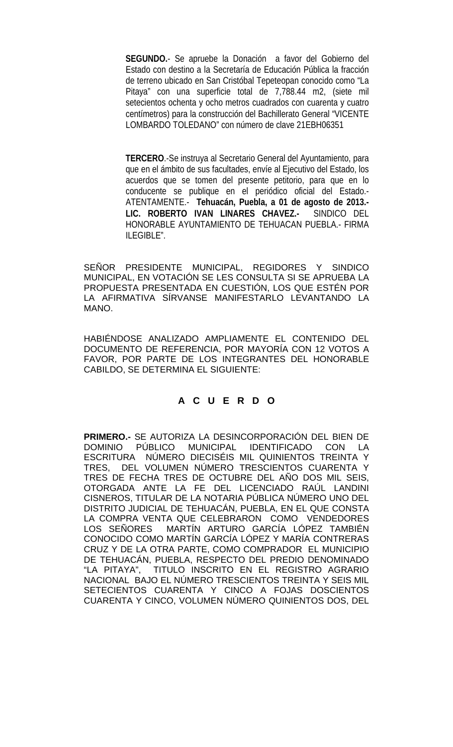**SEGUNDO.**- Se apruebe la Donación a favor del Gobierno del Estado con destino a la Secretaría de Educación Pública la fracción de terreno ubicado en San Cristóbal Tepeteopan conocido como "La Pitaya" con una superficie total de 7,788.44 m2, (siete mil setecientos ochenta y ocho metros cuadrados con cuarenta y cuatro centímetros) para la construcción del Bachillerato General "VICENTE LOMBARDO TOLEDANO" con número de clave 21EBH06351

**TERCERO**.-Se instruya al Secretario General del Ayuntamiento, para que en el ámbito de sus facultades, envíe al Ejecutivo del Estado, los acuerdos que se tomen del presente petitorio, para que en lo conducente se publique en el periódico oficial del Estado.- ATENTAMENTE.- **Tehuacán, Puebla, a 01 de agosto de 2013.- LIC. ROBERTO IVAN LINARES CHAVEZ.-** SINDICO DEL HONORABLE AYUNTAMIENTO DE TEHUACAN PUEBLA.- FIRMA ILEGIBLE".

SEÑOR PRESIDENTE MUNICIPAL, REGIDORES Y SINDICO MUNICIPAL, EN VOTACIÓN SE LES CONSULTA SI SE APRUEBA LA PROPUESTA PRESENTADA EN CUESTIÓN, LOS QUE ESTÉN POR LA AFIRMATIVA SÍRVANSE MANIFESTARLO LEVANTANDO LA MANO.

HABIÉNDOSE ANALIZADO AMPLIAMENTE EL CONTENIDO DEL DOCUMENTO DE REFERENCIA, POR MAYORÍA CON 12 VOTOS A FAVOR, POR PARTE DE LOS INTEGRANTES DEL HONORABLE CABILDO, SE DETERMINA EL SIGUIENTE:

**A C U E R D O**

**PRIMERO.-** SE AUTORIZA LA DESINCORPORACIÓN DEL BIEN DE DOMINIO PÚBLICO MUNICIPAL IDENTIFICADO CON LA ESCRITURA NÚMERO DIECISÉIS MIL QUINIENTOS TREINTA Y TRES, DEL VOLUMEN NÚMERO TRESCIENTOS CUARENTA Y TRES DE FECHA TRES DE OCTUBRE DEL AÑO DOS MIL SEIS, OTORGADA ANTE LA FE DEL LICENCIADO RAÚL LANDINI CISNEROS, TITULAR DE LA NOTARIA PÚBLICA NÚMERO UNO DEL DISTRITO JUDICIAL DE TEHUACÁN, PUEBLA, EN EL QUE CONSTA LA COMPRA VENTA QUE CELEBRARON COMO VENDEDORES LOS SEÑORES MARTÍN ARTURO GARCÍA LÓPEZ TAMBIÉN CONOCIDO COMO MARTÍN GARCÍA LÓPEZ Y MARÍA CONTRERAS CRUZ Y DE LA OTRA PARTE, COMO COMPRADOR EL MUNICIPIO DE TEHUACÁN, PUEBLA, RESPECTO DEL PREDIO DENOMINADO "LA PITAYA", TITULO INSCRITO EN EL REGISTRO AGRARIO NACIONAL BAJO EL NÚMERO TRESCIENTOS TREINTA Y SEIS MIL SETECIENTOS CUARENTA Y CINCO A FOJAS DOSCIENTOS CUARENTA Y CINCO, VOLUMEN NÚMERO QUINIENTOS DOS, DEL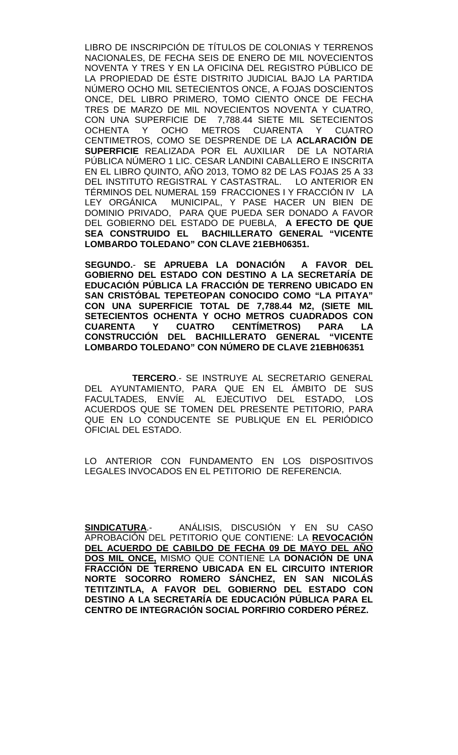LIBRO DE INSCRIPCIÓN DE TÍTULOS DE COLONIAS Y TERRENOS NACIONALES, DE FECHA SEIS DE ENERO DE MIL NOVECIENTOS NOVENTA Y TRES Y EN LA OFICINA DEL REGISTRO PÚBLICO DE LA PROPIEDAD DE ÉSTE DISTRITO JUDICIAL BAJO LA PARTIDA NÚMERO OCHO MIL SETECIENTOS ONCE, A FOJAS DOSCIENTOS ONCE, DEL LIBRO PRIMERO, TOMO CIENTO ONCE DE FECHA TRES DE MARZO DE MIL NOVECIENTOS NOVENTA Y CUATRO, CON UNA SUPERFICIE DE 7,788.44 SIETE MIL SETECIENTOS OCHENTA Y OCHO METROS CUARENTA Y CUATRO CENTIMETROS, COMO SE DESPRENDE DE LA **ACLARACIÓN DE SUPERFICIE** REALIZADA POR EL AUXILIAR DE LA NOTARIA PÚBLICA NÚMERO 1 LIC. CESAR LANDINI CABALLERO E INSCRITA EN EL LIBRO QUINTO, AÑO 2013, TOMO 82 DE LAS FOJAS 25 A 33 DEL INSTITUTO REGISTRAL Y CASTASTRAL. LO ANTERIOR EN TÉRMINOS DEL NUMERAL 159 FRACCIONES I Y FRACCIÓN IV LA LEY ORGÁNICA MUNICIPAL, Y PASE HACER UN BIEN DE DOMINIO PRIVADO, PARA QUE PUEDA SER DONADO A FAVOR DEL GOBIERNO DEL ESTADO DE PUEBLA, **A EFECTO DE QUE SEA CONSTRUIDO EL BACHILLERATO GENERAL "VICENTE LOMBARDO TOLEDANO" CON CLAVE 21EBH06351.**

**SEGUNDO.- SE APRUEBA LA DONACIÓN A FAVOR DEL GOBIERNO DEL ESTADO CON DESTINO A LA SECRETARÍA DE EDUCACIÓN PÚBLICA LA FRACCIÓN DE TERRENO UBICADO EN SAN CRISTÓBAL TEPETEOPAN CONOCIDO COMO "LA PITAYA" CON UNA SUPERFICIE TOTAL DE 7,788.44 M2, (SIETE MIL SETECIENTOS OCHENTA Y OCHO METROS CUADRADOS CON CUARENTA Y CUATRO CENTÍMETROS) PARA LA CONSTRUCCIÓN DEL BACHILLERATO GENERAL "VICENTE LOMBARDO TOLEDANO" CON NÚMERO DE CLAVE 21EBH06351**

**TERCERO**.- SE INSTRUYE AL SECRETARIO GENERAL DEL AYUNTAMIENTO, PARA QUE EN EL ÁMBITO DE SUS FACULTADES, ENVÍE AL EJECUTIVO DEL ESTADO, LOS ACUERDOS QUE SE TOMEN DEL PRESENTE PETITORIO, PARA QUE EN LO CONDUCENTE SE PUBLIQUE EN EL PERIÓDICO OFICIAL DEL ESTADO.

LO ANTERIOR CON FUNDAMENTO EN LOS DISPOSITIVOS LEGALES INVOCADOS EN EL PETITORIO DE REFERENCIA.

**SINDICATURA**.- ANÁLISIS, DISCUSIÓN Y EN SU CASO APROBACIÓN DEL PETITORIO QUE CONTIENE: LA **REVOCACIÓN DEL ACUERDO DE CABILDO DE FECHA 09 DE MAYO DEL AÑO DOS MIL ONCE,** MISMO QUE CONTIENE LA **DONACIÓN DE UNA FRACCIÓN DE TERRENO UBICADA EN EL CIRCUITO INTERIOR NORTE SOCORRO ROMERO SÁNCHEZ, EN SAN NICOLÁS TETITZINTLA, A FAVOR DEL GOBIERNO DEL ESTADO CON DESTINO A LA SECRETARÍA DE EDUCACIÓN PÚBLICA PARA EL CENTRO DE INTEGRACIÓN SOCIAL PORFIRIO CORDERO PÉREZ.**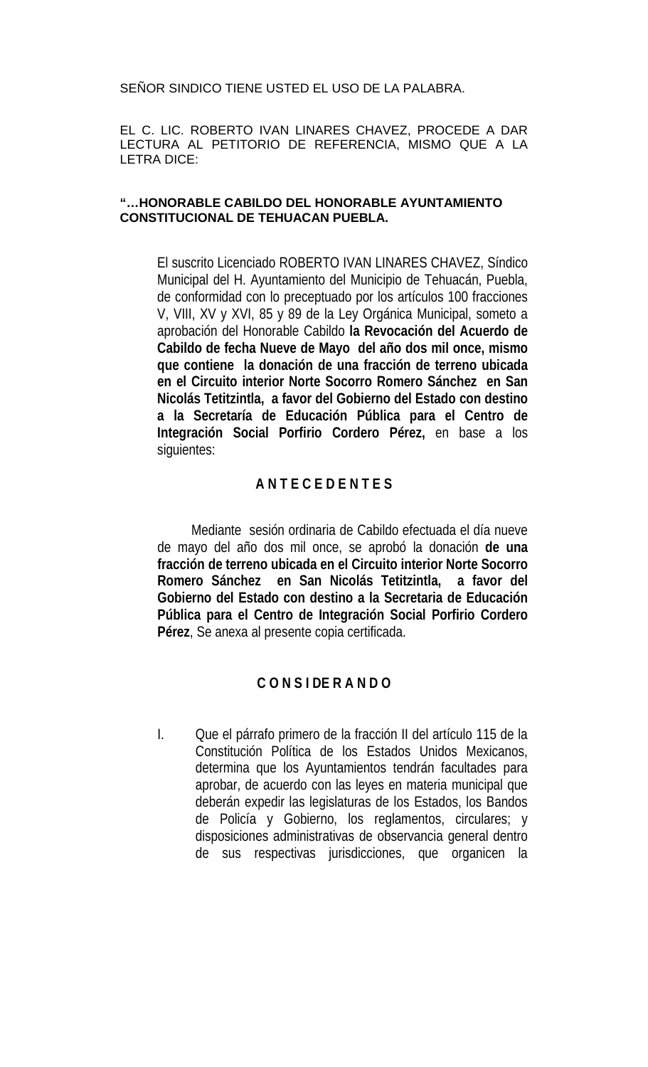SEÑOR SINDICO TIENE USTED EL USO DE LA PALABRA.

EL C. LIC. ROBERTO IVAN LINARES CHAVEZ, PROCEDE A DAR LECTURA AL PETITORIO DE REFERENCIA, MISMO QUE A LA LETRA DICE:

**"…HONORABLE CABILDO DEL HONORABLE AYUNTAMIENTO CONSTITUCIONAL DE TEHUACAN PUEBLA.**

El suscrito Licenciado ROBERTO IVAN LINARES CHAVEZ, Síndico Municipal del H. Ayuntamiento del Municipio de Tehuacán, Puebla, de conformidad con lo preceptuado por los artículos 100 fracciones V, VIII, XV y XVI, 85 y 89 de la Ley Orgánica Municipal, someto a aprobación del Honorable Cabildo **la Revocación del Acuerdo de Cabildo de fecha Nueve de Mayo del año dos mil once, mismo que contiene la donación de una fracción de terreno ubicada en el Circuito interior Norte Socorro Romero Sánchez en San Nicolás Tetitzintla, a favor del Gobierno del Estado con destino a la Secretaría de Educación Pública para el Centro de Integración Social Porfirio Cordero Pérez,** en base a los siguientes:

**A N T E C E D E N T E S**

Mediante sesión ordinaria de Cabildo efectuada el día nueve de mayo del año dos mil once, se aprobó la donación **de una fracción de terreno ubicada en el Circuito interior Norte Socorro Romero Sánchez en San Nicolás Tetitzintla, a favor del Gobierno del Estado con destino a la Secretaria de Educación Pública para el Centro de Integración Social Porfirio Cordero Pérez**, Se anexa al presente copia certificada.

**C O N S I DE R A N D O**

I. Que el párrafo primero de la fracción II del artículo 115 de la Constitución Política de los Estados Unidos Mexicanos, determina que los Ayuntamientos tendrán facultades para aprobar, de acuerdo con las leyes en materia municipal que deberán expedir las legislaturas de los Estados, los Bandos de Policía y Gobierno, los reglamentos, circulares; y disposiciones administrativas de observancia general dentro de sus respectivas jurisdicciones, que organicen la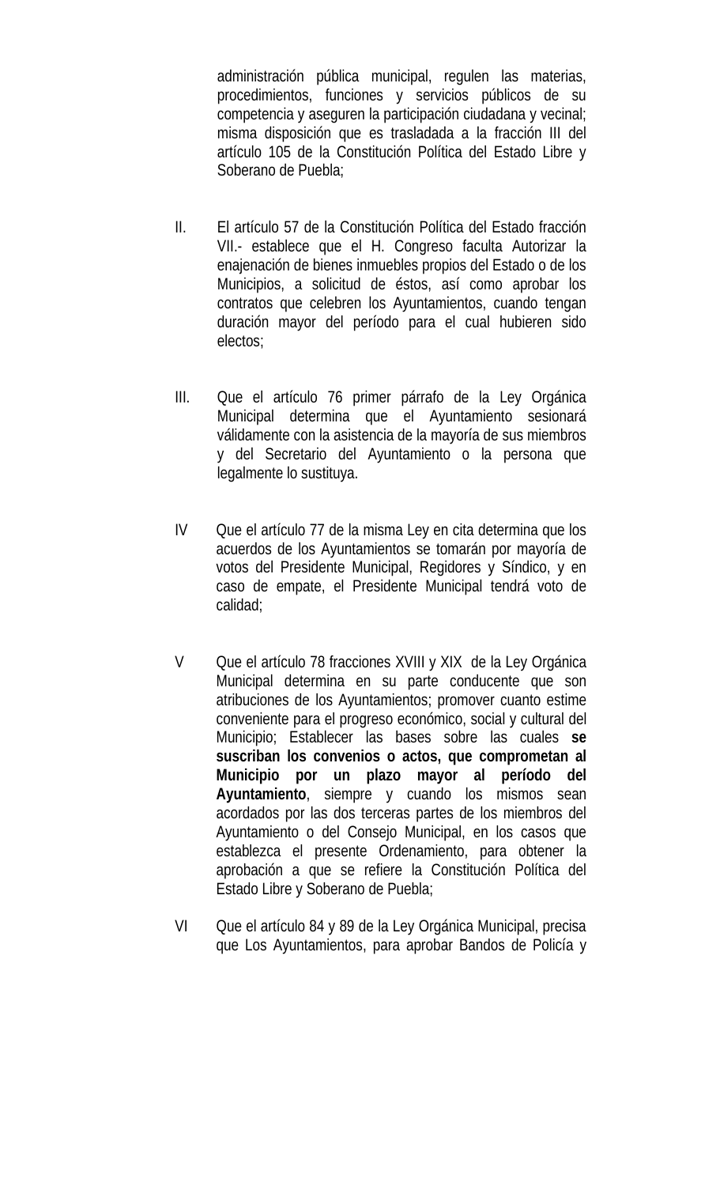administración pública municipal, regulen las materias, procedimientos, funciones y servicios públicos de su competencia y aseguren la participación ciudadana y vecinal; misma disposición que es trasladada a la fracción III del artículo 105 de la Constitución Política del Estado Libre y Soberano de Puebla;

II. El artículo 57 de la Constitución Política del Estado fracción VII.- establece que el H. Congreso faculta Autorizar la enajenación de bienes inmuebles propios del Estado o de los Municipios, a solicitud de éstos, así como aprobar los contratos que celebren los Ayuntamientos, cuando tengan duración mayor del período para el cual hubieren sido electos;

III. Que el artículo 76 primer párrafo de la Ley Orgánica Municipal determina que el Ayuntamiento sesionará válidamente con la asistencia de la mayoría de sus miembros y del Secretario del Ayuntamiento o la persona que legalmente lo sustituya.

IV Que el artículo 77 de la misma Ley en cita determina que los acuerdos de los Ayuntamientos se tomarán por mayoría de votos del Presidente Municipal, Regidores y Síndico, y en caso de empate, el Presidente Municipal tendrá voto de calidad;

V Que el artículo 78 fracciones XVIII y XIX de la Ley Orgánica Municipal determina en su parte conducente que son atribuciones de los Ayuntamientos; promover cuanto estime conveniente para el progreso económico, social y cultural del Municipio; Establecer las bases sobre las cuales **se suscriban los convenios o actos, que comprometan al Municipio por un plazo mayor al período del Ayuntamiento**, siempre y cuando los mismos sean acordados por las dos terceras partes de los miembros del Ayuntamiento o del Consejo Municipal, en los casos que establezca el presente Ordenamiento, para obtener la aprobación a que se refiere la Constitución Política del Estado Libre y Soberano de Puebla;

VI Que el artículo 84 y 89 de la Ley Orgánica Municipal, precisa que Los Ayuntamientos, para aprobar Bandos de Policía y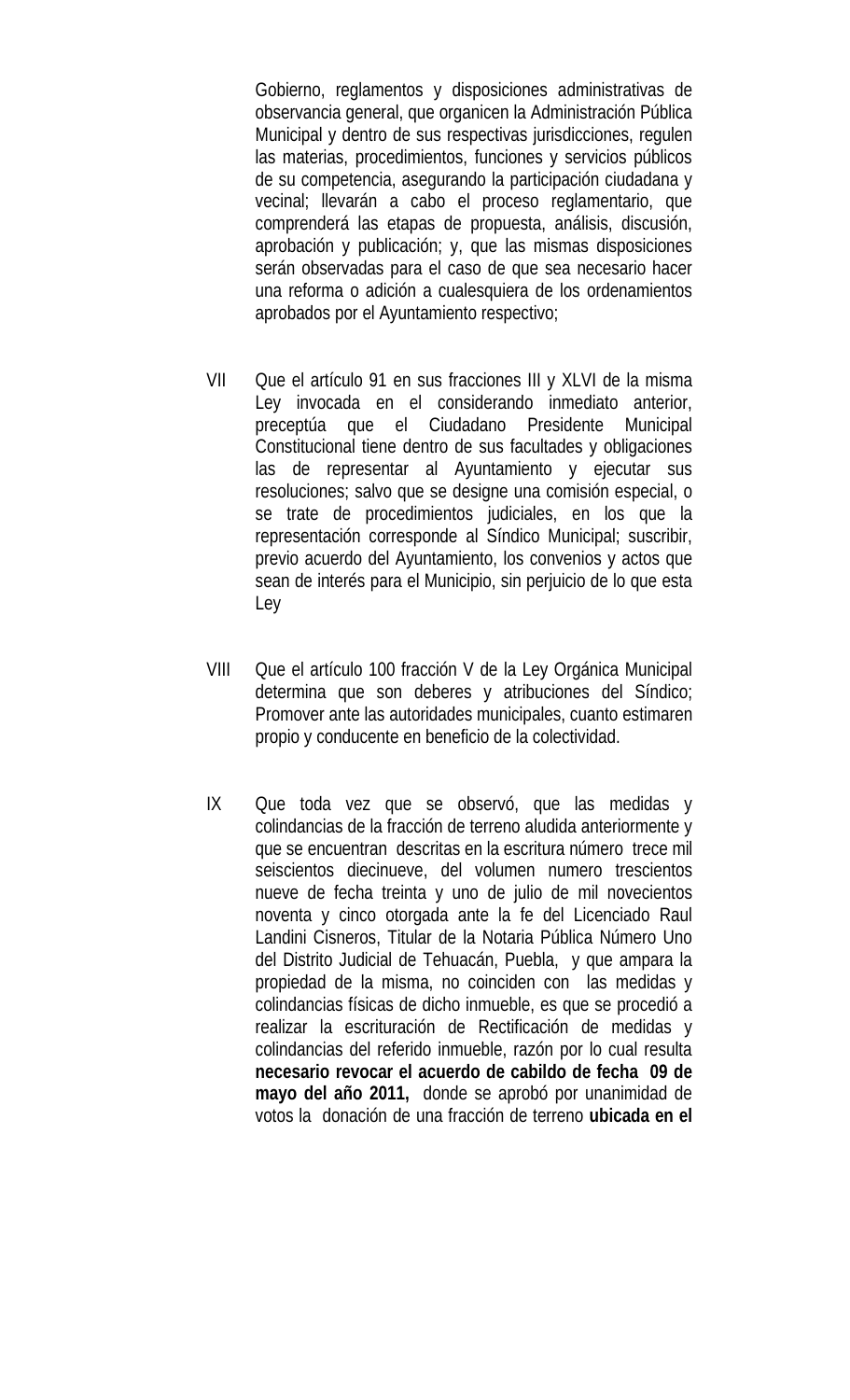Gobierno, reglamentos y disposiciones administrativas de observancia general, que organicen la Administración Pública Municipal y dentro de sus respectivas jurisdicciones, regulen las materias, procedimientos, funciones y servicios públicos de su competencia, asegurando la participación ciudadana y vecinal; llevarán a cabo el proceso reglamentario, que comprenderá las etapas de propuesta, análisis, discusión, aprobación y publicación; y, que las mismas disposiciones serán observadas para el caso de que sea necesario hacer una reforma o adición a cualesquiera de los ordenamientos aprobados por el Ayuntamiento respectivo;

VII Que el artículo 91 en sus fracciones III y XLVI de la misma Ley invocada en el considerando inmediato anterior, preceptúa que el Ciudadano Presidente Municipal Constitucional tiene dentro de sus facultades y obligaciones las de representar al Ayuntamiento y ejecutar sus resoluciones; salvo que se designe una comisión especial, o se trate de procedimientos judiciales, en los que la representación corresponde al Síndico Municipal; suscribir, previo acuerdo del Ayuntamiento, los convenios y actos que sean de interés para el Municipio, sin perjuicio de lo que esta Ley

VIII Que el artículo 100 fracción V de la Ley Orgánica Municipal determina que son deberes y atribuciones del Síndico; Promover ante las autoridades municipales, cuanto estimaren propio y conducente en beneficio de la colectividad.

IX Que toda vez que se observó, que las medidas y colindancias de la fracción de terreno aludida anteriormente y que se encuentran descritas en la escritura número trece mil seiscientos diecinueve, del volumen numero trescientos nueve de fecha treinta y uno de julio de mil novecientos noventa y cinco otorgada ante la fe del Licenciado Raul Landini Cisneros, Titular de la Notaria Pública Número Uno del Distrito Judicial de Tehuacán, Puebla, y que ampara la propiedad de la misma, no coinciden con las medidas y colindancias físicas de dicho inmueble, es que se procedió a realizar la escrituración de Rectificación de medidas y colindancias del referido inmueble, razón por lo cual resulta **necesario revocar el acuerdo de cabildo de fecha 09 de mayo del año 2011,** donde se aprobó por unanimidad de votos la donación de una fracción de terreno **ubicada en el**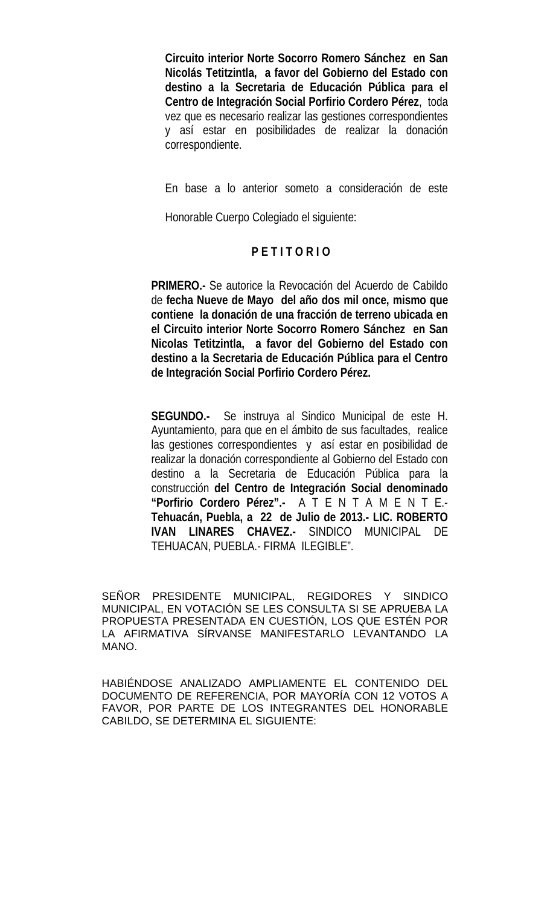**Circuito interior Norte Socorro Romero Sánchez en San Nicolás Tetitzintla, a favor del Gobierno del Estado con destino a la Secretaria de Educación Pública para el Centro de Integración Social Porfirio Cordero Pérez**, toda vez que es necesario realizar las gestiones correspondientes y así estar en posibilidades de realizar la donación correspondiente.

En base a lo anterior someto a consideración de este Honorable Cuerpo Colegiado el siguiente:

**P E T I T O R I O**

**PRIMERO.-** Se autorice la Revocación del Acuerdo de Cabildo de **fecha Nueve de Mayo del año dos mil once, mismo que contiene la donación de una fracción de terreno ubicada en el Circuito interior Norte Socorro Romero Sánchez en San Nicolas Tetitzintla, a favor del Gobierno del Estado con destino a la Secretaria de Educación Pública para el Centro de Integración Social Porfirio Cordero Pérez.**

**SEGUNDO.-** Se instruya al Sindico Municipal de este H. Ayuntamiento, para que en el ámbito de sus facultades, realice las gestiones correspondientes y así estar en posibilidad de realizar la donación correspondiente al Gobierno del Estado con destino a la Secretaria de Educación Pública para la construcción **del Centro de Integración Social denominado "Porfirio Cordero Pérez".-** A T E N T A M E N T E.- **Tehuacán, Puebla, a 22 de Julio de 2013.- LIC. ROBERTO IVAN LINARES CHAVEZ.-** SINDICO MUNICIPAL DE TEHUACAN, PUEBLA.- FIRMA ILEGIBLE".

SEÑOR PRESIDENTE MUNICIPAL, REGIDORES Y SINDICO MUNICIPAL, EN VOTACIÓN SE LES CONSULTA SI SE APRUEBA LA PROPUESTA PRESENTADA EN CUESTIÓN, LOS QUE ESTÉN POR LA AFIRMATIVA SÍRVANSE MANIFESTARLO LEVANTANDO LA MANO.

HABIÉNDOSE ANALIZADO AMPLIAMENTE EL CONTENIDO DEL DOCUMENTO DE REFERENCIA, POR MAYORÍA CON 12 VOTOS A FAVOR, POR PARTE DE LOS INTEGRANTES DEL HONORABLE CABILDO, SE DETERMINA EL SIGUIENTE: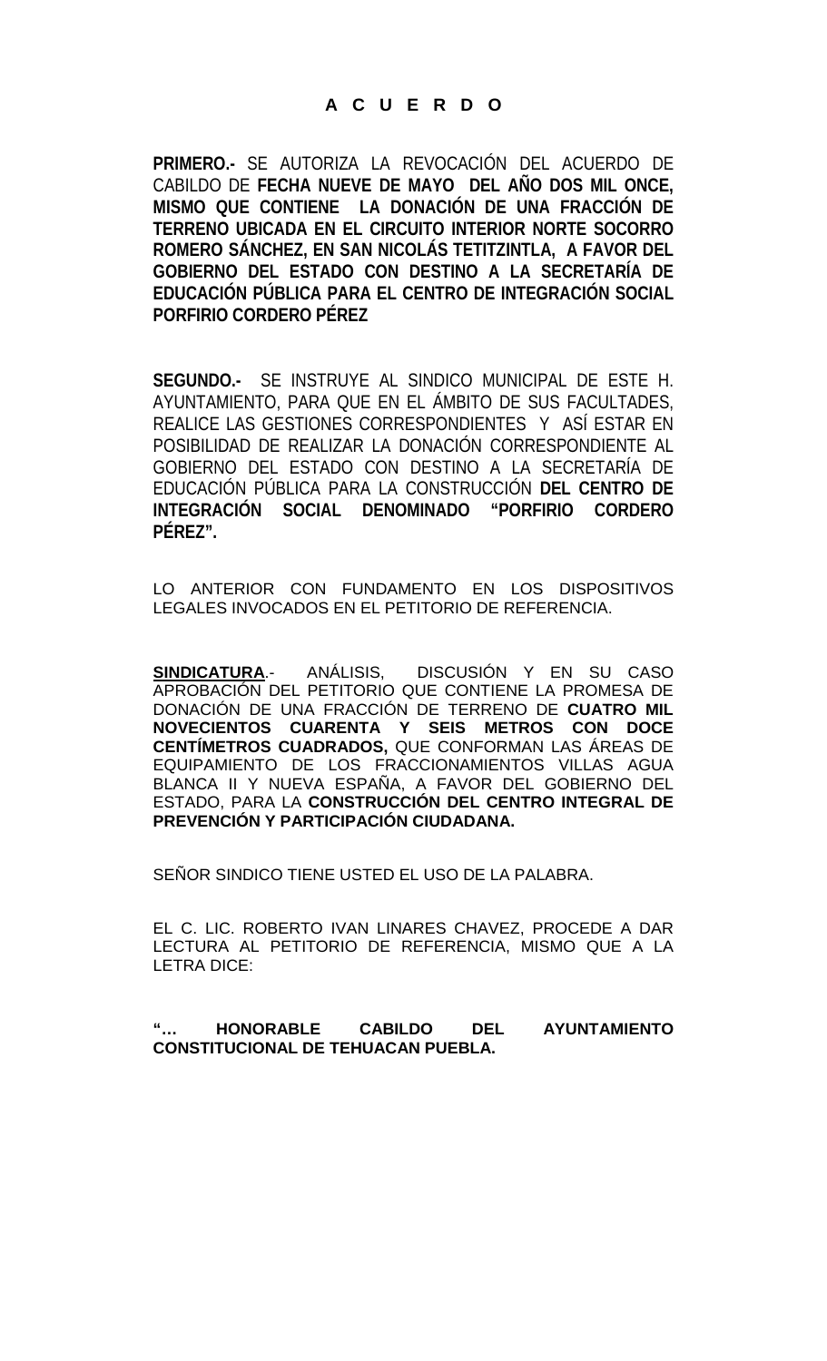# A C U E R D O

**PRIMERO.-** SE AUTORIZA LA REVOCACIÓN DEL ACUERDO DE CABILDO DE **FECHA NUEVE DE MAYO DEL AÑO DOS MIL ONCE, MISMO QUE CONTIENE LA DONACIÓN DE UNA FRACCIÓN DE TERRENO UBICADA EN EL CIRCUITO INTERIOR NORTE SOCORRO ROMERO SÁNCHEZ, EN SAN NICOLÁS TETITZINTLA, A FAVOR DEL GOBIERNO DEL ESTADO CON DESTINO A LA SECRETARÍA DE EDUCACIÓN PÚBLICA PARA EL CENTRO DE INTEGRACIÓN SOCIAL PORFIRIO CORDERO PÉREZ**

**SEGUNDO.-** SE INSTRUYE AL SINDICO MUNICIPAL DE ESTE H. AYUNTAMIENTO, PARA QUE EN EL ÁMBITO DE SUS FACULTADES, REALICE LAS GESTIONES CORRESPONDIENTES Y ASÍ ESTAR EN POSIBILIDAD DE REALIZAR LA DONACIÓN CORRESPONDIENTE AL GOBIERNO DEL ESTADO CON DESTINO A LA SECRETARÍA DE EDUCACIÓN PÚBLICA PARA LA CONSTRUCCIÓN **DEL CENTRO DE INTEGRACIÓN SOCIAL DENOMINADO "PORFIRIO CORDERO PÉREZ".**

LO ANTERIOR CON FUNDAMENTO EN LOS DISPOSITIVOS LEGALES INVOCADOS EN EL PETITORIO DE REFERENCIA.

**SINDICATURA**.- ANÁLISIS, DISCUSIÓN Y EN SU CASO APROBACIÓN DEL PETITORIO QUE CONTIENE LA PROMESA DE DONACIÓN DE UNA FRACCIÓN DE TERRENO DE **CUATRO MIL NOVECIENTOS CUARENTA Y SEIS METROS CON DOCE CENTÍMETROS CUADRADOS,** QUE CONFORMAN LAS ÁREAS DE EQUIPAMIENTO DE LOS FRACCIONAMIENTOS VILLAS AGUA BLANCA II Y NUEVA ESPAÑA, A FAVOR DEL GOBIERNO DEL ESTADO, PARA LA **CONSTRUCCIÓN DEL CENTRO INTEGRAL DE PREVENCIÓN Y PARTICIPACIÓN CIUDADANA.**

SEÑOR SINDICO TIENE USTED EL USO DE LA PALABRA.

EL C. LIC. ROBERTO IVAN LINARES CHAVEZ, PROCEDE A DAR LECTURA AL PETITORIO DE REFERENCIA, MISMO QUE A LA LETRA DICE:

**"… HONORABLE CABILDO DEL AYUNTAMIENTO CONSTITUCIONAL DE TEHUACAN PUEBLA.**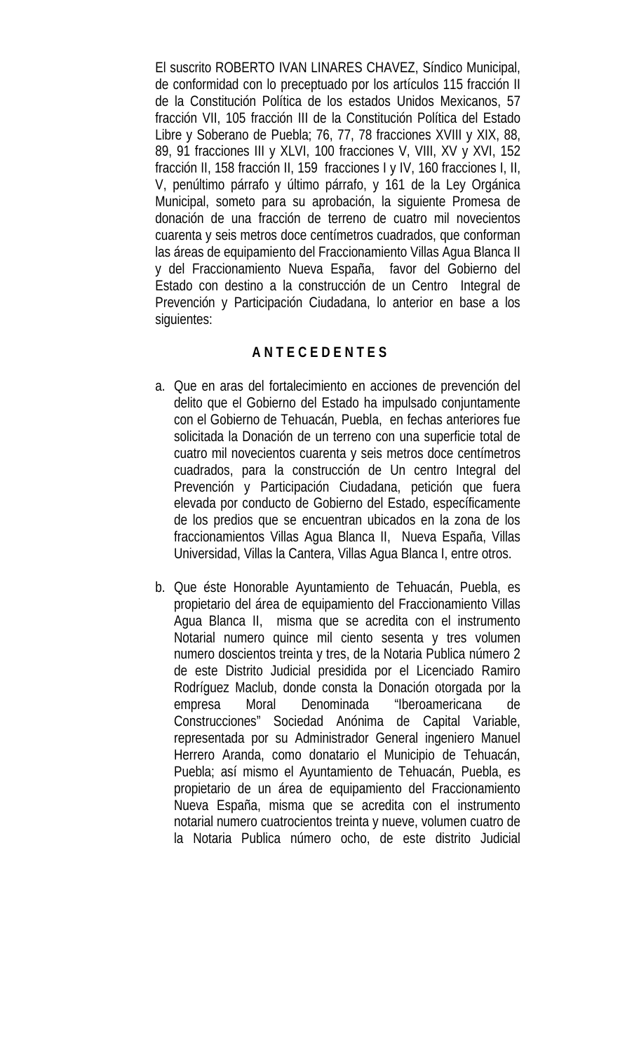El suscrito ROBERTO IVAN LINARES CHAVEZ, Síndico Municipal, de conformidad con lo preceptuado por los artículos 115 fracción II de la Constitución Política de los estados Unidos Mexicanos, 57 fracción VII, 105 fracción III de la Constitución Política del Estado Libre y Soberano de Puebla; 76, 77, 78 fracciones XVIII y XIX, 88, 89, 91 fracciones III y XLVI, 100 fracciones V, VIII, XV y XVI, 152 fracción II, 158 fracción II, 159 fracciones I y IV, 160 fracciones I, II, V, penúltimo párrafo y último párrafo, y 161 de la Ley Orgánica Municipal, someto para su aprobación, la siguiente Promesa de donación de una fracción de terreno de cuatro mil novecientos cuarenta y seis metros doce centímetros cuadrados, que conforman las áreas de equipamiento del Fraccionamiento Villas Agua Blanca II y del Fraccionamiento Nueva España, favor del Gobierno del Estado con destino a la construcción de un Centro Integral de Prevención y Participación Ciudadana, lo anterior en base a los siguientes:

**A N T E C E D E N T E S**

a. Que en aras del fortalecimiento en acciones de prevención del delito que el Gobierno del Estado ha impulsado conjuntamente con el Gobierno de Tehuacán, Puebla, en fechas anteriores fue solicitada la Donación de un terreno con una superficie total de cuatro mil novecientos cuarenta y seis metros doce centímetros cuadrados, para la construcción de Un centro Integral del Prevención y Participación Ciudadana, petición que fuera elevada por conducto de Gobierno del Estado, específicamente de los predios que se encuentran ubicados en la zona de los fraccionamientos Villas Agua Blanca II, Nueva España, Villas Universidad, Villas la Cantera, Villas Agua Blanca I, entre otros.

b. Que éste Honorable Ayuntamiento de Tehuacán, Puebla, es propietario del área de equipamiento del Fraccionamiento Villas Agua Blanca II, misma que se acredita con el instrumento Notarial numero quince mil ciento sesenta y tres volumen numero doscientos treinta y tres, de la Notaria Publica número 2 de este Distrito Judicial presidida por el Licenciado Ramiro Rodríguez Maclub, donde consta la Donación otorgada por la empresa Moral Denominada "Iberoamericana de Construcciones" Sociedad Anónima de Capital Variable, representada por su Administrador General ingeniero Manuel Herrero Aranda, como donatario el Municipio de Tehuacán, Puebla; así mismo el Ayuntamiento de Tehuacán, Puebla, es propietario de un área de equipamiento del Fraccionamiento Nueva España, misma que se acredita con el instrumento notarial numero cuatrocientos treinta y nueve, volumen cuatro de la Notaria Publica número ocho, de este distrito Judicial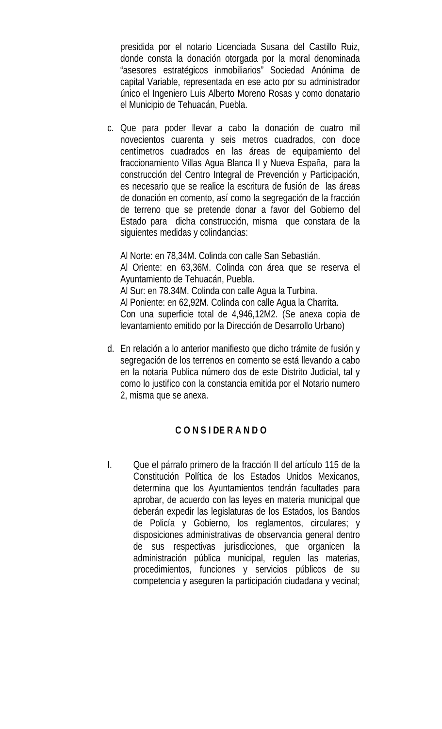presidida por el notario Licenciada Susana del Castillo Ruiz, donde consta la donación otorgada por la moral denominada “asesores estratégicos inmobiliarios” Sociedad Anónima de capital Variable, representada en ese acto por su administrador único el Ingeniero Luis Alberto Moreno Rosas y como donatario el Municipio de Tehuacán, Puebla.

c. Que para poder llevar a cabo la donación de cuatro mil novecientos cuarenta y seis metros cuadrados, con doce centímetros cuadrados en las áreas de equipamiento del fraccionamiento Villas Agua Blanca II y Nueva España, para la construcción del Centro Integral de Prevención y Participación, es necesario que se realice la escritura de fusión de las áreas de donación en comento, así como la segregación de la fracción de terreno que se pretende donar a favor del Gobierno del Estado para dicha construcción, misma que constara de la siguientes medidas y colindancias:

   Al Norte: en 78,34M. Colinda con calle San Sebastián.
   Al Oriente: en 63,36M. Colinda con área que se reserva el Ayuntamiento de Tehuacán, Puebla.
   Al Sur: en 78.34M. Colinda con calle Agua la Turbina.
   Al Poniente: en 62,92M. Colinda con calle Agua la Charrita.
   Con una superficie total de 4,946,12M2. (Se anexa copia de levantamiento emitido por la Dirección de Desarrollo Urbano)

d. En relación a lo anterior manifiesto que dicho trámite de fusión y segregación de los terrenos en comento se está llevando a cabo en la notaria Publica número dos de este Distrito Judicial, tal y como lo justifico con la constancia emitida por el Notario numero 2, misma que se anexa.

## C O N S I DE R A N D O

I. Que el párrafo primero de la fracción II del artículo 115 de la Constitución Política de los Estados Unidos Mexicanos, determina que los Ayuntamientos tendrán facultades para aprobar, de acuerdo con las leyes en materia municipal que deberán expedir las legislaturas de los Estados, los Bandos de Policía y Gobierno, los reglamentos, circulares; y disposiciones administrativas de observancia general dentro de sus respectivas jurisdicciones, que organicen la administración pública municipal, regulen las materias, procedimientos, funciones y servicios públicos de su competencia y aseguren la participación ciudadana y vecinal;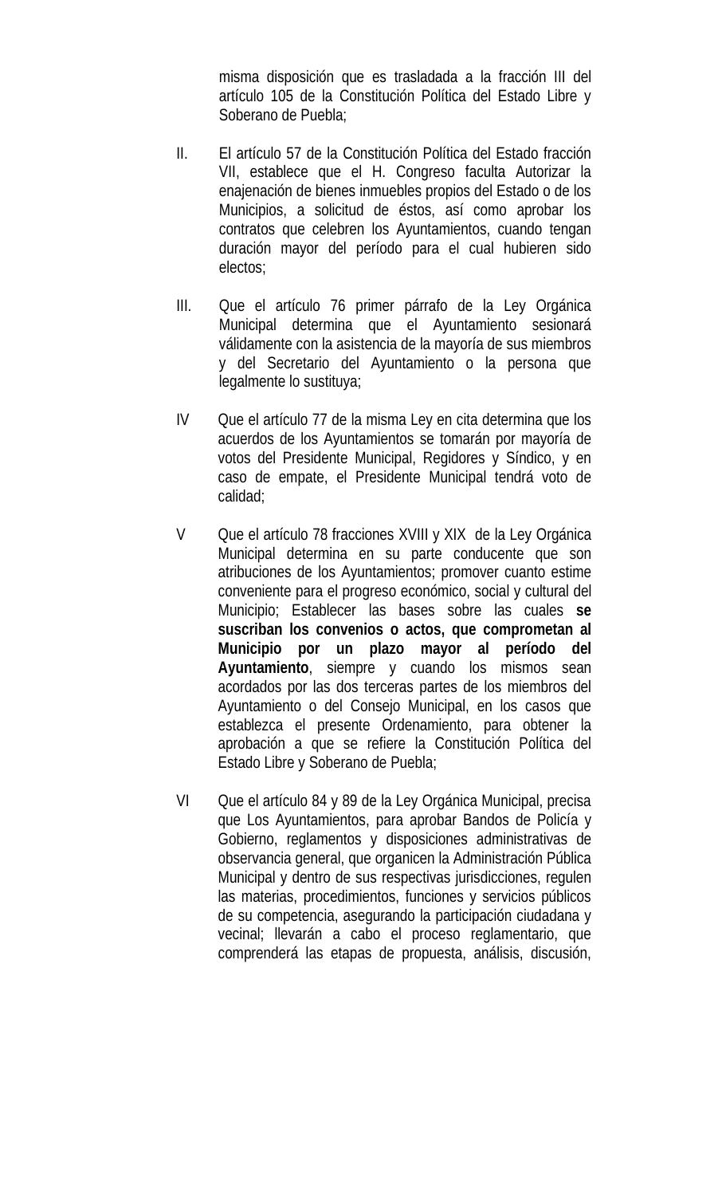misma disposición que es trasladada a la fracción III del artículo 105 de la Constitución Política del Estado Libre y Soberano de Puebla;

II. El artículo 57 de la Constitución Política del Estado fracción VII, establece que el H. Congreso faculta Autorizar la enajenación de bienes inmuebles propios del Estado o de los Municipios, a solicitud de éstos, así como aprobar los contratos que celebren los Ayuntamientos, cuando tengan duración mayor del período para el cual hubieren sido electos;

III. Que el artículo 76 primer párrafo de la Ley Orgánica Municipal determina que el Ayuntamiento sesionará válidamente con la asistencia de la mayoría de sus miembros y del Secretario del Ayuntamiento o la persona que legalmente lo sustituya;

IV Que el artículo 77 de la misma Ley en cita determina que los acuerdos de los Ayuntamientos se tomarán por mayoría de votos del Presidente Municipal, Regidores y Síndico, y en caso de empate, el Presidente Municipal tendrá voto de calidad;

V Que el artículo 78 fracciones XVIII y XIX de la Ley Orgánica Municipal determina en su parte conducente que son atribuciones de los Ayuntamientos; promover cuanto estime conveniente para el progreso económico, social y cultural del Municipio; Establecer las bases sobre las cuales **se suscriban los convenios o actos, que comprometan al Municipio por un plazo mayor al período del Ayuntamiento**, siempre y cuando los mismos sean acordados por las dos terceras partes de los miembros del Ayuntamiento o del Consejo Municipal, en los casos que establezca el presente Ordenamiento, para obtener la aprobación a que se refiere la Constitución Política del Estado Libre y Soberano de Puebla;

VI Que el artículo 84 y 89 de la Ley Orgánica Municipal, precisa que Los Ayuntamientos, para aprobar Bandos de Policía y Gobierno, reglamentos y disposiciones administrativas de observancia general, que organicen la Administración Pública Municipal y dentro de sus respectivas jurisdicciones, regulen las materias, procedimientos, funciones y servicios públicos de su competencia, asegurando la participación ciudadana y vecinal; llevarán a cabo el proceso reglamentario, que comprenderá las etapas de propuesta, análisis, discusión,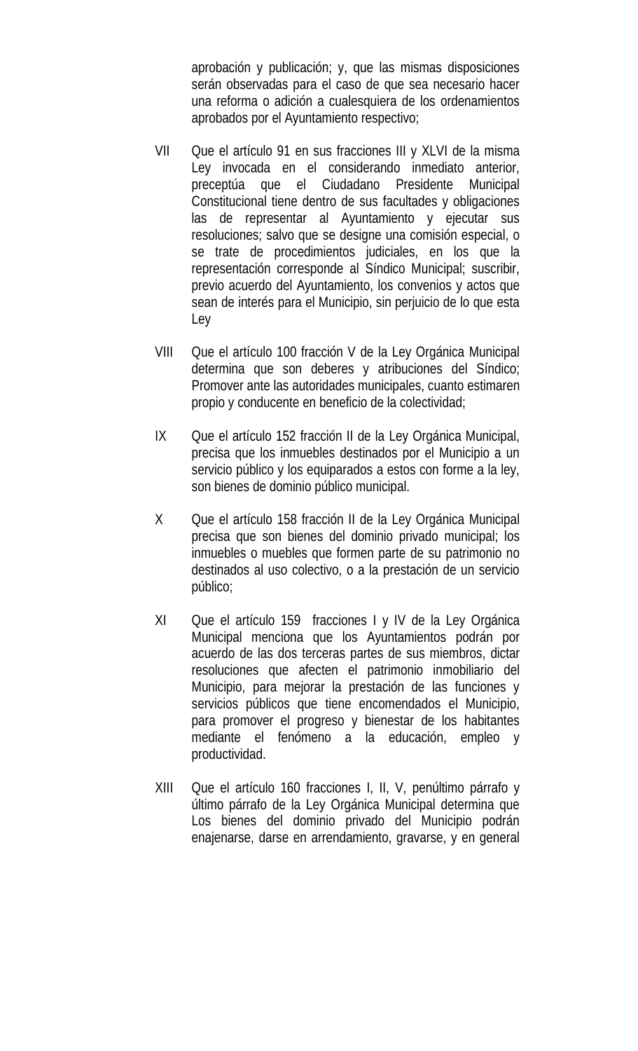aprobación y publicación; y, que las mismas disposiciones serán observadas para el caso de que sea necesario hacer una reforma o adición a cualesquiera de los ordenamientos aprobados por el Ayuntamiento respectivo;

VII Que el artículo 91 en sus fracciones III y XLVI de la misma Ley invocada en el considerando inmediato anterior, preceptúa que el Ciudadano Presidente Municipal Constitucional tiene dentro de sus facultades y obligaciones las de representar al Ayuntamiento y ejecutar sus resoluciones; salvo que se designe una comisión especial, o se trate de procedimientos judiciales, en los que la representación corresponde al Síndico Municipal; suscribir, previo acuerdo del Ayuntamiento, los convenios y actos que sean de interés para el Municipio, sin perjuicio de lo que esta Ley

VIII Que el artículo 100 fracción V de la Ley Orgánica Municipal determina que son deberes y atribuciones del Síndico; Promover ante las autoridades municipales, cuanto estimaren propio y conducente en beneficio de la colectividad;

IX Que el artículo 152 fracción II de la Ley Orgánica Municipal, precisa que los inmuebles destinados por el Municipio a un servicio público y los equiparados a estos con forme a la ley, son bienes de dominio público municipal.

X Que el artículo 158 fracción II de la Ley Orgánica Municipal precisa que son bienes del dominio privado municipal; los inmuebles o muebles que formen parte de su patrimonio no destinados al uso colectivo, o a la prestación de un servicio público;

XI Que el artículo 159 fracciones I y IV de la Ley Orgánica Municipal menciona que los Ayuntamientos podrán por acuerdo de las dos terceras partes de sus miembros, dictar resoluciones que afecten el patrimonio inmobiliario del Municipio, para mejorar la prestación de las funciones y servicios públicos que tiene encomendados el Municipio, para promover el progreso y bienestar de los habitantes mediante el fenómeno a la educación, empleo y productividad.

XIII Que el artículo 160 fracciones I, II, V, penúltimo párrafo y último párrafo de la Ley Orgánica Municipal determina que Los bienes del dominio privado del Municipio podrán enajenarse, darse en arrendamiento, gravarse, y en general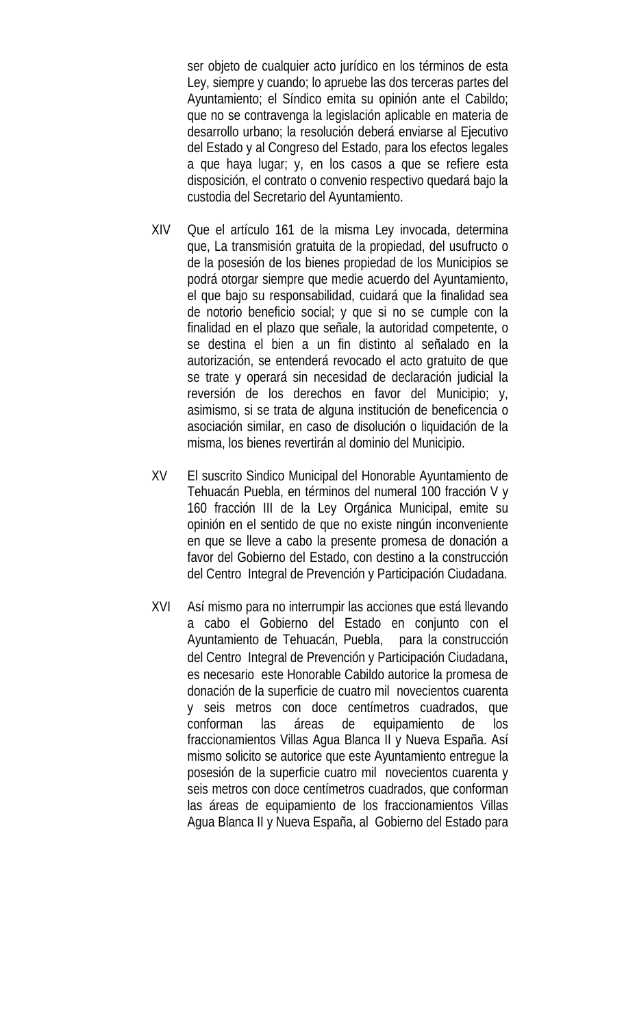ser objeto de cualquier acto jurídico en los términos de esta Ley, siempre y cuando; lo apruebe las dos terceras partes del Ayuntamiento; el Síndico emita su opinión ante el Cabildo; que no se contravenga la legislación aplicable en materia de desarrollo urbano; la resolución deberá enviarse al Ejecutivo del Estado y al Congreso del Estado, para los efectos legales a que haya lugar; y, en los casos a que se refiere esta disposición, el contrato o convenio respectivo quedará bajo la custodia del Secretario del Ayuntamiento.

XIV Que el artículo 161 de la misma Ley invocada, determina que, La transmisión gratuita de la propiedad, del usufructo o de la posesión de los bienes propiedad de los Municipios se podrá otorgar siempre que medie acuerdo del Ayuntamiento, el que bajo su responsabilidad, cuidará que la finalidad sea de notorio beneficio social; y que si no se cumple con la finalidad en el plazo que señale, la autoridad competente, o se destina el bien a un fin distinto al señalado en la autorización, se entenderá revocado el acto gratuito de que se trate y operará sin necesidad de declaración judicial la reversión de los derechos en favor del Municipio; y, asimismo, si se trata de alguna institución de beneficencia o asociación similar, en caso de disolución o liquidación de la misma, los bienes revertirán al dominio del Municipio.

XV El suscrito Sindico Municipal del Honorable Ayuntamiento de Tehuacán Puebla, en términos del numeral 100 fracción V y 160 fracción III de la Ley Orgánica Municipal, emite su opinión en el sentido de que no existe ningún inconveniente en que se lleve a cabo la presente promesa de donación a favor del Gobierno del Estado, con destino a la construcción del Centro Integral de Prevención y Participación Ciudadana.

XVI Así mismo para no interrumpir las acciones que está llevando a cabo el Gobierno del Estado en conjunto con el Ayuntamiento de Tehuacán, Puebla, para la construcción del Centro Integral de Prevención y Participación Ciudadana, es necesario este Honorable Cabildo autorice la promesa de donación de la superficie de cuatro mil novecientos cuarenta y seis metros con doce centímetros cuadrados, que conforman las áreas de equipamiento de los fraccionamientos Villas Agua Blanca II y Nueva España. Así mismo solicito se autorice que este Ayuntamiento entregue la posesión de la superficie cuatro mil novecientos cuarenta y seis metros con doce centímetros cuadrados, que conforman las áreas de equipamiento de los fraccionamientos Villas Agua Blanca II y Nueva España, al Gobierno del Estado para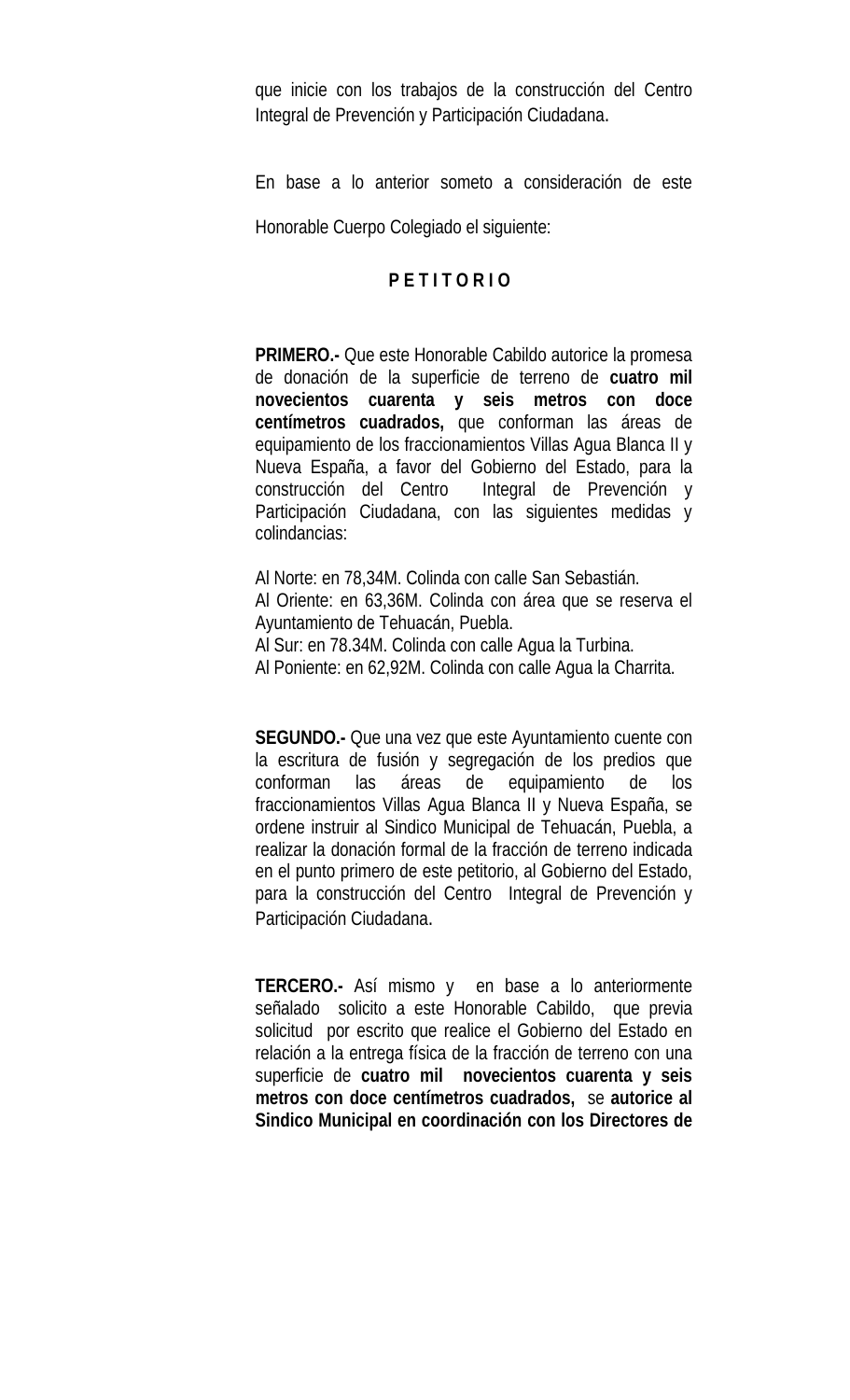que inicie con los trabajos de la construcción del Centro Integral de Prevención y Participación Ciudadana.

En base a lo anterior someto a consideración de este Honorable Cuerpo Colegiado el siguiente:

**P E T I T O R I O**

**PRIMERO.-** Que este Honorable Cabildo autorice la promesa de donación de la superficie de terreno de **cuatro mil novecientos cuarenta y seis metros con doce centímetros cuadrados,** que conforman las áreas de equipamiento de los fraccionamientos Villas Agua Blanca II y Nueva España, a favor del Gobierno del Estado, para la construcción del Centro Integral de Prevención y Participación Ciudadana, con las siguientes medidas y colindancias:

Al Norte: en 78,34M. Colinda con calle San Sebastián.
Al Oriente: en 63,36M. Colinda con área que se reserva el Ayuntamiento de Tehuacán, Puebla.
Al Sur: en 78.34M. Colinda con calle Agua la Turbina.
Al Poniente: en 62,92M. Colinda con calle Agua la Charrita.

**SEGUNDO.-** Que una vez que este Ayuntamiento cuente con la escritura de fusión y segregación de los predios que conforman las áreas de equipamiento de los fraccionamientos Villas Agua Blanca II y Nueva España, se ordene instruir al Sindico Municipal de Tehuacán, Puebla, a realizar la donación formal de la fracción de terreno indicada en el punto primero de este petitorio, al Gobierno del Estado, para la construcción del Centro Integral de Prevención y Participación Ciudadana.

**TERCERO.-** Así mismo y en base a lo anteriormente señalado solicito a este Honorable Cabildo, que previa solicitud por escrito que realice el Gobierno del Estado en relación a la entrega física de la fracción de terreno con una superficie de **cuatro mil novecientos cuarenta y seis metros con doce centímetros cuadrados,** se **autorice al Sindico Municipal en coordinación con los Directores de**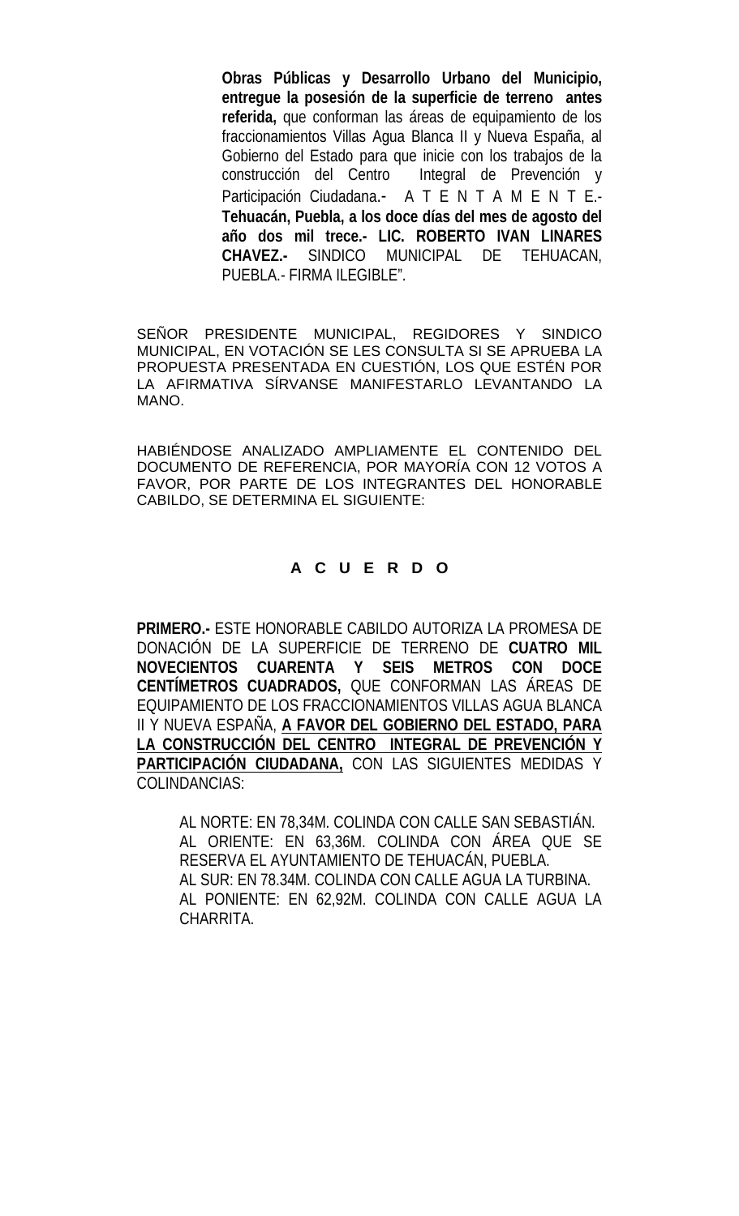> **Obras Públicas y Desarrollo Urbano del Municipio, entregue la posesión de la superficie de terreno antes referida,** que conforman las áreas de equipamiento de los fraccionamientos Villas Agua Blanca II y Nueva España, al Gobierno del Estado para que inicie con los trabajos de la construcción del Centro Integral de Prevención y Participación Ciudadana.- A T E N T A M E N T E.- **Tehuacán, Puebla, a los doce días del mes de agosto del año dos mil trece.- LIC. ROBERTO IVAN LINARES CHAVEZ.-** SINDICO MUNICIPAL DE TEHUACAN, PUEBLA.- FIRMA ILEGIBLE".

SEÑOR PRESIDENTE MUNICIPAL, REGIDORES Y SINDICO MUNICIPAL, EN VOTACIÓN SE LES CONSULTA SI SE APRUEBA LA PROPUESTA PRESENTADA EN CUESTIÓN, LOS QUE ESTÉN POR LA AFIRMATIVA SÍRVANSE MANIFESTARLO LEVANTANDO LA MANO.

HABIÉNDOSE ANALIZADO AMPLIAMENTE EL CONTENIDO DEL DOCUMENTO DE REFERENCIA, POR MAYORÍA CON 12 VOTOS A FAVOR, POR PARTE DE LOS INTEGRANTES DEL HONORABLE CABILDO, SE DETERMINA EL SIGUIENTE:

## A C U E R D O

**PRIMERO.-** ESTE HONORABLE CABILDO AUTORIZA LA PROMESA DE DONACIÓN DE LA SUPERFICIE DE TERRENO DE **CUATRO MIL NOVECIENTOS CUARENTA Y SEIS METROS CON DOCE CENTÍMETROS CUADRADOS,** QUE CONFORMAN LAS ÁREAS DE EQUIPAMIENTO DE LOS FRACCIONAMIENTOS VILLAS AGUA BLANCA II Y NUEVA ESPAÑA, **A FAVOR DEL GOBIERNO DEL ESTADO, PARA LA CONSTRUCCIÓN DEL CENTRO INTEGRAL DE PREVENCIÓN Y PARTICIPACIÓN CIUDADANA,** CON LAS SIGUIENTES MEDIDAS Y COLINDANCIAS:

> AL NORTE: EN 78,34M. COLINDA CON CALLE SAN SEBASTIÁN.
> AL ORIENTE: EN 63,36M. COLINDA CON ÁREA QUE SE RESERVA EL AYUNTAMIENTO DE TEHUACÁN, PUEBLA.
> AL SUR: EN 78.34M. COLINDA CON CALLE AGUA LA TURBINA.
> AL PONIENTE: EN 62,92M. COLINDA CON CALLE AGUA LA CHARRITA.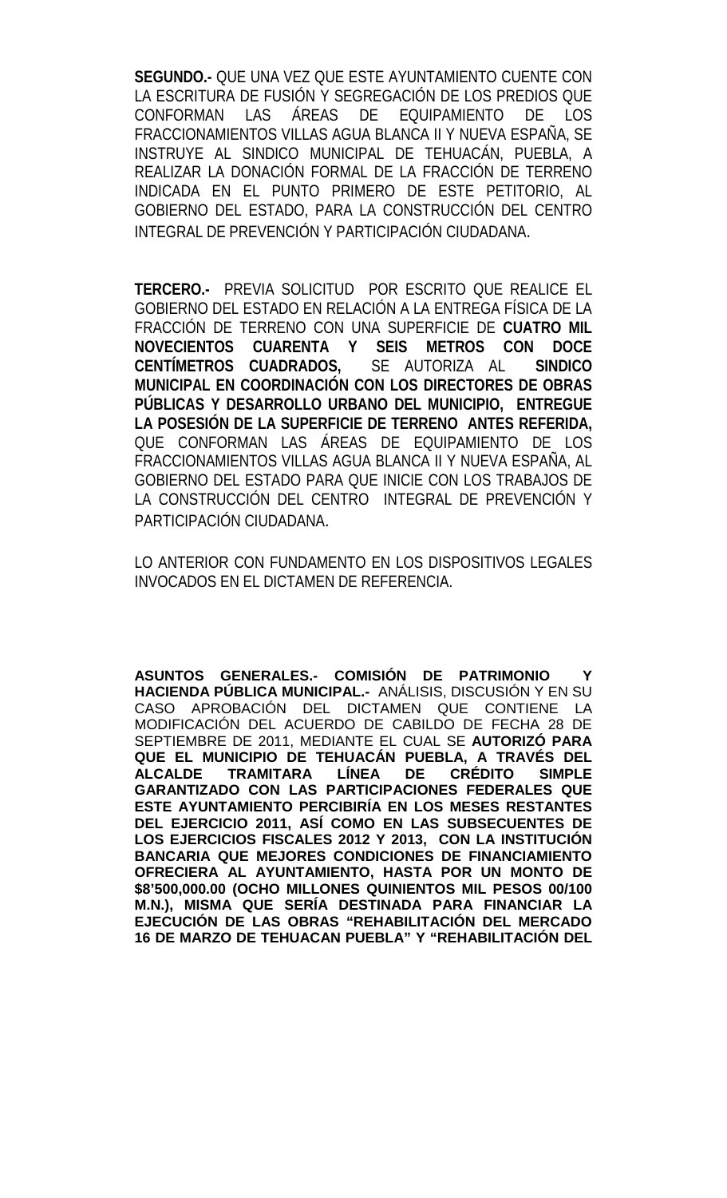**SEGUNDO.-** QUE UNA VEZ QUE ESTE AYUNTAMIENTO CUENTE CON LA ESCRITURA DE FUSIÓN Y SEGREGACIÓN DE LOS PREDIOS QUE CONFORMAN LAS ÁREAS DE EQUIPAMIENTO DE LOS FRACCIONAMIENTOS VILLAS AGUA BLANCA II Y NUEVA ESPAÑA, SE INSTRUYE AL SINDICO MUNICIPAL DE TEHUACÁN, PUEBLA, A REALIZAR LA DONACIÓN FORMAL DE LA FRACCIÓN DE TERRENO INDICADA EN EL PUNTO PRIMERO DE ESTE PETITORIO, AL GOBIERNO DEL ESTADO, PARA LA CONSTRUCCIÓN DEL CENTRO INTEGRAL DE PREVENCIÓN Y PARTICIPACIÓN CIUDADANA.

**TERCERO.-** PREVIA SOLICITUD POR ESCRITO QUE REALICE EL GOBIERNO DEL ESTADO EN RELACIÓN A LA ENTREGA FÍSICA DE LA FRACCIÓN DE TERRENO CON UNA SUPERFICIE DE **CUATRO MIL NOVECIENTOS CUARENTA Y SEIS METROS CON DOCE CENTÍMETROS CUADRADOS,** SE AUTORIZA AL **SINDICO MUNICIPAL EN COORDINACIÓN CON LOS DIRECTORES DE OBRAS PÚBLICAS Y DESARROLLO URBANO DEL MUNICIPIO, ENTREGUE LA POSESIÓN DE LA SUPERFICIE DE TERRENO ANTES REFERIDA,** QUE CONFORMAN LAS ÁREAS DE EQUIPAMIENTO DE LOS FRACCIONAMIENTOS VILLAS AGUA BLANCA II Y NUEVA ESPAÑA, AL GOBIERNO DEL ESTADO PARA QUE INICIE CON LOS TRABAJOS DE LA CONSTRUCCIÓN DEL CENTRO INTEGRAL DE PREVENCIÓN Y PARTICIPACIÓN CIUDADANA.

LO ANTERIOR CON FUNDAMENTO EN LOS DISPOSITIVOS LEGALES INVOCADOS EN EL DICTAMEN DE REFERENCIA.

**ASUNTOS GENERALES.- COMISIÓN DE PATRIMONIO Y HACIENDA PÚBLICA MUNICIPAL.-** ANÁLISIS, DISCUSIÓN Y EN SU CASO APROBACIÓN DEL DICTAMEN QUE CONTIENE LA MODIFICACIÓN DEL ACUERDO DE CABILDO DE FECHA 28 DE SEPTIEMBRE DE 2011, MEDIANTE EL CUAL SE **AUTORIZÓ PARA QUE EL MUNICIPIO DE TEHUACÁN PUEBLA, A TRAVÉS DEL ALCALDE TRAMITARA LÍNEA DE CRÉDITO SIMPLE GARANTIZADO CON LAS PARTICIPACIONES FEDERALES QUE ESTE AYUNTAMIENTO PERCIBIRÍA EN LOS MESES RESTANTES DEL EJERCICIO 2011, ASÍ COMO EN LAS SUBSECUENTES DE LOS EJERCICIOS FISCALES 2012 Y 2013, CON LA INSTITUCIÓN BANCARIA QUE MEJORES CONDICIONES DE FINANCIAMIENTO OFRECIERA AL AYUNTAMIENTO, HASTA POR UN MONTO DE $8'500,000.00 (OCHO MILLONES QUINIENTOS MIL PESOS 00/100 M.N.), MISMA QUE SERÍA DESTINADA PARA FINANCIAR LA EJECUCIÓN DE LAS OBRAS "REHABILITACIÓN DEL MERCADO 16 DE MARZO DE TEHUACAN PUEBLA" Y "REHABILITACIÓN DEL**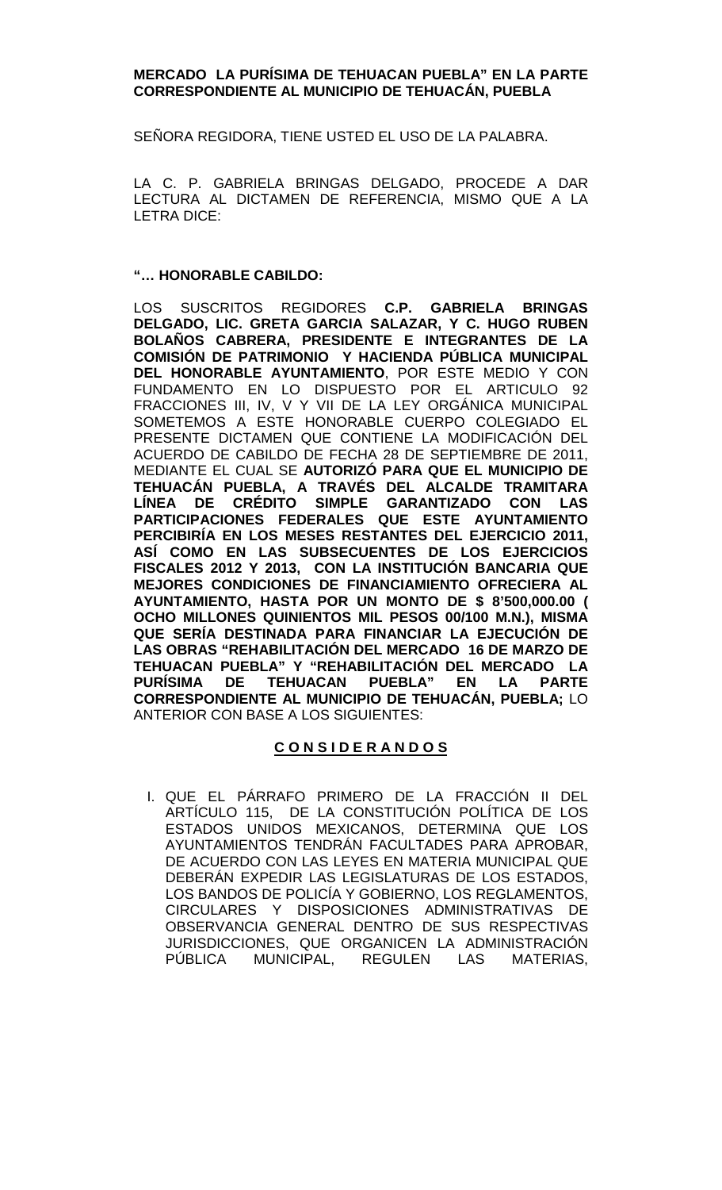**MERCADO LA PURÍSIMA DE TEHUACAN PUEBLA" EN LA PARTE CORRESPONDIENTE AL MUNICIPIO DE TEHUACÁN, PUEBLA**

SEÑORA REGIDORA, TIENE USTED EL USO DE LA PALABRA.

LA C. P. GABRIELA BRINGAS DELGADO, PROCEDE A DAR LECTURA AL DICTAMEN DE REFERENCIA, MISMO QUE A LA LETRA DICE:

**"… HONORABLE CABILDO:**

LOS SUSCRITOS REGIDORES **C.P. GABRIELA BRINGAS DELGADO, LIC. GRETA GARCIA SALAZAR, Y C. HUGO RUBEN BOLAÑOS CABRERA, PRESIDENTE E INTEGRANTES DE LA COMISIÓN DE PATRIMONIO Y HACIENDA PÚBLICA MUNICIPAL DEL HONORABLE AYUNTAMIENTO**, POR ESTE MEDIO Y CON FUNDAMENTO EN LO DISPUESTO POR EL ARTICULO 92 FRACCIONES III, IV, V Y VII DE LA LEY ORGÁNICA MUNICIPAL SOMETEMOS A ESTE HONORABLE CUERPO COLEGIADO EL PRESENTE DICTAMEN QUE CONTIENE LA MODIFICACIÓN DEL ACUERDO DE CABILDO DE FECHA 28 DE SEPTIEMBRE DE 2011, MEDIANTE EL CUAL SE **AUTORIZÓ PARA QUE EL MUNICIPIO DE TEHUACÁN PUEBLA, A TRAVÉS DEL ALCALDE TRAMITARA LÍNEA DE CRÉDITO SIMPLE GARANTIZADO CON LAS PARTICIPACIONES FEDERALES QUE ESTE AYUNTAMIENTO PERCIBIRÍA EN LOS MESES RESTANTES DEL EJERCICIO 2011, ASÍ COMO EN LAS SUBSECUENTES DE LOS EJERCICIOS FISCALES 2012 Y 2013, CON LA INSTITUCIÓN BANCARIA QUE MEJORES CONDICIONES DE FINANCIAMIENTO OFRECIERA AL AYUNTAMIENTO, HASTA POR UN MONTO DE $ 8'500,000.00 ( OCHO MILLONES QUINIENTOS MIL PESOS 00/100 M.N.), MISMA QUE SERÍA DESTINADA PARA FINANCIAR LA EJECUCIÓN DE LAS OBRAS "REHABILITACIÓN DEL MERCADO 16 DE MARZO DE TEHUACAN PUEBLA" Y "REHABILITACIÓN DEL MERCADO LA PURÍSIMA DE TEHUACAN PUEBLA" EN LA PARTE CORRESPONDIENTE AL MUNICIPIO DE TEHUACÁN, PUEBLA;** LO ANTERIOR CON BASE A LOS SIGUIENTES:

**C O N S I D E R A N D O S**

I. QUE EL PÁRRAFO PRIMERO DE LA FRACCIÓN II DEL ARTÍCULO 115, DE LA CONSTITUCIÓN POLÍTICA DE LOS ESTADOS UNIDOS MEXICANOS, DETERMINA QUE LOS AYUNTAMIENTOS TENDRÁN FACULTADES PARA APROBAR, DE ACUERDO CON LAS LEYES EN MATERIA MUNICIPAL QUE DEBERÁN EXPEDIR LAS LEGISLATURAS DE LOS ESTADOS, LOS BANDOS DE POLICÍA Y GOBIERNO, LOS REGLAMENTOS, CIRCULARES Y DISPOSICIONES ADMINISTRATIVAS DE OBSERVANCIA GENERAL DENTRO DE SUS RESPECTIVAS JURISDICCIONES, QUE ORGANICEN LA ADMINISTRACIÓN PÚBLICA MUNICIPAL, REGULEN LAS MATERIAS,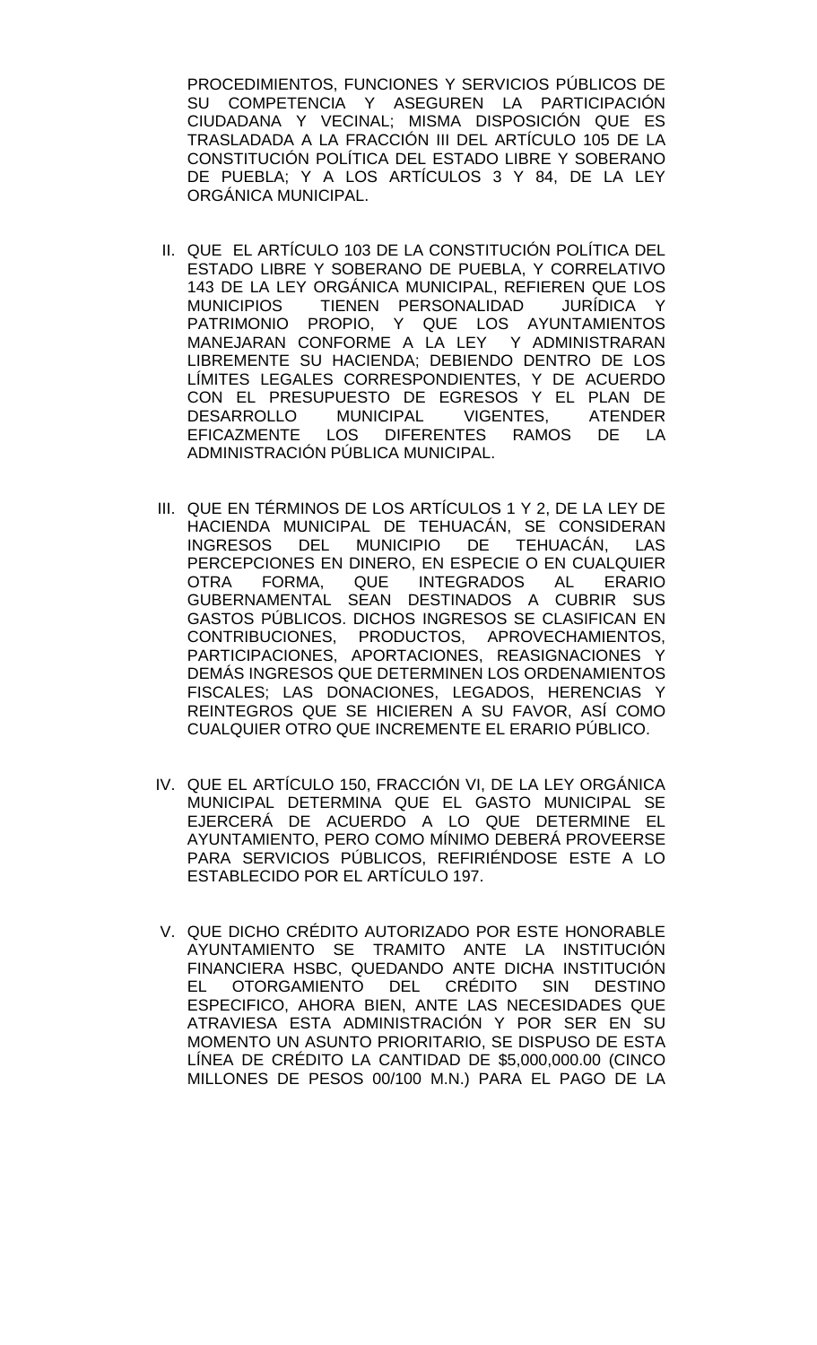PROCEDIMIENTOS, FUNCIONES Y SERVICIOS PÚBLICOS DE SU COMPETENCIA Y ASEGUREN LA PARTICIPACIÓN CIUDADANA Y VECINAL; MISMA DISPOSICIÓN QUE ES TRASLADADA A LA FRACCIÓN III DEL ARTÍCULO 105 DE LA CONSTITUCIÓN POLÍTICA DEL ESTADO LIBRE Y SOBERANO DE PUEBLA; Y A LOS ARTÍCULOS 3 Y 84, DE LA LEY ORGÁNICA MUNICIPAL.

II. QUE EL ARTÍCULO 103 DE LA CONSTITUCIÓN POLÍTICA DEL ESTADO LIBRE Y SOBERANO DE PUEBLA, Y CORRELATIVO 143 DE LA LEY ORGÁNICA MUNICIPAL, REFIEREN QUE LOS MUNICIPIOS TIENEN PERSONALIDAD JURÍDICA Y PATRIMONIO PROPIO, Y QUE LOS AYUNTAMIENTOS MANEJARAN CONFORME A LA LEY Y ADMINISTRARAN LIBREMENTE SU HACIENDA; DEBIENDO DENTRO DE LOS LÍMITES LEGALES CORRESPONDIENTES, Y DE ACUERDO CON EL PRESUPUESTO DE EGRESOS Y EL PLAN DE DESARROLLO MUNICIPAL VIGENTES, ATENDER EFICAZMENTE LOS DIFERENTES RAMOS DE LA ADMINISTRACIÓN PÚBLICA MUNICIPAL.

III. QUE EN TÉRMINOS DE LOS ARTÍCULOS 1 Y 2, DE LA LEY DE HACIENDA MUNICIPAL DE TEHUACÁN, SE CONSIDERAN INGRESOS DEL MUNICIPIO DE TEHUACÁN, LAS PERCEPCIONES EN DINERO, EN ESPECIE O EN CUALQUIER OTRA FORMA, QUE INTEGRADOS AL ERARIO GUBERNAMENTAL SEAN DESTINADOS A CUBRIR SUS GASTOS PÚBLICOS. DICHOS INGRESOS SE CLASIFICAN EN CONTRIBUCIONES, PRODUCTOS, APROVECHAMIENTOS, PARTICIPACIONES, APORTACIONES, REASIGNACIONES Y DEMÁS INGRESOS QUE DETERMINEN LOS ORDENAMIENTOS FISCALES; LAS DONACIONES, LEGADOS, HERENCIAS Y REINTEGROS QUE SE HICIEREN A SU FAVOR, ASÍ COMO CUALQUIER OTRO QUE INCREMENTE EL ERARIO PÚBLICO.

IV. QUE EL ARTÍCULO 150, FRACCIÓN VI, DE LA LEY ORGÁNICA MUNICIPAL DETERMINA QUE EL GASTO MUNICIPAL SE EJERCERÁ DE ACUERDO A LO QUE DETERMINE EL AYUNTAMIENTO, PERO COMO MÍNIMO DEBERÁ PROVEERSE PARA SERVICIOS PÚBLICOS, REFIRIÉNDOSE ESTE A LO ESTABLECIDO POR EL ARTÍCULO 197.

V. QUE DICHO CRÉDITO AUTORIZADO POR ESTE HONORABLE AYUNTAMIENTO SE TRAMITO ANTE LA INSTITUCIÓN FINANCIERA HSBC, QUEDANDO ANTE DICHA INSTITUCIÓN EL OTORGAMIENTO DEL CRÉDITO SIN DESTINO ESPECIFICO, AHORA BIEN, ANTE LAS NECESIDADES QUE ATRAVIESA ESTA ADMINISTRACIÓN Y POR SER EN SU MOMENTO UN ASUNTO PRIORITARIO, SE DISPUSO DE ESTA LÍNEA DE CRÉDITO LA CANTIDAD DE $5,000,000.00 (CINCO MILLONES DE PESOS 00/100 M.N.) PARA EL PAGO DE LA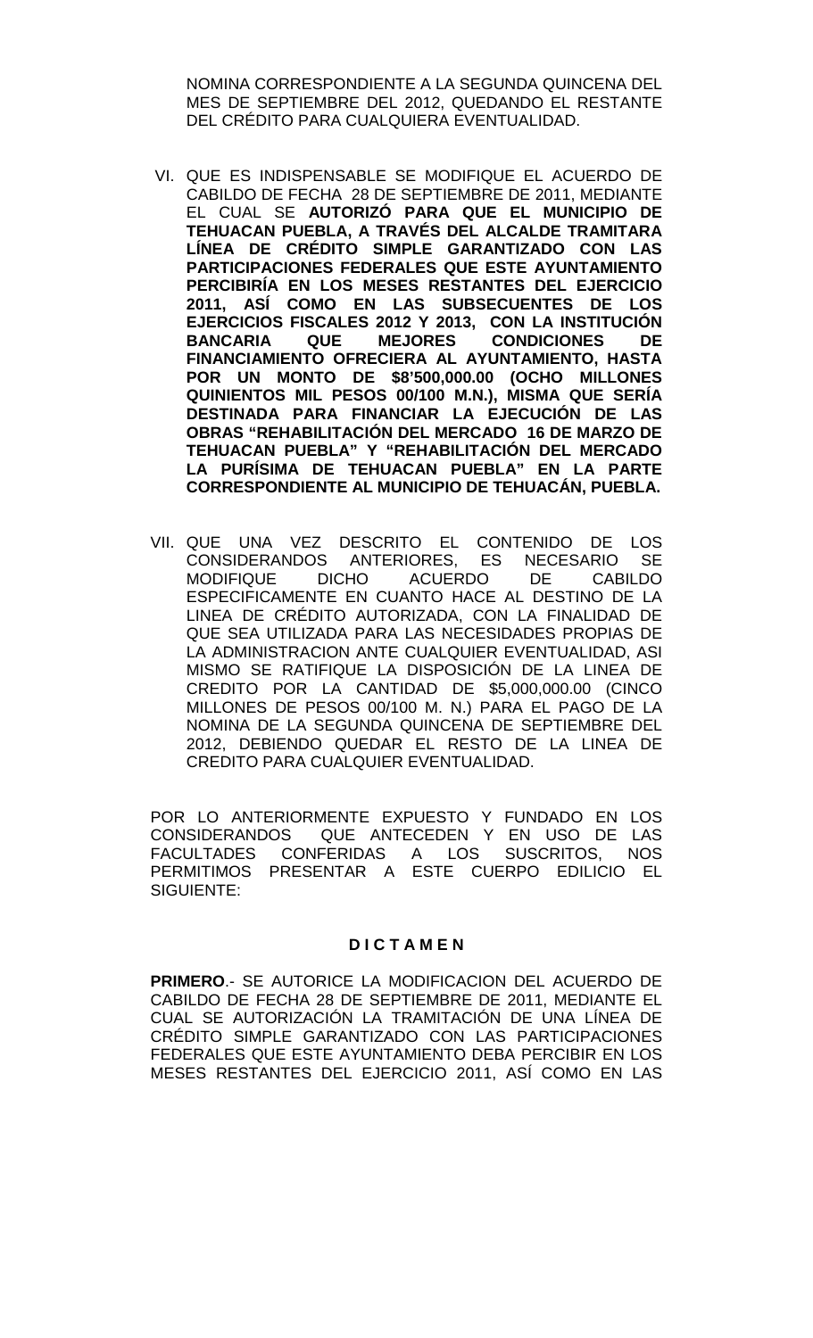NOMINA CORRESPONDIENTE A LA SEGUNDA QUINCENA DEL MES DE SEPTIEMBRE DEL 2012, QUEDANDO EL RESTANTE DEL CRÉDITO PARA CUALQUIERA EVENTUALIDAD.

VI. QUE ES INDISPENSABLE SE MODIFIQUE EL ACUERDO DE CABILDO DE FECHA 28 DE SEPTIEMBRE DE 2011, MEDIANTE EL CUAL SE **AUTORIZÓ PARA QUE EL MUNICIPIO DE TEHUACAN PUEBLA, A TRAVÉS DEL ALCALDE TRAMITARA LÍNEA DE CRÉDITO SIMPLE GARANTIZADO CON LAS PARTICIPACIONES FEDERALES QUE ESTE AYUNTAMIENTO PERCIBIRÍA EN LOS MESES RESTANTES DEL EJERCICIO 2011, ASÍ COMO EN LAS SUBSECUENTES DE LOS EJERCICIOS FISCALES 2012 Y 2013, CON LA INSTITUCIÓN BANCARIA QUE MEJORES CONDICIONES DE FINANCIAMIENTO OFRECIERA AL AYUNTAMIENTO, HASTA POR UN MONTO DE $8'500,000.00 (OCHO MILLONES QUINIENTOS MIL PESOS 00/100 M.N.), MISMA QUE SERÍA DESTINADA PARA FINANCIAR LA EJECUCIÓN DE LAS OBRAS "REHABILITACIÓN DEL MERCADO 16 DE MARZO DE TEHUACAN PUEBLA" Y "REHABILITACIÓN DEL MERCADO LA PURÍSIMA DE TEHUACAN PUEBLA" EN LA PARTE CORRESPONDIENTE AL MUNICIPIO DE TEHUACÁN, PUEBLA.**

VII. QUE UNA VEZ DESCRITO EL CONTENIDO DE LOS CONSIDERANDOS ANTERIORES, ES NECESARIO SE MODIFIQUE DICHO ACUERDO DE CABILDO ESPECIFICAMENTE EN CUANTO HACE AL DESTINO DE LA LINEA DE CRÉDITO AUTORIZADA, CON LA FINALIDAD DE QUE SEA UTILIZADA PARA LAS NECESIDADES PROPIAS DE LA ADMINISTRACION ANTE CUALQUIER EVENTUALIDAD, ASI MISMO SE RATIFIQUE LA DISPOSICIÓN DE LA LINEA DE CREDITO POR LA CANTIDAD DE $5,000,000.00 (CINCO MILLONES DE PESOS 00/100 M. N.) PARA EL PAGO DE LA NOMINA DE LA SEGUNDA QUINCENA DE SEPTIEMBRE DEL 2012, DEBIENDO QUEDAR EL RESTO DE LA LINEA DE CREDITO PARA CUALQUIER EVENTUALIDAD.

POR LO ANTERIORMENTE EXPUESTO Y FUNDADO EN LOS CONSIDERANDOS QUE ANTECEDEN Y EN USO DE LAS FACULTADES CONFERIDAS A LOS SUSCRITOS, NOS PERMITIMOS PRESENTAR A ESTE CUERPO EDILICIO EL SIGUIENTE:

**D I C T A M E N**

**PRIMERO**.- SE AUTORICE LA MODIFICACION DEL ACUERDO DE CABILDO DE FECHA 28 DE SEPTIEMBRE DE 2011, MEDIANTE EL CUAL SE AUTORIZACIÓN LA TRAMITACIÓN DE UNA LÍNEA DE CRÉDITO SIMPLE GARANTIZADO CON LAS PARTICIPACIONES FEDERALES QUE ESTE AYUNTAMIENTO DEBA PERCIBIR EN LOS MESES RESTANTES DEL EJERCICIO 2011, ASÍ COMO EN LAS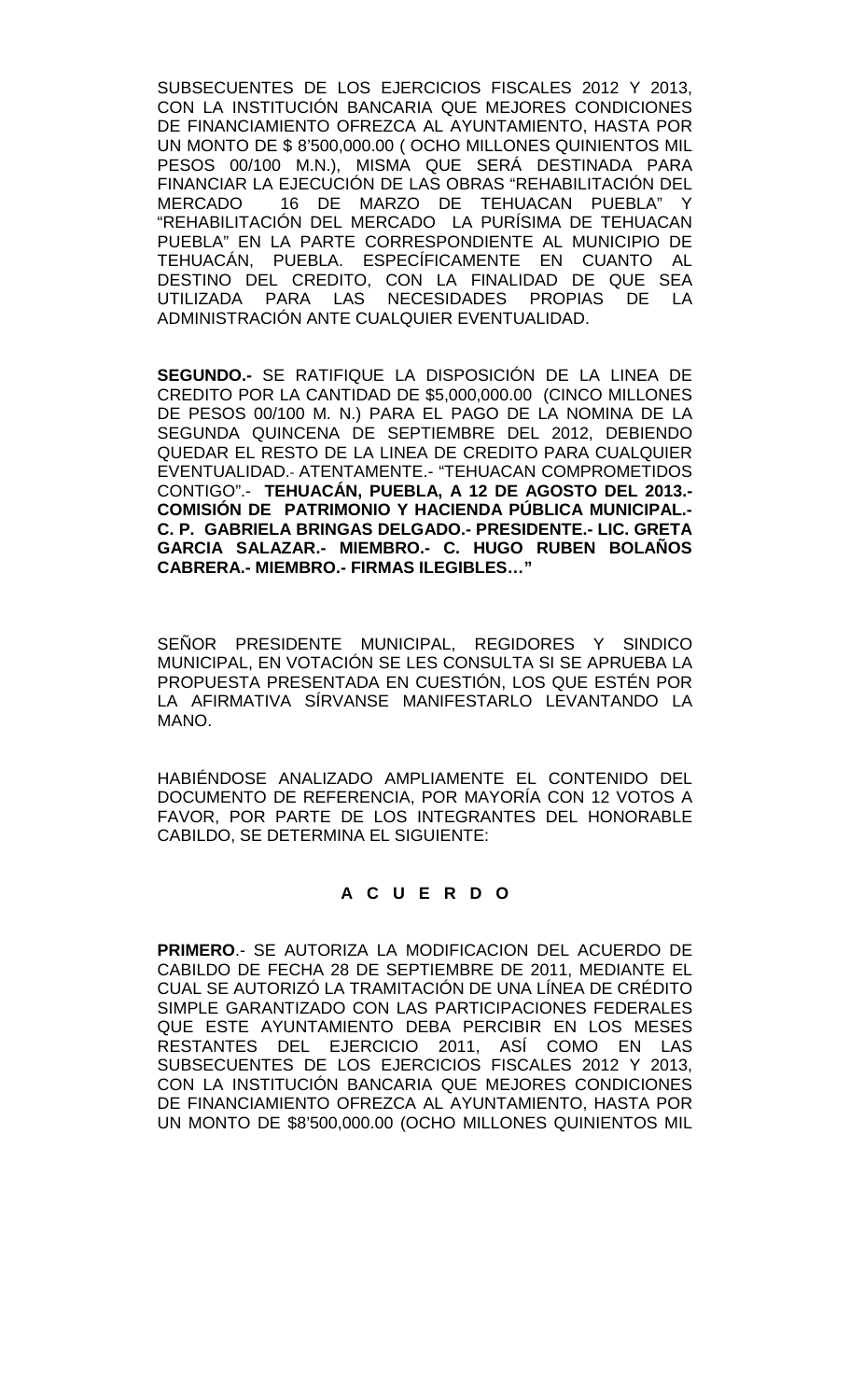SUBSECUENTES DE LOS EJERCICIOS FISCALES 2012 Y 2013, CON LA INSTITUCIÓN BANCARIA QUE MEJORES CONDICIONES DE FINANCIAMIENTO OFREZCA AL AYUNTAMIENTO, HASTA POR UN MONTO DE $ 8'500,000.00 ( OCHO MILLONES QUINIENTOS MIL PESOS 00/100 M.N.), MISMA QUE SERÁ DESTINADA PARA FINANCIAR LA EJECUCIÓN DE LAS OBRAS "REHABILITACIÓN DEL MERCADO 16 DE MARZO DE TEHUACAN PUEBLA" Y "REHABILITACIÓN DEL MERCADO LA PURÍSIMA DE TEHUACAN PUEBLA" EN LA PARTE CORRESPONDIENTE AL MUNICIPIO DE TEHUACÁN, PUEBLA. ESPECÍFICAMENTE EN CUANTO AL DESTINO DEL CREDITO, CON LA FINALIDAD DE QUE SEA UTILIZADA PARA LAS NECESIDADES PROPIAS DE LA ADMINISTRACIÓN ANTE CUALQUIER EVENTUALIDAD.

**SEGUNDO.-** SE RATIFIQUE LA DISPOSICIÓN DE LA LINEA DE CREDITO POR LA CANTIDAD DE $5,000,000.00 (CINCO MILLONES DE PESOS 00/100 M. N.) PARA EL PAGO DE LA NOMINA DE LA SEGUNDA QUINCENA DE SEPTIEMBRE DEL 2012, DEBIENDO QUEDAR EL RESTO DE LA LINEA DE CREDITO PARA CUALQUIER EVENTUALIDAD.- ATENTAMENTE.- "TEHUACAN COMPROMETIDOS CONTIGO".- **TEHUACÁN, PUEBLA, A 12 DE AGOSTO DEL 2013.- COMISIÓN DE PATRIMONIO Y HACIENDA PÚBLICA MUNICIPAL.- C. P. GABRIELA BRINGAS DELGADO.- PRESIDENTE.- LIC. GRETA GARCIA SALAZAR.- MIEMBRO.- C. HUGO RUBEN BOLAÑOS CABRERA.- MIEMBRO.- FIRMAS ILEGIBLES…"**

SEÑOR PRESIDENTE MUNICIPAL, REGIDORES Y SINDICO MUNICIPAL, EN VOTACIÓN SE LES CONSULTA SI SE APRUEBA LA PROPUESTA PRESENTADA EN CUESTIÓN, LOS QUE ESTÉN POR LA AFIRMATIVA SÍRVANSE MANIFESTARLO LEVANTANDO LA MANO.

HABIÉNDOSE ANALIZADO AMPLIAMENTE EL CONTENIDO DEL DOCUMENTO DE REFERENCIA, POR MAYORÍA CON 12 VOTOS A FAVOR, POR PARTE DE LOS INTEGRANTES DEL HONORABLE CABILDO, SE DETERMINA EL SIGUIENTE:

**A C U E R D O**

**PRIMERO**.- SE AUTORIZA LA MODIFICACION DEL ACUERDO DE CABILDO DE FECHA 28 DE SEPTIEMBRE DE 2011, MEDIANTE EL CUAL SE AUTORIZÓ LA TRAMITACIÓN DE UNA LÍNEA DE CRÉDITO SIMPLE GARANTIZADO CON LAS PARTICIPACIONES FEDERALES QUE ESTE AYUNTAMIENTO DEBA PERCIBIR EN LOS MESES RESTANTES DEL EJERCICIO 2011, ASÍ COMO EN LAS SUBSECUENTES DE LOS EJERCICIOS FISCALES 2012 Y 2013, CON LA INSTITUCIÓN BANCARIA QUE MEJORES CONDICIONES DE FINANCIAMIENTO OFREZCA AL AYUNTAMIENTO, HASTA POR UN MONTO DE $8'500,000.00 (OCHO MILLONES QUINIENTOS MIL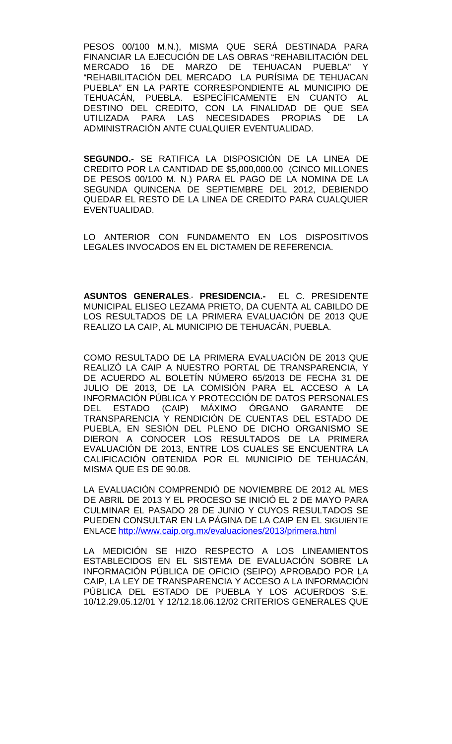PESOS 00/100 M.N.), MISMA QUE SERÁ DESTINADA PARA FINANCIAR LA EJECUCIÓN DE LAS OBRAS "REHABILITACIÓN DEL MERCADO 16 DE MARZO DE TEHUACAN PUEBLA" Y "REHABILITACIÓN DEL MERCADO LA PURÍSIMA DE TEHUACAN PUEBLA" EN LA PARTE CORRESPONDIENTE AL MUNICIPIO DE TEHUACÁN, PUEBLA. ESPECÍFICAMENTE EN CUANTO AL DESTINO DEL CREDITO, CON LA FINALIDAD DE QUE SEA UTILIZADA PARA LAS NECESIDADES PROPIAS DE LA ADMINISTRACIÓN ANTE CUALQUIER EVENTUALIDAD.

**SEGUNDO.-** SE RATIFICA LA DISPOSICIÓN DE LA LINEA DE CREDITO POR LA CANTIDAD DE $5,000,000.00 (CINCO MILLONES DE PESOS 00/100 M. N.) PARA EL PAGO DE LA NOMINA DE LA SEGUNDA QUINCENA DE SEPTIEMBRE DEL 2012, DEBIENDO QUEDAR EL RESTO DE LA LINEA DE CREDITO PARA CUALQUIER EVENTUALIDAD.

LO ANTERIOR CON FUNDAMENTO EN LOS DISPOSITIVOS LEGALES INVOCADOS EN EL DICTAMEN DE REFERENCIA.

**ASUNTOS GENERALES**.- **PRESIDENCIA.-** EL C. PRESIDENTE MUNICIPAL ELISEO LEZAMA PRIETO, DA CUENTA AL CABILDO DE LOS RESULTADOS DE LA PRIMERA EVALUACIÓN DE 2013 QUE REALIZO LA CAIP, AL MUNICIPIO DE TEHUACÁN, PUEBLA.

COMO RESULTADO DE LA PRIMERA EVALUACIÓN DE 2013 QUE REALIZÓ LA CAIP A NUESTRO PORTAL DE TRANSPARENCIA, Y DE ACUERDO AL BOLETÍN NÚMERO 65/2013 DE FECHA 31 DE JULIO DE 2013, DE LA COMISIÓN PARA EL ACCESO A LA INFORMACIÓN PÚBLICA Y PROTECCIÓN DE DATOS PERSONALES DEL ESTADO (CAIP) MÁXIMO ÓRGANO GARANTE DE TRANSPARENCIA Y RENDICIÓN DE CUENTAS DEL ESTADO DE PUEBLA, EN SESIÓN DEL PLENO DE DICHO ORGANISMO SE DIERON A CONOCER LOS RESULTADOS DE LA PRIMERA EVALUACIÓN DE 2013, ENTRE LOS CUALES SE ENCUENTRA LA CALIFICACIÓN OBTENIDA POR EL MUNICIPIO DE TEHUACÁN, MISMA QUE ES DE 90.08.

LA EVALUACIÓN COMPRENDIÓ DE NOVIEMBRE DE 2012 AL MES DE ABRIL DE 2013 Y EL PROCESO SE INICIÓ EL 2 DE MAYO PARA CULMINAR EL PASADO 28 DE JUNIO Y CUYOS RESULTADOS SE PUEDEN CONSULTAR EN LA PÁGINA DE LA CAIP EN EL SIGUIENTE ENLACE http://www.caip.org.mx/evaluaciones/2013/primera.html

LA MEDICIÓN SE HIZO RESPECTO A LOS LINEAMIENTOS ESTABLECIDOS EN EL SISTEMA DE EVALUACIÓN SOBRE LA INFORMACIÓN PÚBLICA DE OFICIO (SEIPO) APROBADO POR LA CAIP, LA LEY DE TRANSPARENCIA Y ACCESO A LA INFORMACIÓN PÚBLICA DEL ESTADO DE PUEBLA Y LOS ACUERDOS S.E. 10/12.29.05.12/01 Y 12/12.18.06.12/02 CRITERIOS GENERALES QUE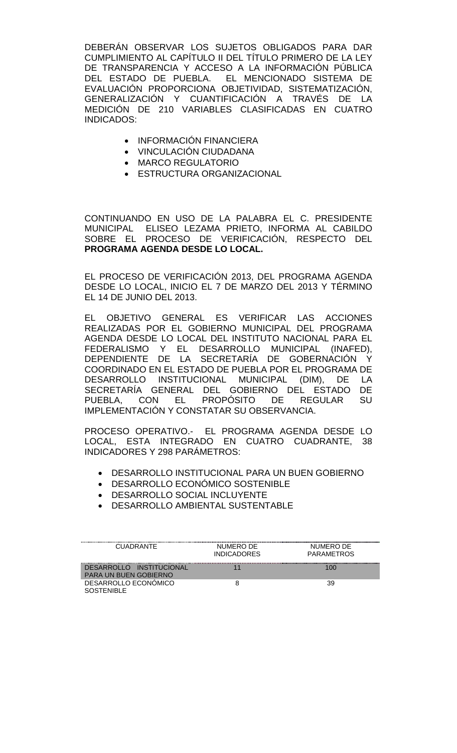DEBERÁN OBSERVAR LOS SUJETOS OBLIGADOS PARA DAR CUMPLIMIENTO AL CAPÍTULO II DEL TÍTULO PRIMERO DE LA LEY DE TRANSPARENCIA Y ACCESO A LA INFORMACIÓN PÚBLICA DEL ESTADO DE PUEBLA. EL MENCIONADO SISTEMA DE EVALUACIÓN PROPORCIONA OBJETIVIDAD, SISTEMATIZACIÓN, GENERALIZACIÓN Y CUANTIFICACIÓN A TRAVÉS DE LA MEDICIÓN DE 210 VARIABLES CLASIFICADAS EN CUATRO INDICADOS:

- INFORMACIÓN FINANCIERA
- VINCULACIÓN CIUDADANA
- MARCO REGULATORIO
- ESTRUCTURA ORGANIZACIONAL

CONTINUANDO EN USO DE LA PALABRA EL C. PRESIDENTE MUNICIPAL ELISEO LEZAMA PRIETO, INFORMA AL CABILDO SOBRE EL PROCESO DE VERIFICACIÓN, RESPECTO DEL **PROGRAMA AGENDA DESDE LO LOCAL.**

EL PROCESO DE VERIFICACIÓN 2013, DEL PROGRAMA AGENDA DESDE LO LOCAL, INICIO EL 7 DE MARZO DEL 2013 Y TÉRMINO EL 14 DE JUNIO DEL 2013.

EL OBJETIVO GENERAL ES VERIFICAR LAS ACCIONES REALIZADAS POR EL GOBIERNO MUNICIPAL DEL PROGRAMA AGENDA DESDE LO LOCAL DEL INSTITUTO NACIONAL PARA EL FEDERALISMO Y EL DESARROLLO MUNICIPAL (INAFED), DEPENDIENTE DE LA SECRETARÍA DE GOBERNACIÓN Y COORDINADO EN EL ESTADO DE PUEBLA POR EL PROGRAMA DE DESARROLLO INSTITUCIONAL MUNICIPAL (DIM), DE LA SECRETARÍA GENERAL DEL GOBIERNO DEL ESTADO DE PUEBLA, CON EL PROPÓSITO DE REGULAR SU IMPLEMENTACIÓN Y CONSTATAR SU OBSERVANCIA.

PROCESO OPERATIVO.- EL PROGRAMA AGENDA DESDE LO LOCAL, ESTA INTEGRADO EN CUATRO CUADRANTE, 38 INDICADORES Y 298 PARÁMETROS:

- DESARROLLO INSTITUCIONAL PARA UN BUEN GOBIERNO
- DESARROLLO ECONÓMICO SOSTENIBLE
- DESARROLLO SOCIAL INCLUYENTE
- DESARROLLO AMBIENTAL SUSTENTABLE

| CUADRANTE | NUMERO DE INDICADORES | NUMERO DE PARAMETROS |
|---|---|---|
| DESARROLLO INSTITUCIONAL PARA UN BUEN GOBIERNO | 11 | 100 |
| DESARROLLO ECONÓMICO SOSTENIBLE | 8 | 39 |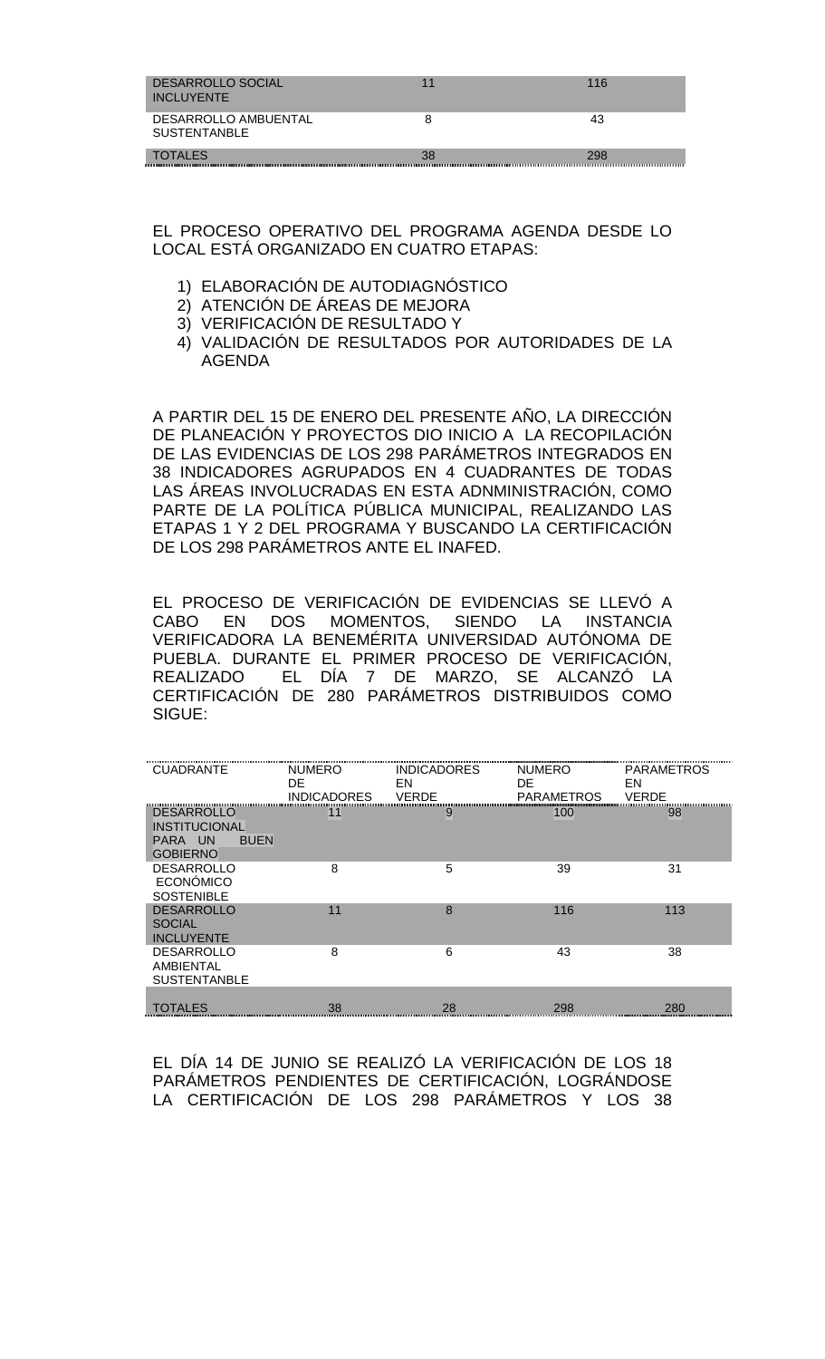| | | |
|---|---|---|
| DESARROLLO SOCIAL INCLUYENTE | 11 | 116 |
| DESARROLLO AMBUENTAL SUSTENTANBLE | 8 | 43 |
| TOTALES | 38 | 298 |

EL PROCESO OPERATIVO DEL PROGRAMA AGENDA DESDE LO LOCAL ESTÁ ORGANIZADO EN CUATRO ETAPAS:

1) ELABORACIÓN DE AUTODIAGNÓSTICO
2) ATENCIÓN DE ÁREAS DE MEJORA
3) VERIFICACIÓN DE RESULTADO Y
4) VALIDACIÓN DE RESULTADOS POR AUTORIDADES DE LA AGENDA

A PARTIR DEL 15 DE ENERO DEL PRESENTE AÑO, LA DIRECCIÓN DE PLANEACIÓN Y PROYECTOS DIO INICIO A LA RECOPILACIÓN DE LAS EVIDENCIAS DE LOS 298 PARÁMETROS INTEGRADOS EN 38 INDICADORES AGRUPADOS EN 4 CUADRANTES DE TODAS LAS ÁREAS INVOLUCRADAS EN ESTA ADNMINISTRACIÓN, COMO PARTE DE LA POLÍTICA PÚBLICA MUNICIPAL, REALIZANDO LAS ETAPAS 1 Y 2 DEL PROGRAMA Y BUSCANDO LA CERTIFICACIÓN DE LOS 298 PARÁMETROS ANTE EL INAFED.

EL PROCESO DE VERIFICACIÓN DE EVIDENCIAS SE LLEVÓ A CABO EN DOS MOMENTOS, SIENDO LA INSTANCIA VERIFICADORA LA BENEMÉRITA UNIVERSIDAD AUTÓNOMA DE PUEBLA. DURANTE EL PRIMER PROCESO DE VERIFICACIÓN, REALIZADO EL DÍA 7 DE MARZO, SE ALCANZÓ LA CERTIFICACIÓN DE 280 PARÁMETROS DISTRIBUIDOS COMO SIGUE:

| CUADRANTE | NUMERO DE INDICADORES | INDICADORES EN VERDE | NUMERO DE PARAMETROS | PARAMETROS EN VERDE |
|---|---|---|---|---|
| DESARROLLO INSTITUCIONAL PARA UN BUEN GOBIERNO | 11 | 9 | 100 | 98 |
| DESARROLLO ECONÓMICO SOSTENIBLE | 8 | 5 | 39 | 31 |
| DESARROLLO SOCIAL INCLUYENTE | 11 | 8 | 116 | 113 |
| DESARROLLO AMBIENTAL SUSTENTANBLE | 8 | 6 | 43 | 38 |
| TOTALES | 38 | 28 | 298 | 280 |

EL DÍA 14 DE JUNIO SE REALIZÓ LA VERIFICACIÓN DE LOS 18 PARÁMETROS PENDIENTES DE CERTIFICACIÓN, LOGRÁNDOSE LA CERTIFICACIÓN DE LOS 298 PARÁMETROS Y LOS 38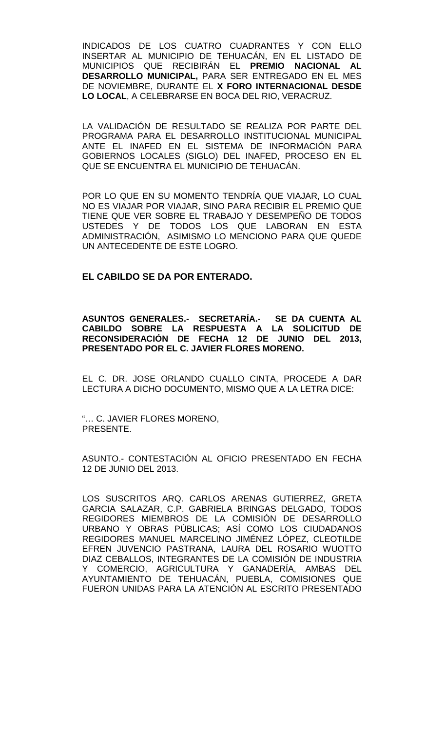INDICADOS DE LOS CUATRO CUADRANTES Y CON ELLO INSERTAR AL MUNICIPIO DE TEHUACÁN, EN EL LISTADO DE MUNICIPIOS QUE RECIBIRÁN EL **PREMIO NACIONAL AL DESARROLLO MUNICIPAL,** PARA SER ENTREGADO EN EL MES DE NOVIEMBRE, DURANTE EL **X FORO INTERNACIONAL DESDE LO LOCAL**, A CELEBRARSE EN BOCA DEL RIO, VERACRUZ.

LA VALIDACIÓN DE RESULTADO SE REALIZA POR PARTE DEL PROGRAMA PARA EL DESARROLLO INSTITUCIONAL MUNICIPAL ANTE EL INAFED EN EL SISTEMA DE INFORMACIÓN PARA GOBIERNOS LOCALES (SIGLO) DEL INAFED, PROCESO EN EL QUE SE ENCUENTRA EL MUNICIPIO DE TEHUACÁN.

POR LO QUE EN SU MOMENTO TENDRÍA QUE VIAJAR, LO CUAL NO ES VIAJAR POR VIAJAR, SINO PARA RECIBIR EL PREMIO QUE TIENE QUE VER SOBRE EL TRABAJO Y DESEMPEÑO DE TODOS USTEDES Y DE TODOS LOS QUE LABORAN EN ESTA ADMINISTRACIÓN, ASIMISMO LO MENCIONO PARA QUE QUEDE UN ANTECEDENTE DE ESTE LOGRO.

**EL CABILDO SE DA POR ENTERADO.**

**ASUNTOS GENERALES.- SECRETARÍA.- SE DA CUENTA AL CABILDO SOBRE LA RESPUESTA A LA SOLICITUD DE RECONSIDERACIÓN DE FECHA 12 DE JUNIO DEL 2013, PRESENTADO POR EL C. JAVIER FLORES MORENO.**

EL C. DR. JOSE ORLANDO CUALLO CINTA, PROCEDE A DAR LECTURA A DICHO DOCUMENTO, MISMO QUE A LA LETRA DICE:

"… C. JAVIER FLORES MORENO,
PRESENTE.

ASUNTO.- CONTESTACIÓN AL OFICIO PRESENTADO EN FECHA 12 DE JUNIO DEL 2013.

LOS SUSCRITOS ARQ. CARLOS ARENAS GUTIERREZ, GRETA GARCIA SALAZAR, C.P. GABRIELA BRINGAS DELGADO, TODOS REGIDORES MIEMBROS DE LA COMISIÓN DE DESARROLLO URBANO Y OBRAS PÚBLICAS; ASÍ COMO LOS CIUDADANOS REGIDORES MANUEL MARCELINO JIMÉNEZ LÓPEZ, CLEOTILDE EFREN JUVENCIO PASTRANA, LAURA DEL ROSARIO WUOTTO DIAZ CEBALLOS, INTEGRANTES DE LA COMISIÓN DE INDUSTRIA Y COMERCIO, AGRICULTURA Y GANADERÍA, AMBAS DEL AYUNTAMIENTO DE TEHUACÁN, PUEBLA, COMISIONES QUE FUERON UNIDAS PARA LA ATENCIÓN AL ESCRITO PRESENTADO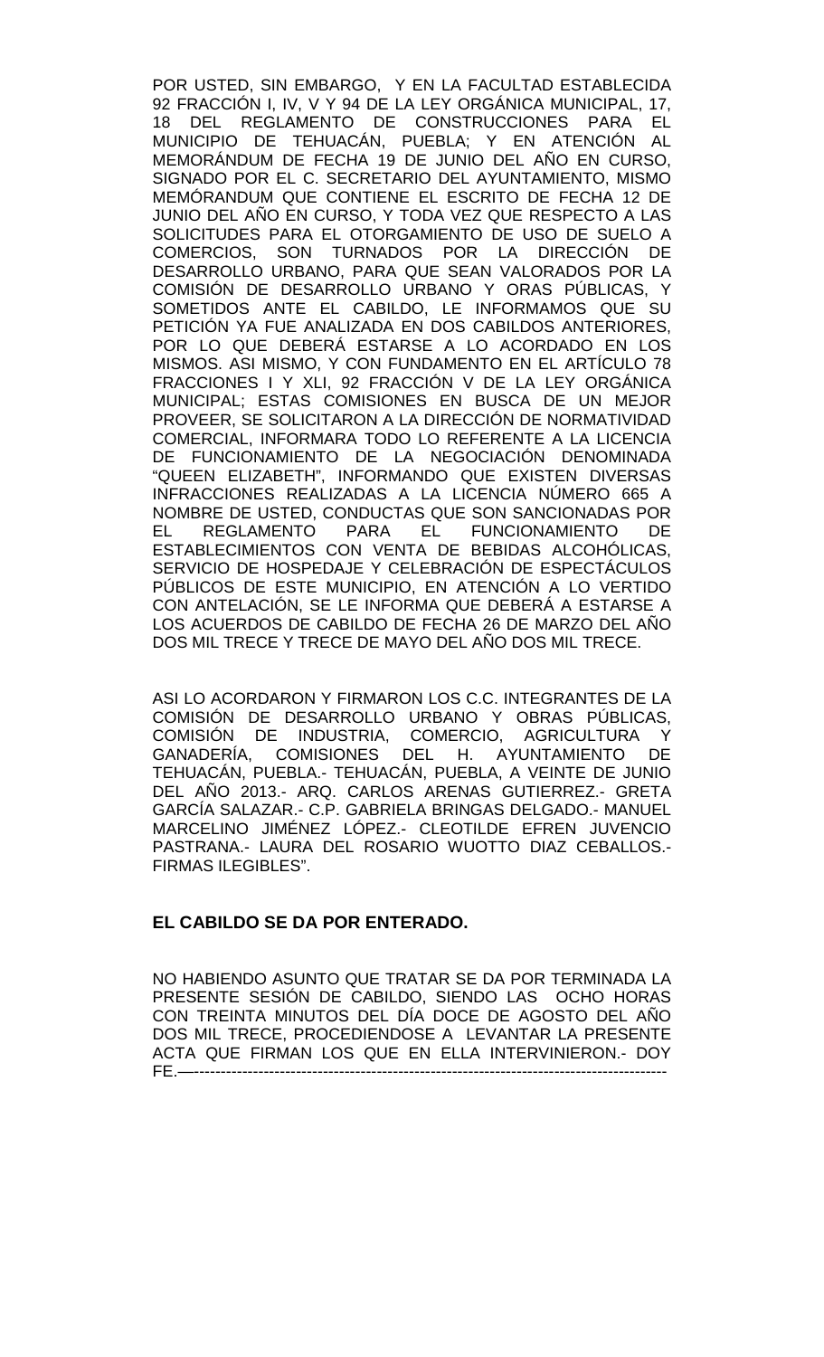POR USTED, SIN EMBARGO, Y EN LA FACULTAD ESTABLECIDA 92 FRACCIÓN I, IV, V Y 94 DE LA LEY ORGÁNICA MUNICIPAL, 17, 18 DEL REGLAMENTO DE CONSTRUCCIONES PARA EL MUNICIPIO DE TEHUACÁN, PUEBLA; Y EN ATENCIÓN AL MEMORÁNDUM DE FECHA 19 DE JUNIO DEL AÑO EN CURSO, SIGNADO POR EL C. SECRETARIO DEL AYUNTAMIENTO, MISMO MEMÓRANDUM QUE CONTIENE EL ESCRITO DE FECHA 12 DE JUNIO DEL AÑO EN CURSO, Y TODA VEZ QUE RESPECTO A LAS SOLICITUDES PARA EL OTORGAMIENTO DE USO DE SUELO A COMERCIOS, SON TURNADOS POR LA DIRECCIÓN DE DESARROLLO URBANO, PARA QUE SEAN VALORADOS POR LA COMISIÓN DE DESARROLLO URBANO Y ORAS PÚBLICAS, Y SOMETIDOS ANTE EL CABILDO, LE INFORMAMOS QUE SU PETICIÓN YA FUE ANALIZADA EN DOS CABILDOS ANTERIORES, POR LO QUE DEBERÁ ESTARSE A LO ACORDADO EN LOS MISMOS. ASI MISMO, Y CON FUNDAMENTO EN EL ARTÍCULO 78 FRACCIONES I Y XLI, 92 FRACCIÓN V DE LA LEY ORGÁNICA MUNICIPAL; ESTAS COMISIONES EN BUSCA DE UN MEJOR PROVEER, SE SOLICITARON A LA DIRECCIÓN DE NORMATIVIDAD COMERCIAL, INFORMARA TODO LO REFERENTE A LA LICENCIA DE FUNCIONAMIENTO DE LA NEGOCIACIÓN DENOMINADA "QUEEN ELIZABETH", INFORMANDO QUE EXISTEN DIVERSAS INFRACCIONES REALIZADAS A LA LICENCIA NÚMERO 665 A NOMBRE DE USTED, CONDUCTAS QUE SON SANCIONADAS POR EL REGLAMENTO PARA EL FUNCIONAMIENTO DE ESTABLECIMIENTOS CON VENTA DE BEBIDAS ALCOHÓLICAS, SERVICIO DE HOSPEDAJE Y CELEBRACIÓN DE ESPECTÁCULOS PÚBLICOS DE ESTE MUNICIPIO, EN ATENCIÓN A LO VERTIDO CON ANTELACIÓN, SE LE INFORMA QUE DEBERÁ A ESTARSE A LOS ACUERDOS DE CABILDO DE FECHA 26 DE MARZO DEL AÑO DOS MIL TRECE Y TRECE DE MAYO DEL AÑO DOS MIL TRECE.

ASI LO ACORDARON Y FIRMARON LOS C.C. INTEGRANTES DE LA COMISIÓN DE DESARROLLO URBANO Y OBRAS PÚBLICAS, COMISIÓN DE INDUSTRIA, COMERCIO, AGRICULTURA Y GANADERÍA, COMISIONES DEL H. AYUNTAMIENTO DE TEHUACÁN, PUEBLA.- TEHUACÁN, PUEBLA, A VEINTE DE JUNIO DEL AÑO 2013.- ARQ. CARLOS ARENAS GUTIERREZ.- GRETA GARCÍA SALAZAR.- C.P. GABRIELA BRINGAS DELGADO.- MANUEL MARCELINO JIMÉNEZ LÓPEZ.- CLEOTILDE EFREN JUVENCIO PASTRANA.- LAURA DEL ROSARIO WUOTTO DIAZ CEBALLOS.- FIRMAS ILEGIBLES".

**EL CABILDO SE DA POR ENTERADO.**

NO HABIENDO ASUNTO QUE TRATAR SE DA POR TERMINADA LA PRESENTE SESIÓN DE CABILDO, SIENDO LAS OCHO HORAS CON TREINTA MINUTOS DEL DÍA DOCE DE AGOSTO DEL AÑO DOS MIL TRECE, PROCEDIENDOSE A LEVANTAR LA PRESENTE ACTA QUE FIRMAN LOS QUE EN ELLA INTERVINIERON.- DOY FE.—-----------------------------------------------------------------------------------------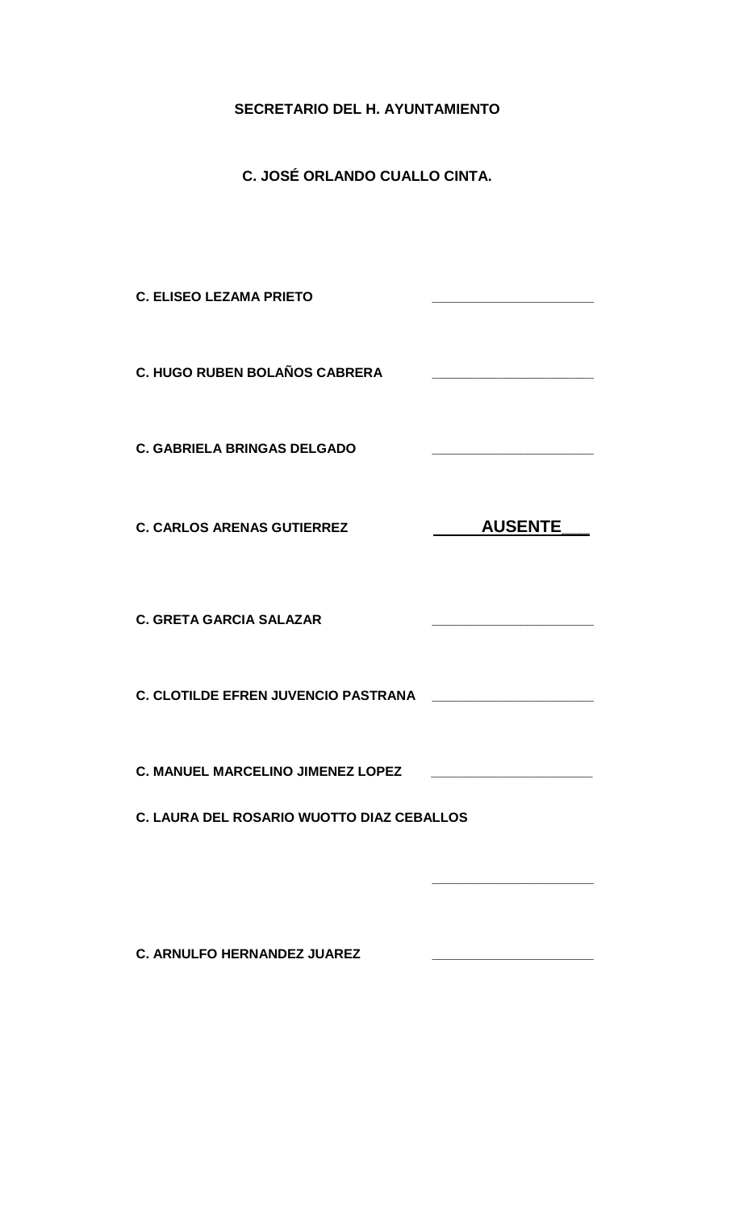**SECRETARIO DEL H. AYUNTAMIENTO**

**C. JOSÉ ORLANDO CUALLO CINTA.**

**C. ELISEO LEZAMA PRIETO** \_\_\_\_\_\_\_\_\_\_\_\_\_\_\_\_\_\_\_\_\_\_

**C. HUGO RUBEN BOLAÑOS CABRERA** \_\_\_\_\_\_\_\_\_\_\_\_\_\_\_\_\_\_\_\_\_\_

**C. GABRIELA BRINGAS DELGADO** \_\_\_\_\_\_\_\_\_\_\_\_\_\_\_\_\_\_\_\_\_\_

**C. CARLOS ARENAS GUTIERREZ** **AUSENTE**

**C. GRETA GARCIA SALAZAR** \_\_\_\_\_\_\_\_\_\_\_\_\_\_\_\_\_\_\_\_\_\_

**C. CLOTILDE EFREN JUVENCIO PASTRANA** \_\_\_\_\_\_\_\_\_\_\_\_\_\_\_\_\_\_\_\_\_\_

**C. MANUEL MARCELINO JIMENEZ LOPEZ** \_\_\_\_\_\_\_\_\_\_\_\_\_\_\_\_\_\_\_\_\_\_

**C. LAURA DEL ROSARIO WUOTTO DIAZ CEBALLOS**

\_\_\_\_\_\_\_\_\_\_\_\_\_\_\_\_\_\_\_\_\_\_

**C. ARNULFO HERNANDEZ JUAREZ** \_\_\_\_\_\_\_\_\_\_\_\_\_\_\_\_\_\_\_\_\_\_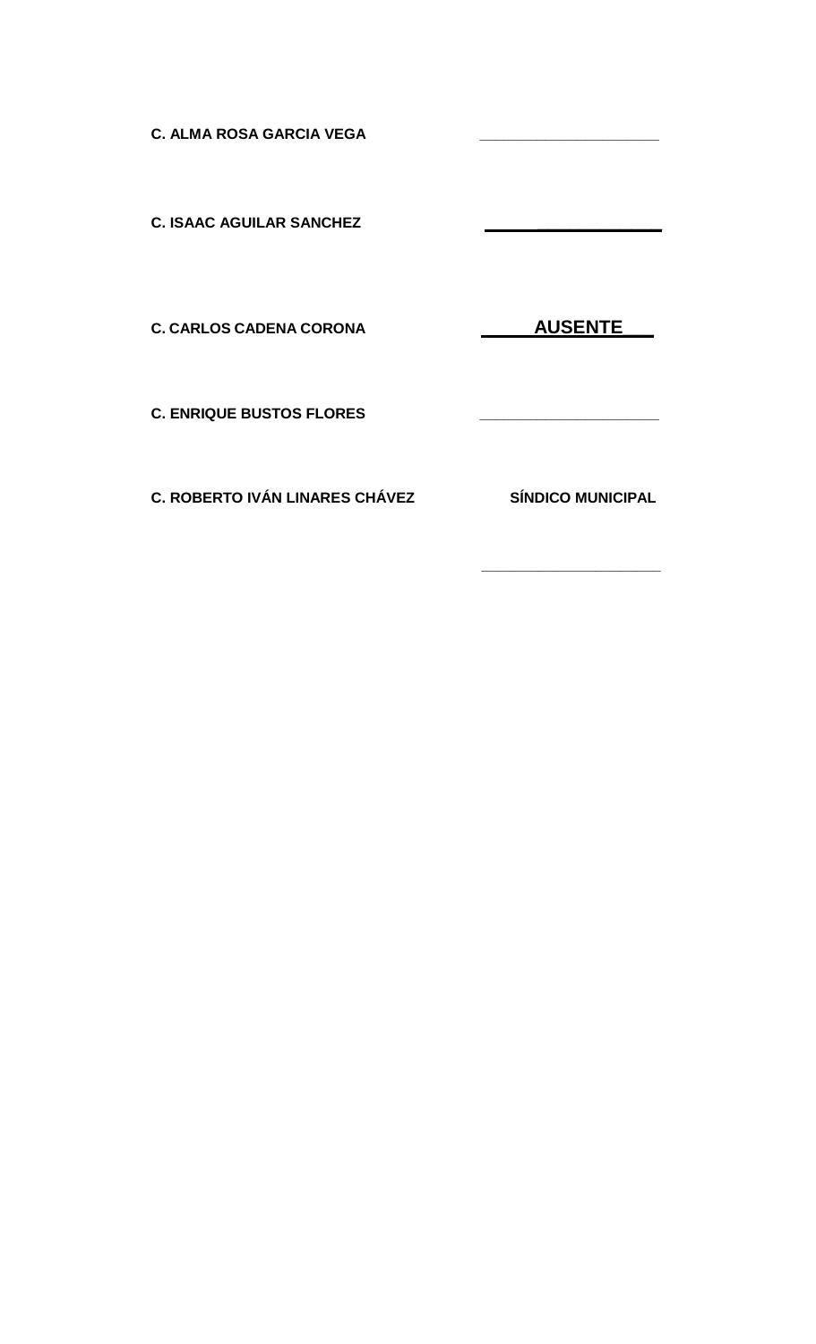**C. ALMA ROSA GARCIA VEGA** ______________________

**C. ISAAC AGUILAR SANCHEZ** ______________________

**C. CARLOS CADENA CORONA** **AUSENTE**

**C. ENRIQUE BUSTOS FLORES** ______________________

**C. ROBERTO IVÁN LINARES CHÁVEZ** **SÍNDICO MUNICIPAL**

______________________